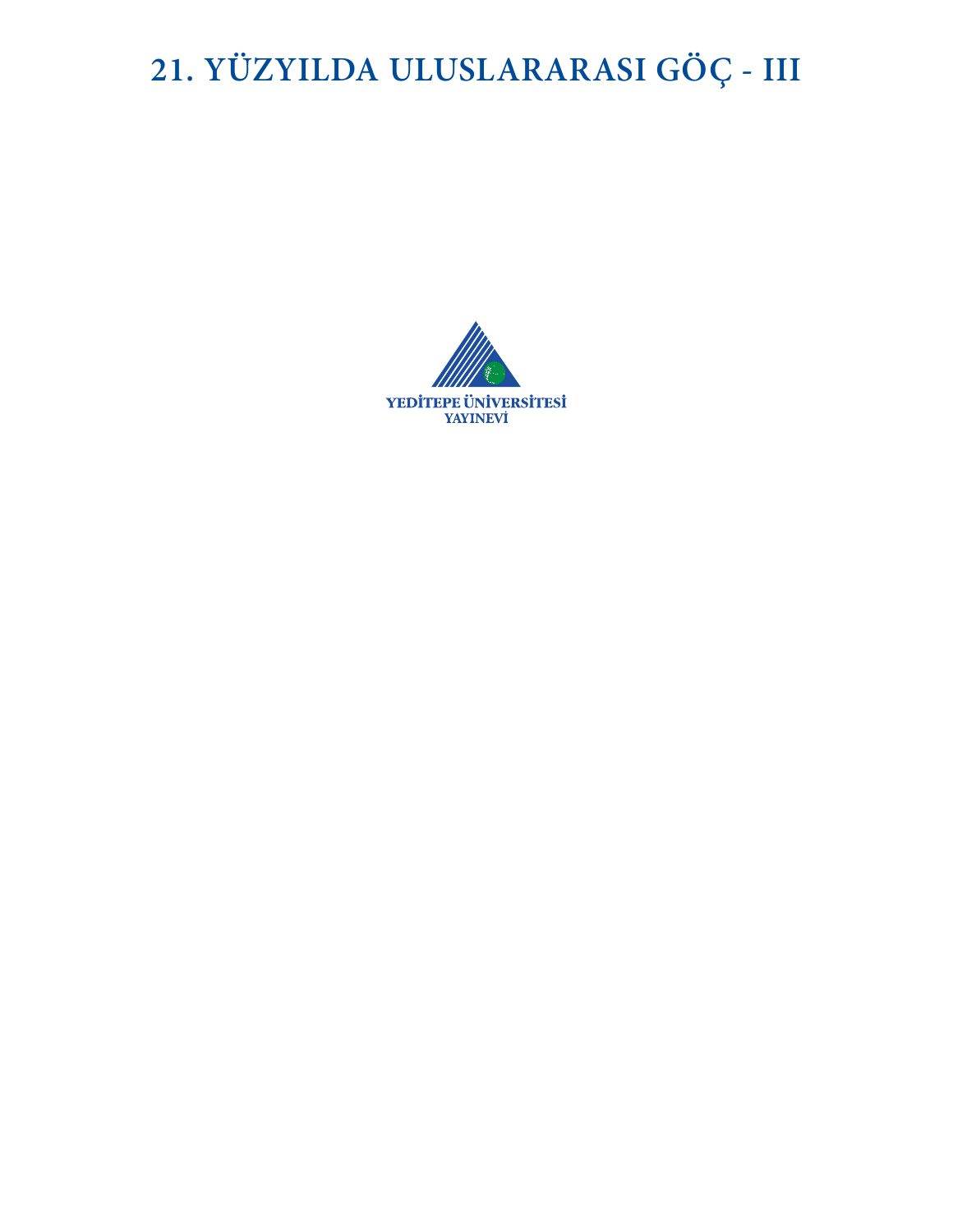# 21. YÜZYILDA ULUSLARARASI GÖÇ - III

YEDİTEPE ÜNİVERSİTESİ
YAYINEVİ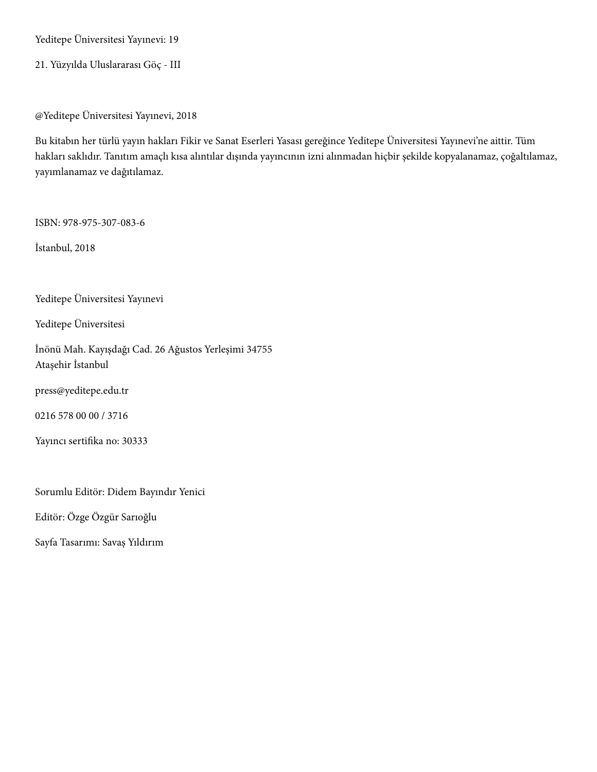Yeditepe Üniversitesi Yayınevi: 19

21. Yüzyılda Uluslararası Göç - III

@Yeditepe Üniversitesi Yayınevi, 2018

Bu kitabın her türlü yayın hakları Fikir ve Sanat Eserleri Yasası gereğince Yeditepe Üniversitesi Yayınevi'ne aittir. Tüm hakları saklıdır. Tanıtım amaçlı kısa alıntılar dışında yayıncının izni alınmadan hiçbir şekilde kopyalanamaz, çoğaltılamaz, yayımlanamaz ve dağıtılamaz.

ISBN: 978-975-307-083-6

İstanbul, 2018

Yeditepe Üniversitesi Yayınevi

Yeditepe Üniversitesi

İnönü Mah. Kayışdağı Cad. 26 Ağustos Yerleşimi 34755
Ataşehir İstanbul

press@yeditepe.edu.tr

0216 578 00 00 / 3716

Yayıncı sertifika no: 30333

Sorumlu Editör: Didem Bayındır Yenici

Editör: Özge Özgür Sarıoğlu

Sayfa Tasarımı: Savaş Yıldırım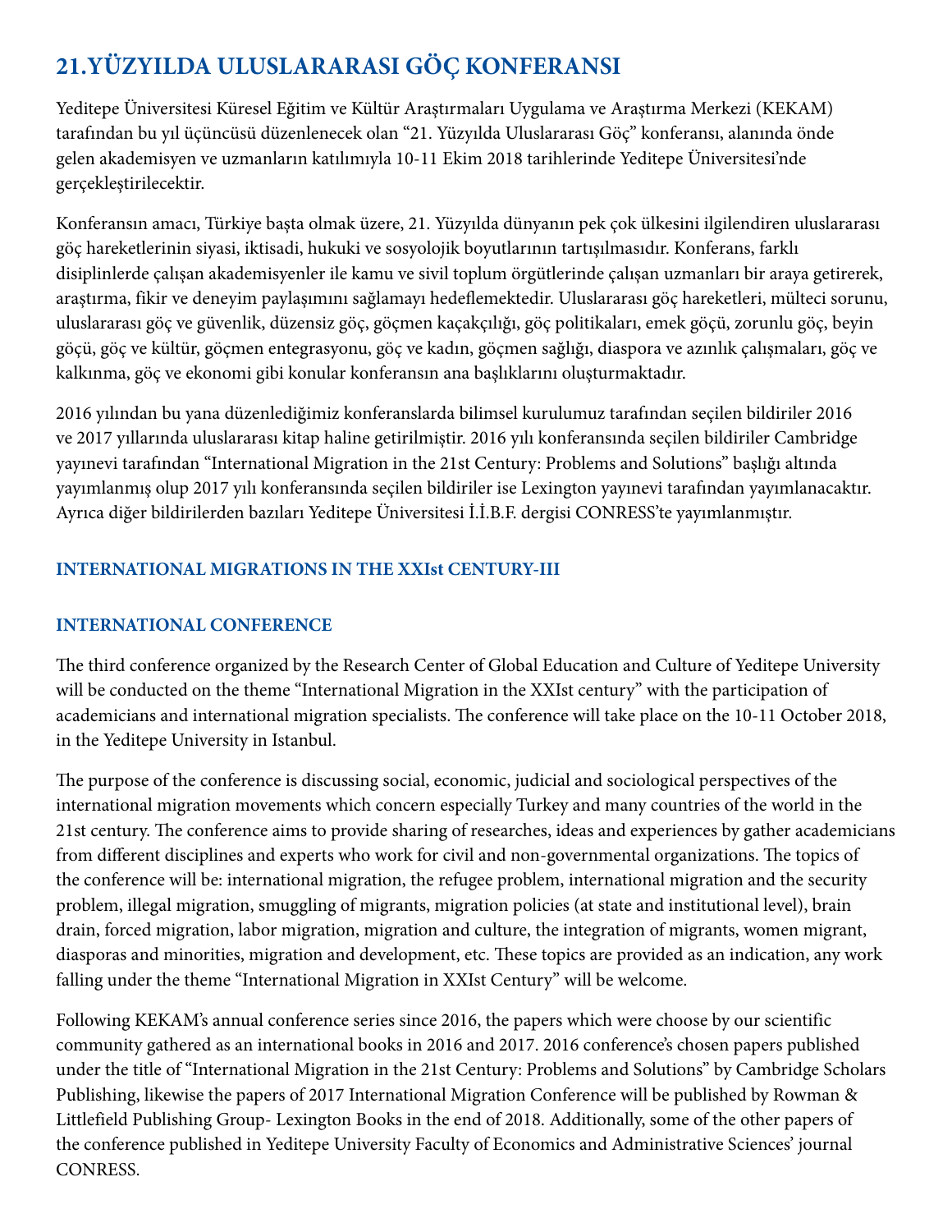# 21.YÜZYILDA ULUSLARARASI GÖÇ KONFERANSI

Yeditepe Üniversitesi Küresel Eğitim ve Kültür Araştırmaları Uygulama ve Araştırma Merkezi (KEKAM) tarafından bu yıl üçüncüsü düzenlenecek olan "21. Yüzyılda Uluslararası Göç" konferansı, alanında önde gelen akademisyen ve uzmanların katılımıyla 10-11 Ekim 2018 tarihlerinde Yeditepe Üniversitesi'nde gerçekleştirilecektir.

Konferansın amacı, Türkiye başta olmak üzere, 21. Yüzyılda dünyanın pek çok ülkesini ilgilendiren uluslararası göç hareketlerinin siyasi, iktisadi, hukuki ve sosyolojik boyutlarının tartışılmasıdır. Konferans, farklı disiplinlerde çalışan akademisyenler ile kamu ve sivil toplum örgütlerinde çalışan uzmanları bir araya getirerek, araştırma, fikir ve deneyim paylaşımını sağlamayı hedeflemektedir. Uluslararası göç hareketleri, mülteci sorunu, uluslararası göç ve güvenlik, düzensiz göç, göçmen kaçakçılığı, göç politikaları, emek göçü, zorunlu göç, beyin göçü, göç ve kültür, göçmen entegrasyonu, göç ve kadın, göçmen sağlığı, diaspora ve azınlık çalışmaları, göç ve kalkınma, göç ve ekonomi gibi konular konferansın ana başlıklarını oluşturmaktadır.

2016 yılından bu yana düzenlediğimiz konferanslarda bilimsel kurulumuz tarafından seçilen bildiriler 2016 ve 2017 yıllarında uluslararası kitap haline getirilmiştir. 2016 yılı konferansında seçilen bildiriler Cambridge yayınevi tarafından "International Migration in the 21st Century: Problems and Solutions" başlığı altında yayımlanmış olup 2017 yılı konferansında seçilen bildiriler ise Lexington yayınevi tarafından yayımlanacaktır. Ayrıca diğer bildirilerden bazıları Yeditepe Üniversitesi İ.İ.B.F. dergisi CONRESS'te yayımlanmıştır.

### INTERNATIONAL MIGRATIONS IN THE XXIst CENTURY-III

### INTERNATIONAL CONFERENCE

The third conference organized by the Research Center of Global Education and Culture of Yeditepe University will be conducted on the theme "International Migration in the XXIst century" with the participation of academicians and international migration specialists. The conference will take place on the 10-11 October 2018, in the Yeditepe University in Istanbul.

The purpose of the conference is discussing social, economic, judicial and sociological perspectives of the international migration movements which concern especially Turkey and many countries of the world in the 21st century. The conference aims to provide sharing of researches, ideas and experiences by gather academicians from different disciplines and experts who work for civil and non-governmental organizations. The topics of the conference will be: international migration, the refugee problem, international migration and the security problem, illegal migration, smuggling of migrants, migration policies (at state and institutional level), brain drain, forced migration, labor migration, migration and culture, the integration of migrants, women migrant, diasporas and minorities, migration and development, etc. These topics are provided as an indication, any work falling under the theme "International Migration in XXIst Century" will be welcome.

Following KEKAM's annual conference series since 2016, the papers which were choose by our scientific community gathered as an international books in 2016 and 2017. 2016 conference's chosen papers published under the title of "International Migration in the 21st Century: Problems and Solutions" by Cambridge Scholars Publishing, likewise the papers of 2017 International Migration Conference will be published by Rowman & Littlefield Publishing Group- Lexington Books in the end of 2018. Additionally, some of the other papers of the conference published in Yeditepe University Faculty of Economics and Administrative Sciences' journal CONRESS.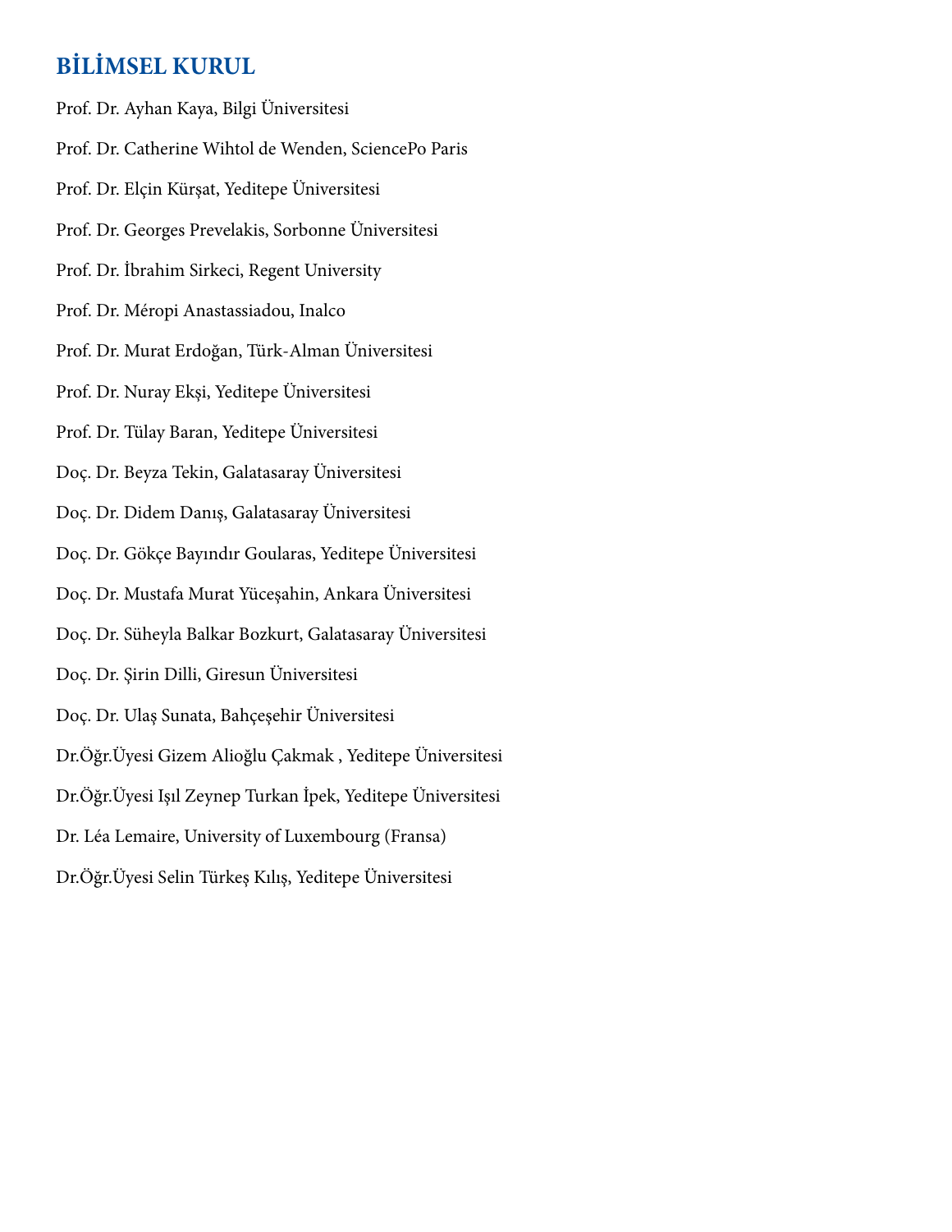## BİLİMSEL KURUL

Prof. Dr. Ayhan Kaya, Bilgi Üniversitesi

Prof. Dr. Catherine Wihtol de Wenden, SciencePo Paris

Prof. Dr. Elçin Kürşat, Yeditepe Üniversitesi

Prof. Dr. Georges Prevelakis, Sorbonne Üniversitesi

Prof. Dr. İbrahim Sirkeci, Regent University

Prof. Dr. Méropi Anastassiadou, Inalco

Prof. Dr. Murat Erdoğan, Türk-Alman Üniversitesi

Prof. Dr. Nuray Ekşi, Yeditepe Üniversitesi

Prof. Dr. Tülay Baran, Yeditepe Üniversitesi

Doç. Dr. Beyza Tekin, Galatasaray Üniversitesi

Doç. Dr. Didem Danış, Galatasaray Üniversitesi

Doç. Dr. Gökçe Bayındır Goularas, Yeditepe Üniversitesi

Doç. Dr. Mustafa Murat Yüceşahin, Ankara Üniversitesi

Doç. Dr. Süheyla Balkar Bozkurt, Galatasaray Üniversitesi

Doç. Dr. Şirin Dilli, Giresun Üniversitesi

Doç. Dr. Ulaş Sunata, Bahçeşehir Üniversitesi

Dr.Öğr.Üyesi Gizem Alioğlu Çakmak , Yeditepe Üniversitesi

Dr.Öğr.Üyesi Işıl Zeynep Turkan İpek, Yeditepe Üniversitesi

Dr. Léa Lemaire, University of Luxembourg (Fransa)

Dr.Öğr.Üyesi Selin Türkeş Kılış, Yeditepe Üniversitesi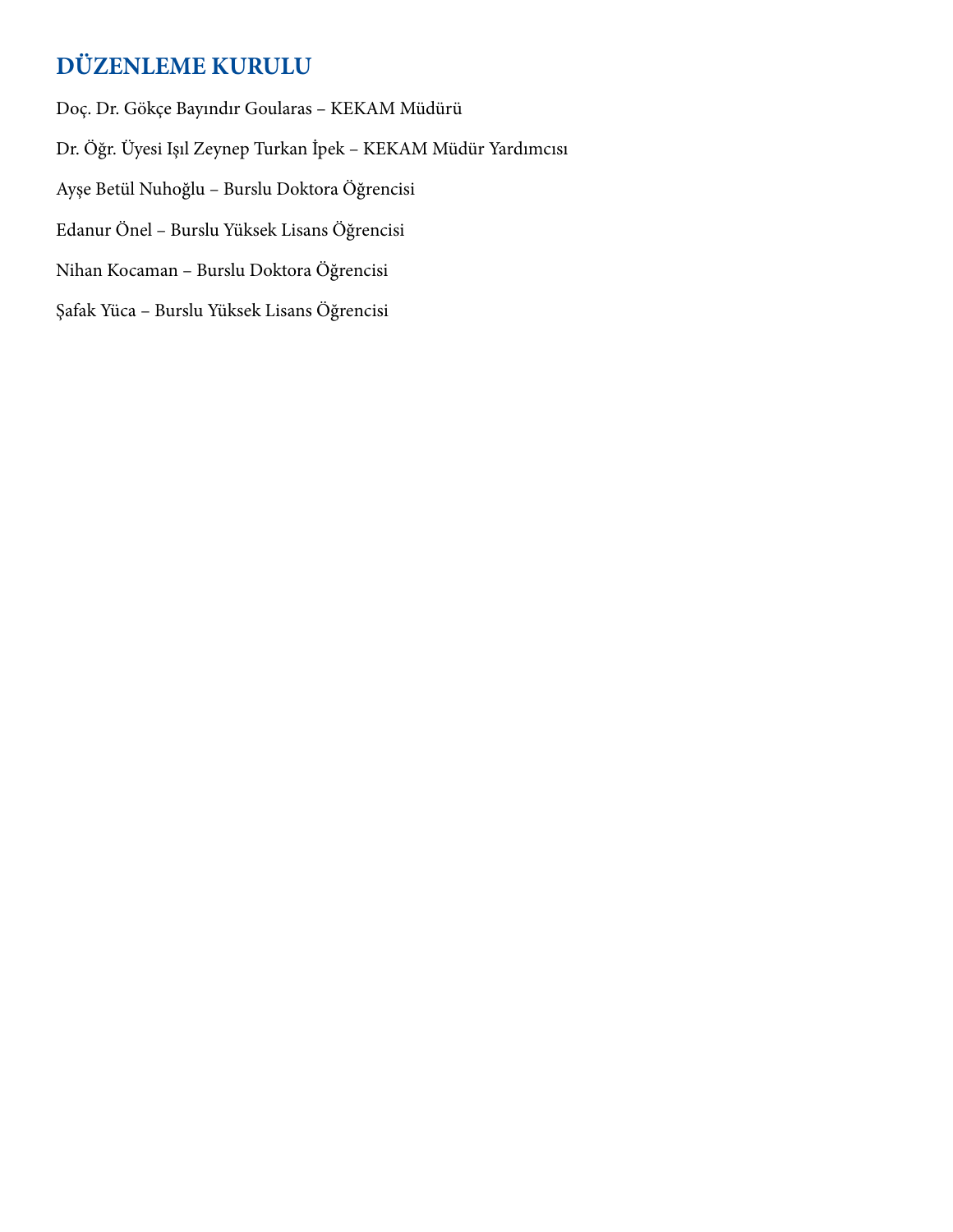## DÜZENLEME KURULU

Doç. Dr. Gökçe Bayındır Goularas – KEKAM Müdürü

Dr. Öğr. Üyesi Işıl Zeynep Turkan İpek – KEKAM Müdür Yardımcısı

Ayşe Betül Nuhoğlu – Burslu Doktora Öğrencisi

Edanur Önel – Burslu Yüksek Lisans Öğrencisi

Nihan Kocaman – Burslu Doktora Öğrencisi

Şafak Yüca – Burslu Yüksek Lisans Öğrencisi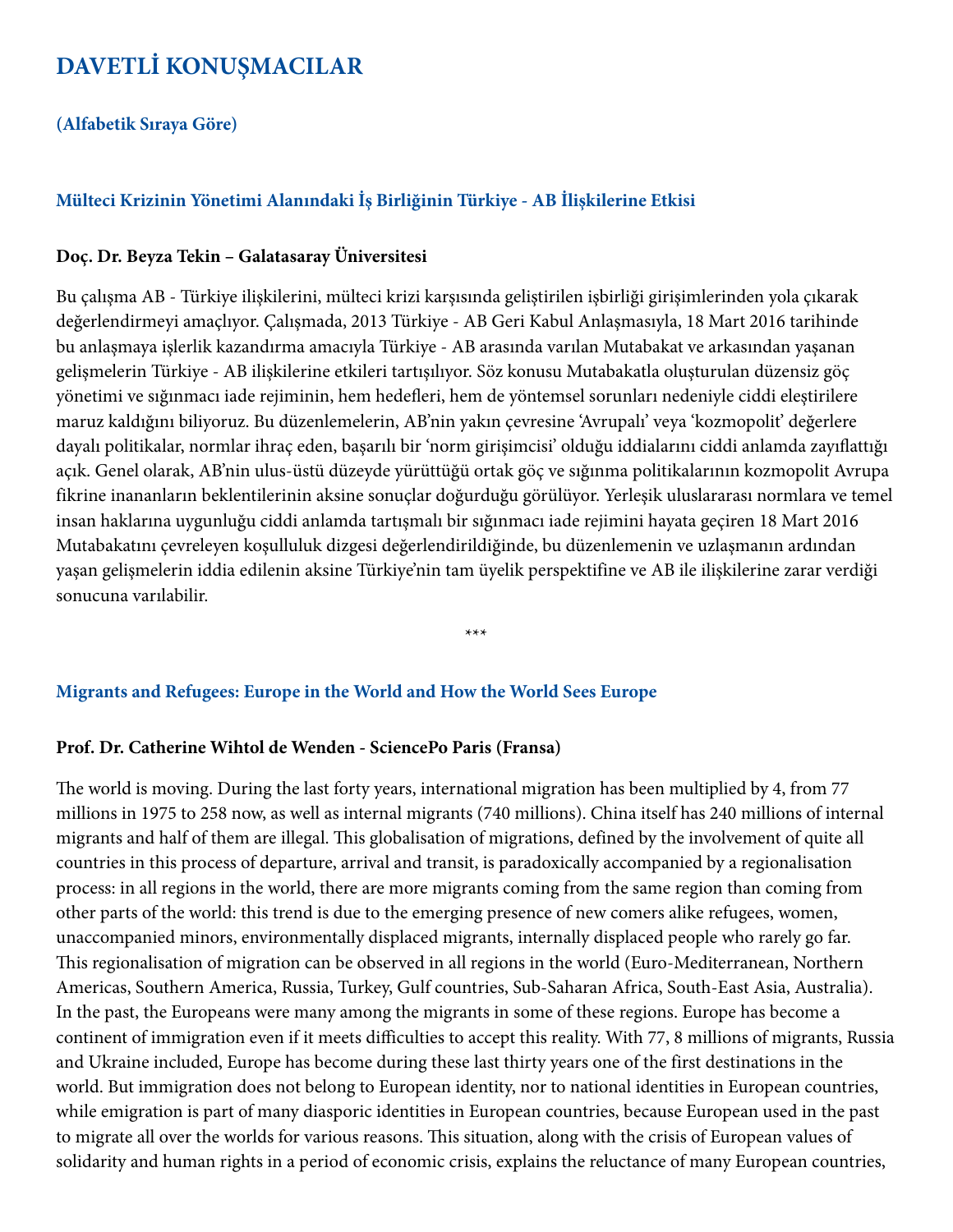# DAVETLİ KONUŞMACILAR

### (Alfabetik Sıraya Göre)

### Mülteci Krizinin Yönetimi Alanındaki İş Birliğinin Türkiye - AB İlişkilerine Etkisi

**Doç. Dr. Beyza Tekin – Galatasaray Üniversitesi**

Bu çalışma AB - Türkiye ilişkilerini, mülteci krizi karşısında geliştirilen işbirliği girişimlerinden yola çıkarak değerlendirmeyi amaçlıyor. Çalışmada, 2013 Türkiye - AB Geri Kabul Anlaşmasıyla, 18 Mart 2016 tarihinde bu anlaşmaya işlerlik kazandırma amacıyla Türkiye - AB arasında varılan Mutabakat ve arkasından yaşanan gelişmelerin Türkiye - AB ilişkilerine etkileri tartışılıyor. Söz konusu Mutabakatla oluşturulan düzensiz göç yönetimi ve sığınmacı iade rejiminin, hem hedefleri, hem de yöntemsel sorunları nedeniyle ciddi eleştirilere maruz kaldığını biliyoruz. Bu düzenlemelerin, AB'nin yakın çevresine 'Avrupalı' veya 'kozmopolit' değerlere dayalı politikalar, normlar ihraç eden, başarılı bir 'norm girişimcisi' olduğu iddialarını ciddi anlamda zayıflattığı açık. Genel olarak, AB'nin ulus-üstü düzeyde yürüttüğü ortak göç ve sığınma politikalarının kozmopolit Avrupa fikrine inananların beklentilerinin aksine sonuçlar doğurduğu görülüyor. Yerleşik uluslararası normlara ve temel insan haklarına uygunluğu ciddi anlamda tartışmalı bir sığınmacı iade rejimini hayata geçiren 18 Mart 2016 Mutabakatını çevreleyen koşulluluk dizgesi değerlendirildiğinde, bu düzenlemenin ve uzlaşmanın ardından yaşan gelişmelerin iddia edilenin aksine Türkiye'nin tam üyelik perspektifine ve AB ile ilişkilerine zarar verdiği sonucuna varılabilir.

\*\*\*

### Migrants and Refugees: Europe in the World and How the World Sees Europe

**Prof. Dr. Catherine Wihtol de Wenden - SciencePo Paris (Fransa)**

The world is moving. During the last forty years, international migration has been multiplied by 4, from 77 millions in 1975 to 258 now, as well as internal migrants (740 millions). China itself has 240 millions of internal migrants and half of them are illegal. This globalisation of migrations, defined by the involvement of quite all countries in this process of departure, arrival and transit, is paradoxically accompanied by a regionalisation process: in all regions in the world, there are more migrants coming from the same region than coming from other parts of the world: this trend is due to the emerging presence of new comers alike refugees, women, unaccompanied minors, environmentally displaced migrants, internally displaced people who rarely go far. This regionalisation of migration can be observed in all regions in the world (Euro-Mediterranean, Northern Americas, Southern America, Russia, Turkey, Gulf countries, Sub-Saharan Africa, South-East Asia, Australia). In the past, the Europeans were many among the migrants in some of these regions. Europe has become a continent of immigration even if it meets difficulties to accept this reality. With 77, 8 millions of migrants, Russia and Ukraine included, Europe has become during these last thirty years one of the first destinations in the world. But immigration does not belong to European identity, nor to national identities in European countries, while emigration is part of many diasporic identities in European countries, because European used in the past to migrate all over the worlds for various reasons. This situation, along with the crisis of European values of solidarity and human rights in a period of economic crisis, explains the reluctance of many European countries,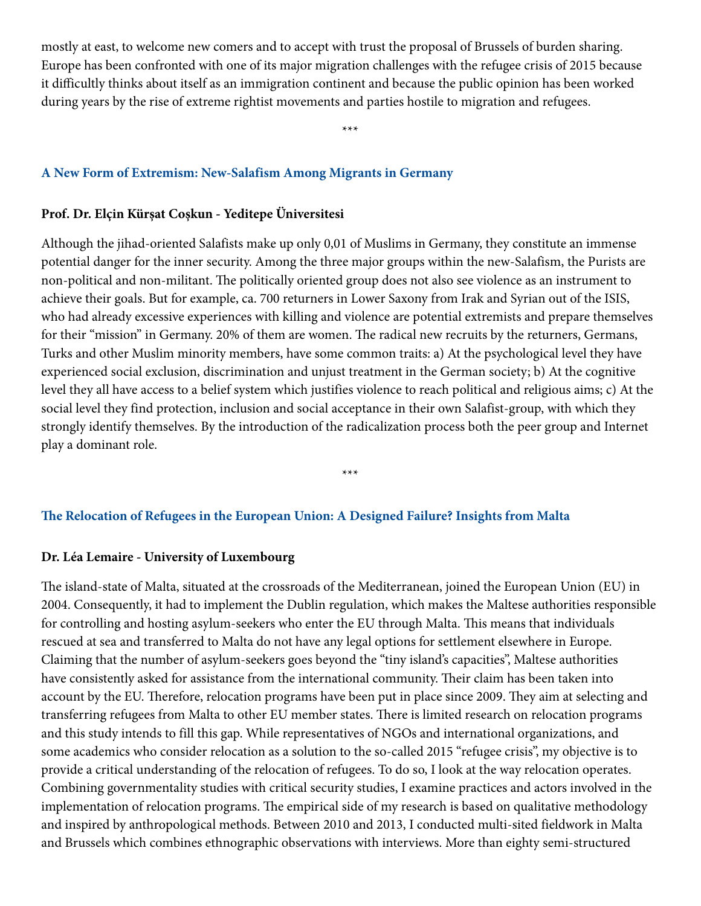mostly at east, to welcome new comers and to accept with trust the proposal of Brussels of burden sharing. Europe has been confronted with one of its major migration challenges with the refugee crisis of 2015 because it difficultly thinks about itself as an immigration continent and because the public opinion has been worked during years by the rise of extreme rightist movements and parties hostile to migration and refugees.

***

### A New Form of Extremism: New-Salafism Among Migrants in Germany

**Prof. Dr. Elçin Kürşat Coşkun - Yeditepe Üniversitesi**

Although the jihad-oriented Salafists make up only 0,01 of Muslims in Germany, they constitute an immense potential danger for the inner security. Among the three major groups within the new-Salafism, the Purists are non-political and non-militant. The politically oriented group does not also see violence as an instrument to achieve their goals. But for example, ca. 700 returners in Lower Saxony from Irak and Syrian out of the ISIS, who had already excessive experiences with killing and violence are potential extremists and prepare themselves for their "mission" in Germany. 20% of them are women. The radical new recruits by the returners, Germans, Turks and other Muslim minority members, have some common traits: a) At the psychological level they have experienced social exclusion, discrimination and unjust treatment in the German society; b) At the cognitive level they all have access to a belief system which justifies violence to reach political and religious aims; c) At the social level they find protection, inclusion and social acceptance in their own Salafist-group, with which they strongly identify themselves. By the introduction of the radicalization process both the peer group and Internet play a dominant role.

***

### The Relocation of Refugees in the European Union: A Designed Failure? Insights from Malta

**Dr. Léa Lemaire - University of Luxembourg**

The island-state of Malta, situated at the crossroads of the Mediterranean, joined the European Union (EU) in 2004. Consequently, it had to implement the Dublin regulation, which makes the Maltese authorities responsible for controlling and hosting asylum-seekers who enter the EU through Malta. This means that individuals rescued at sea and transferred to Malta do not have any legal options for settlement elsewhere in Europe. Claiming that the number of asylum-seekers goes beyond the "tiny island's capacities", Maltese authorities have consistently asked for assistance from the international community. Their claim has been taken into account by the EU. Therefore, relocation programs have been put in place since 2009. They aim at selecting and transferring refugees from Malta to other EU member states. There is limited research on relocation programs and this study intends to fill this gap. While representatives of NGOs and international organizations, and some academics who consider relocation as a solution to the so-called 2015 "refugee crisis", my objective is to provide a critical understanding of the relocation of refugees. To do so, I look at the way relocation operates. Combining governmentality studies with critical security studies, I examine practices and actors involved in the implementation of relocation programs. The empirical side of my research is based on qualitative methodology and inspired by anthropological methods. Between 2010 and 2013, I conducted multi-sited fieldwork in Malta and Brussels which combines ethnographic observations with interviews. More than eighty semi-structured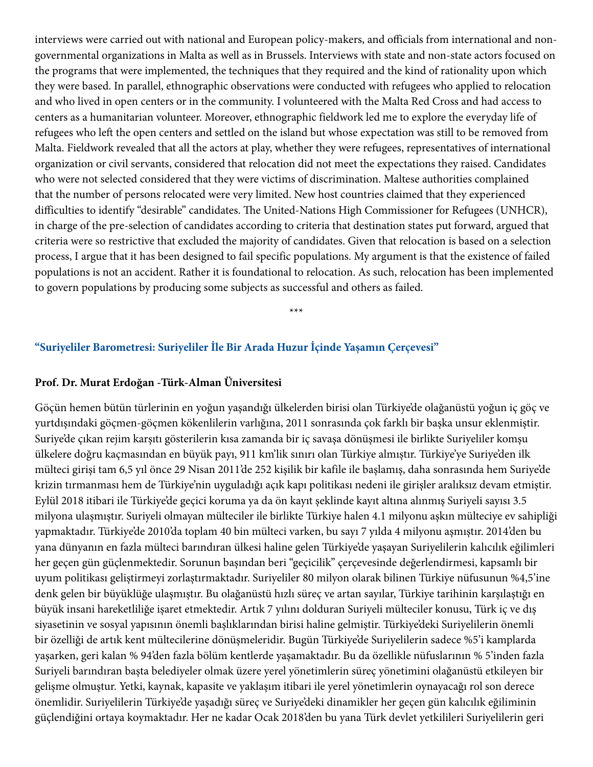interviews were carried out with national and European policy-makers, and officials from international and non-governmental organizations in Malta as well as in Brussels. Interviews with state and non-state actors focused on the programs that were implemented, the techniques that they required and the kind of rationality upon which they were based. In parallel, ethnographic observations were conducted with refugees who applied to relocation and who lived in open centers or in the community. I volunteered with the Malta Red Cross and had access to centers as a humanitarian volunteer. Moreover, ethnographic fieldwork led me to explore the everyday life of refugees who left the open centers and settled on the island but whose expectation was still to be removed from Malta. Fieldwork revealed that all the actors at play, whether they were refugees, representatives of international organization or civil servants, considered that relocation did not meet the expectations they raised. Candidates who were not selected considered that they were victims of discrimination. Maltese authorities complained that the number of persons relocated were very limited. New host countries claimed that they experienced difficulties to identify "desirable" candidates. The United-Nations High Commissioner for Refugees (UNHCR), in charge of the pre-selection of candidates according to criteria that destination states put forward, argued that criteria were so restrictive that excluded the majority of candidates. Given that relocation is based on a selection process, I argue that it has been designed to fail specific populations. My argument is that the existence of failed populations is not an accident. Rather it is foundational to relocation. As such, relocation has been implemented to govern populations by producing some subjects as successful and others as failed.

***

### "Suriyeliler Barometresi: Suriyeliler İle Bir Arada Huzur İçinde Yaşamın Çerçevesi"

**Prof. Dr. Murat Erdoğan -Türk-Alman Üniversitesi**

Göçün hemen bütün türlerinin en yoğun yaşandığı ülkelerden birisi olan Türkiye'de olağanüstü yoğun iç göç ve yurtdışındaki göçmen-göçmen kökenlilerin varlığına, 2011 sonrasında çok farklı bir başka unsur eklenmiştir. Suriye'de çıkan rejim karşıtı gösterilerin kısa zamanda bir iç savaşa dönüşmesi ile birlikte Suriyeliler komşu ülkelere doğru kaçmasından en büyük payı, 911 km'lik sınırı olan Türkiye almıştır. Türkiye'ye Suriye'den ilk mülteci girişi tam 6,5 yıl önce 29 Nisan 2011'de 252 kişilik bir kafile ile başlamış, daha sonrasında hem Suriye'de krizin tırmanması hem de Türkiye'nin uyguladığı açık kapı politikası nedeni ile girişler aralıksız devam etmiştir. Eylül 2018 itibari ile Türkiye'de geçici koruma ya da ön kayıt şeklinde kayıt altına alınmış Suriyeli sayısı 3.5 milyona ulaşmıştır. Suriyeli olmayan mülteciler ile birlikte Türkiye halen 4.1 milyonu aşkın mülteciye ev sahipliği yapmaktadır. Türkiye'de 2010'da toplam 40 bin mülteci varken, bu sayı 7 yılda 4 milyonu aşmıştır. 2014'den bu yana dünyanın en fazla mülteci barındıran ülkesi haline gelen Türkiye'de yaşayan Suriyelilerin kalıcılık eğilimleri her geçen gün güçlenmektedir. Sorunun başından beri "geçicilik" çerçevesinde değerlendirmesi, kapsamlı bir uyum politikası geliştirmeyi zorlaştırmaktadır. Suriyeliler 80 milyon olarak bilinen Türkiye nüfusunun %4,5'ine denk gelen bir büyüklüğe ulaşmıştır. Bu olağanüstü hızlı süreç ve artan sayılar, Türkiye tarihinin karşılaştığı en büyük insani hareketliliğe işaret etmektedir. Artık 7 yılını dolduran Suriyeli mülteciler konusu, Türk iç ve dış siyasetinin ve sosyal yapısının önemli başlıklarından birisi haline gelmiştir. Türkiye'deki Suriyelilerin önemli bir özelliği de artık kent mültecilerine dönüşmeleridir. Bugün Türkiye'de Suriyelilerin sadece %5'i kamplarda yaşarken, geri kalan % 94'den fazla bölüm kentlerde yaşamaktadır. Bu da özellikle nüfuslarının % 5'inden fazla Suriyeli barındıran başta belediyeler olmak üzere yerel yönetimlerin süreç yönetimini olağanüstü etkileyen bir gelişme olmuştur. Yetki, kaynak, kapasite ve yaklaşım itibari ile yerel yönetimlerin oynayacağı rol son derece önemlidir. Suriyelilerin Türkiye'de yaşadığı süreç ve Suriye'deki dinamikler her geçen gün kalıcılık eğiliminin güçlendiğini ortaya koymaktadır. Her ne kadar Ocak 2018'den bu yana Türk devlet yetkilileri Suriyelilerin geri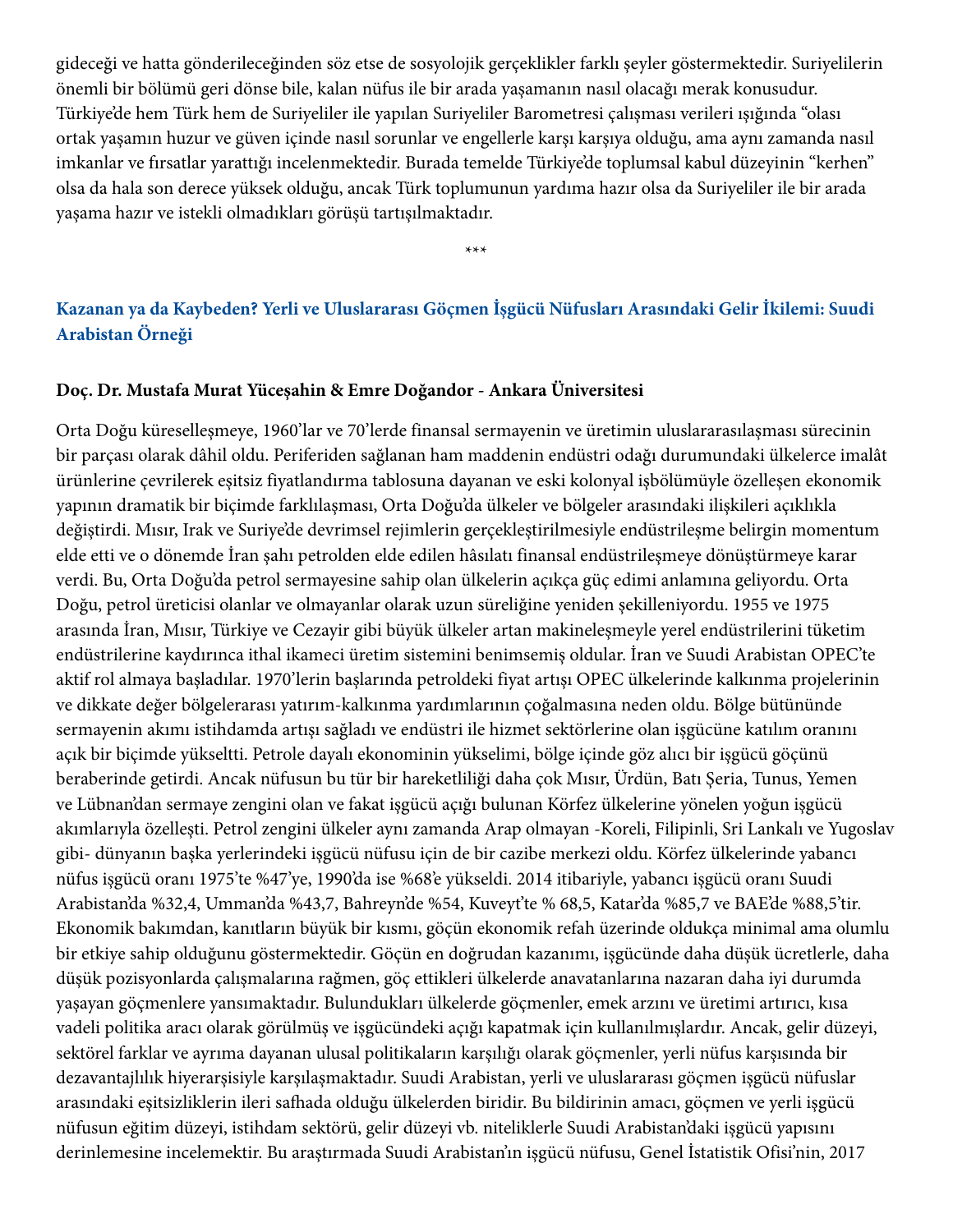gideceği ve hatta gönderileceğinden söz etse de sosyolojik gerçeklikler farklı şeyler göstermektedir. Suriyelilerin önemli bir bölümü geri dönse bile, kalan nüfus ile bir arada yaşamanın nasıl olacağı merak konusudur. Türkiye'de hem Türk hem de Suriyeliler ile yapılan Suriyeliler Barometresi çalışması verileri ışığında "olası ortak yaşamın huzur ve güven içinde nasıl sorunlar ve engellerle karşı karşıya olduğu, ama aynı zamanda nasıl imkanlar ve fırsatlar yarattığı incelenmektedir. Burada temelde Türkiye'de toplumsal kabul düzeyinin "kerhen" olsa da hala son derece yüksek olduğu, ancak Türk toplumunun yardıma hazır olsa da Suriyeliler ile bir arada yaşama hazır ve istekli olmadıkları görüşü tartışılmaktadır.

***

## Kazanan ya da Kaybeden? Yerli ve Uluslararası Göçmen İşgücü Nüfusları Arasındaki Gelir İkilemi: Suudi Arabistan Örneği

**Doç. Dr. Mustafa Murat Yüceşahin & Emre Doğandor - Ankara Üniversitesi**

Orta Doğu küreselleşmeye, 1960'lar ve 70'lerde finansal sermayenin ve üretimin uluslararasılaşması sürecinin bir parçası olarak dâhil oldu. Periferiden sağlanan ham maddenin endüstri odağı durumundaki ülkelerce imalât ürünlerine çevrilerek eşitsiz fiyatlandırma tablosuna dayanan ve eski kolonyal işbölümüyle özelleşen ekonomik yapının dramatik bir biçimde farklılaşması, Orta Doğu'da ülkeler ve bölgeler arasındaki ilişkileri açıklıkla değiştirdi. Mısır, Irak ve Suriye'de devrimsel rejimlerin gerçekleştirilmesiyle endüstrileşme belirgin momentum elde etti ve o dönemde İran şahı petrolden elde edilen hâsılatı finansal endüstrileşmeye dönüştürmeye karar verdi. Bu, Orta Doğu'da petrol sermayesine sahip olan ülkelerin açıkça güç edimi anlamına geliyordu. Orta Doğu, petrol üreticisi olanlar ve olmayanlar olarak uzun süreliğine yeniden şekilleniyordu. 1955 ve 1975 arasında İran, Mısır, Türkiye ve Cezayir gibi büyük ülkeler artan makineleşmeyle yerel endüstrilerini tüketim endüstrilerine kaydırınca ithal ikameci üretim sistemini benimsemiş oldular. İran ve Suudi Arabistan OPEC'te aktif rol almaya başladılar. 1970'lerin başlarında petroldeki fiyat artışı OPEC ülkelerinde kalkınma projelerinin ve dikkate değer bölgelerarası yatırım-kalkınma yardımlarının çoğalmasına neden oldu. Bölge bütününde sermayenin akımı istihdamda artışı sağladı ve endüstri ile hizmet sektörlerine olan işgücüne katılım oranını açık bir biçimde yükseltti. Petrole dayalı ekonominin yükselimi, bölge içinde göz alıcı bir işgücü göçünü beraberinde getirdi. Ancak nüfusun bu tür bir hareketliliği daha çok Mısır, Ürdün, Batı Şeria, Tunus, Yemen ve Lübnan'dan sermaye zengini olan ve fakat işgücü açığı bulunan Körfez ülkelerine yönelen yoğun işgücü akımlarıyla özelleşti. Petrol zengini ülkeler aynı zamanda Arap olmayan -Koreli, Filipinli, Sri Lankalı ve Yugoslav gibi- dünyanın başka yerlerindeki işgücü nüfusu için de bir cazibe merkezi oldu. Körfez ülkelerinde yabancı nüfus işgücü oranı 1975'te %47'ye, 1990'da ise %68'e yükseldi. 2014 itibariyle, yabancı işgücü oranı Suudi Arabistan'da %32,4, Umman'da %43,7, Bahreyn'de %54, Kuveyt'te % 68,5, Katar'da %85,7 ve BAE'de %88,5'tir. Ekonomik bakımdan, kanıtların büyük bir kısmı, göçün ekonomik refah üzerinde oldukça minimal ama olumlu bir etkiye sahip olduğunu göstermektedir. Göçün en doğrudan kazanımı, işgücünde daha düşük ücretlerle, daha düşük pozisyonlarda çalışmalarına rağmen, göç ettikleri ülkelerde anavatanlarına nazaran daha iyi durumda yaşayan göçmenlere yansımaktadır. Bulundukları ülkelerde göçmenler, emek arzını ve üretimi artırıcı, kısa vadeli politika aracı olarak görülmüş ve işgücündeki açığı kapatmak için kullanılmışlardır. Ancak, gelir düzeyi, sektörel farklar ve ayrıma dayanan ulusal politikaların karşılığı olarak göçmenler, yerli nüfus karşısında bir dezavantajlılık hiyerarşisiyle karşılaşmaktadır. Suudi Arabistan, yerli ve uluslararası göçmen işgücü nüfuslar arasındaki eşitsizliklerin ileri safhada olduğu ülkelerden biridir. Bu bildirinin amacı, göçmen ve yerli işgücü nüfusun eğitim düzeyi, istihdam sektörü, gelir düzeyi vb. niteliklerle Suudi Arabistan'daki işgücü yapısını derinlemesine incelemektir. Bu araştırmada Suudi Arabistan'ın işgücü nüfusu, Genel İstatistik Ofisi'nin, 2017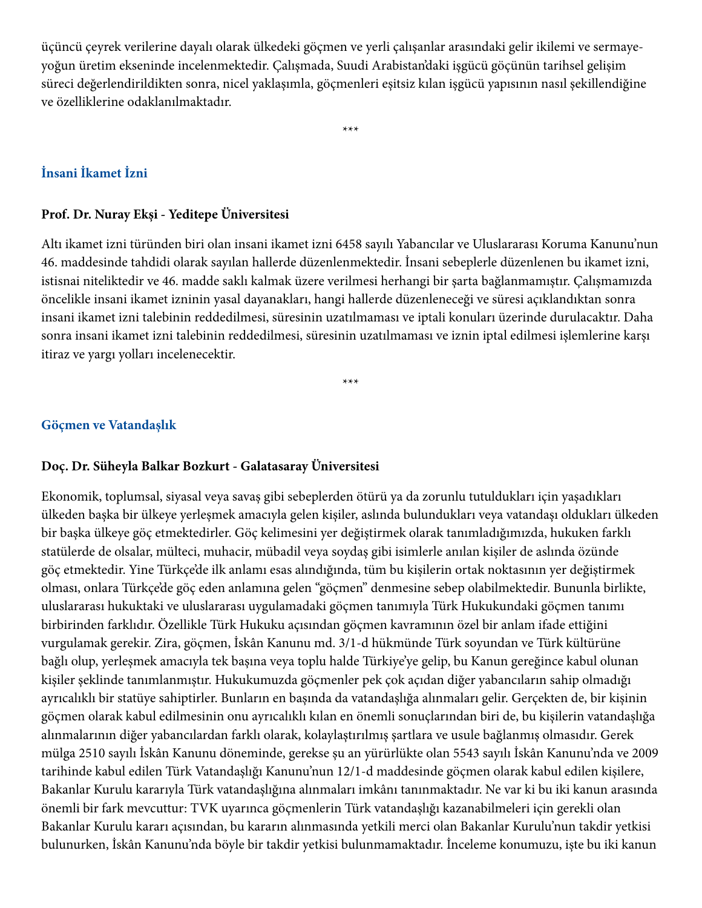üçüncü çeyrek verilerine dayalı olarak ülkedeki göçmen ve yerli çalışanlar arasındaki gelir ikilemi ve sermaye-yoğun üretim ekseninde incelenmektedir. Çalışmada, Suudi Arabistan'daki işgücü göçünün tarihsel gelişim süreci değerlendirildikten sonra, nicel yaklaşımla, göçmenleri eşitsiz kılan işgücü yapısının nasıl şekillendiğine ve özelliklerine odaklanılmaktadır.

***

## İnsani İkamet İzni

**Prof. Dr. Nuray Ekşi - Yeditepe Üniversitesi**

Altı ikamet izni türünden biri olan insani ikamet izni 6458 sayılı Yabancılar ve Uluslararası Koruma Kanunu'nun 46. maddesinde tahdidi olarak sayılan hallerde düzenlenmektedir. İnsani sebeplerle düzenlenen bu ikamet izni, istisnai niteliktedir ve 46. madde saklı kalmak üzere verilmesi herhangi bir şarta bağlanmamıştır. Çalışmamızda öncelikle insani ikamet izninin yasal dayanakları, hangi hallerde düzenleneceği ve süresi açıklandıktan sonra insani ikamet izni talebinin reddedilmesi, süresinin uzatılmaması ve iptali konuları üzerinde durulacaktır. Daha sonra insani ikamet izni talebinin reddedilmesi, süresinin uzatılmaması ve iznin iptal edilmesi işlemlerine karşı itiraz ve yargı yolları incelenecektir.

***

## Göçmen ve Vatandaşlık

**Doç. Dr. Süheyla Balkar Bozkurt - Galatasaray Üniversitesi**

Ekonomik, toplumsal, siyasal veya savaş gibi sebeplerden ötürü ya da zorunlu tutuldukları için yaşadıkları ülkeden başka bir ülkeye yerleşmek amacıyla gelen kişiler, aslında bulundukları veya vatandaşı oldukları ülkeden bir başka ülkeye göç etmektedirler. Göç kelimesini yer değiştirmek olarak tanımladığımızda, hukuken farklı statülerde de olsalar, mülteci, muhacir, mübadil veya soydaş gibi isimlerle anılan kişiler de aslında özünde göç etmektedir. Yine Türkçe'de ilk anlamı esas alındığında, tüm bu kişilerin ortak noktasının yer değiştirmek olması, onlara Türkçe'de göç eden anlamına gelen "göçmen" denmesine sebep olabilmektedir. Bununla birlikte, uluslararası hukuktaki ve uluslararası uygulamadaki göçmen tanımıyla Türk Hukukundaki göçmen tanımı birbirinden farklıdır. Özellikle Türk Hukuku açısından göçmen kavramının özel bir anlam ifade ettiğini vurgulamak gerekir. Zira, göçmen, İskân Kanunu md. 3/1-d hükmünde Türk soyundan ve Türk kültürüne bağlı olup, yerleşmek amacıyla tek başına veya toplu halde Türkiye'ye gelip, bu Kanun gereğince kabul olunan kişiler şeklinde tanımlanmıştır. Hukukumuzda göçmenler pek çok açıdan diğer yabancıların sahip olmadığı ayrıcalıklı bir statüye sahiptirler. Bunların en başında da vatandaşlığa alınmaları gelir. Gerçekten de, bir kişinin göçmen olarak kabul edilmesinin onu ayrıcalıklı kılan en önemli sonuçlarından biri de, bu kişilerin vatandaşlığa alınmalarının diğer yabancılardan farklı olarak, kolaylaştırılmış şartlara ve usule bağlanmış olmasıdır. Gerek mülga 2510 sayılı İskân Kanunu döneminde, gerekse şu an yürürlükte olan 5543 sayılı İskân Kanunu'nda ve 2009 tarihinde kabul edilen Türk Vatandaşlığı Kanunu'nun 12/1-d maddesinde göçmen olarak kabul edilen kişilere, Bakanlar Kurulu kararıyla Türk vatandaşlığına alınmaları imkânı tanınmaktadır. Ne var ki bu iki kanun arasında önemli bir fark mevcuttur: TVK uyarınca göçmenlerin Türk vatandaşlığı kazanabilmeleri için gerekli olan Bakanlar Kurulu kararı açısından, bu kararın alınmasında yetkili merci olan Bakanlar Kurulu'nun takdir yetkisi bulunurken, İskân Kanunu'nda böyle bir takdir yetkisi bulunmamaktadır. İnceleme konumuzu, işte bu iki kanun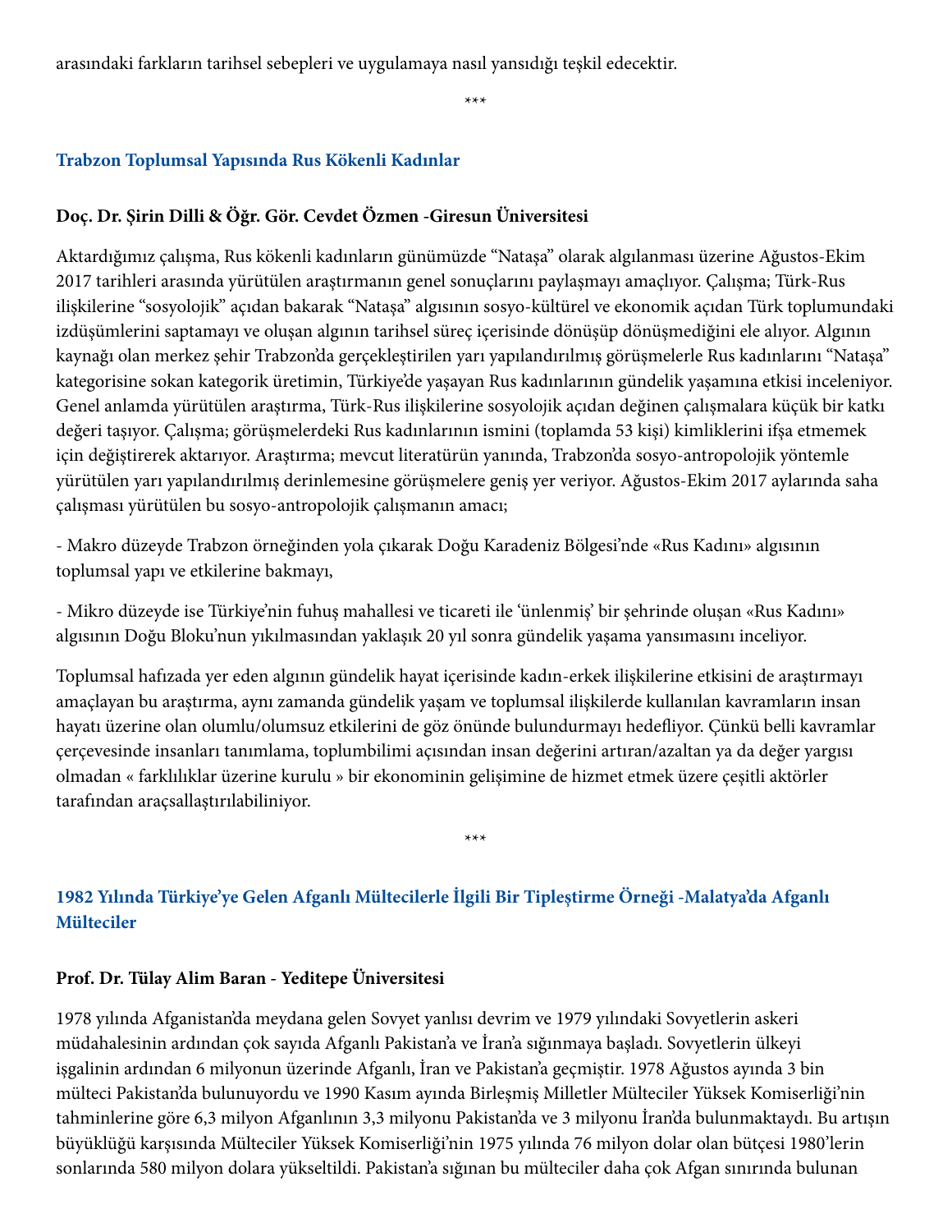arasındaki farkların tarihsel sebepleri ve uygulamaya nasıl yansıdığı teşkil edecektir.

***

### Trabzon Toplumsal Yapısında Rus Kökenli Kadınlar

**Doç. Dr. Şirin Dilli & Öğr. Gör. Cevdet Özmen -Giresun Üniversitesi**

Aktardığımız çalışma, Rus kökenli kadınların günümüzde "Nataşa" olarak algılanması üzerine Ağustos-Ekim 2017 tarihleri arasında yürütülen araştırmanın genel sonuçlarını paylaşmayı amaçlıyor. Çalışma; Türk-Rus ilişkilerine "sosyolojik" açıdan bakarak "Nataşa" algısının sosyo-kültürel ve ekonomik açıdan Türk toplumundaki izdüşümlerini saptamayı ve oluşan algının tarihsel süreç içerisinde dönüşüp dönüşmediğini ele alıyor. Algının kaynağı olan merkez şehir Trabzon'da gerçekleştirilen yarı yapılandırılmış görüşmelerle Rus kadınlarını "Nataşa" kategorisine sokan kategorik üretimin, Türkiye'de yaşayan Rus kadınlarının gündelik yaşamına etkisi inceleniyor. Genel anlamda yürütülen araştırma, Türk-Rus ilişkilerine sosyolojik açıdan değinen çalışmalara küçük bir katkı değeri taşıyor. Çalışma; görüşmelerdeki Rus kadınlarının ismini (toplamda 53 kişi) kimliklerini ifşa etmemek için değiştirerek aktarıyor. Araştırma; mevcut literatürün yanında, Trabzon'da sosyo-antropolojik yöntemle yürütülen yarı yapılandırılmış derinlemesine görüşmelere geniş yer veriyor. Ağustos-Ekim 2017 aylarında saha çalışması yürütülen bu sosyo-antropolojik çalışmanın amacı;

- Makro düzeyde Trabzon örneğinden yola çıkarak Doğu Karadeniz Bölgesi'nde «Rus Kadını» algısının toplumsal yapı ve etkilerine bakmayı,

- Mikro düzeyde ise Türkiye'nin fuhuş mahallesi ve ticareti ile 'ünlenmiş' bir şehrinde oluşan «Rus Kadını» algısının Doğu Bloku'nun yıkılmasından yaklaşık 20 yıl sonra gündelik yaşama yansımasını inceliyor.

Toplumsal hafızada yer eden algının gündelik hayat içerisinde kadın-erkek ilişkilerine etkisini de araştırmayı amaçlayan bu araştırma, aynı zamanda gündelik yaşam ve toplumsal ilişkilerde kullanılan kavramların insan hayatı üzerine olan olumlu/olumsuz etkilerini de göz önünde bulundurmayı hedefliyor. Çünkü belli kavramlar çerçevesinde insanları tanımlama, toplumbilimi açısından insan değerini artıran/azaltan ya da değer yargısı olmadan « farklılıklar üzerine kurulu » bir ekonominin gelişimine de hizmet etmek üzere çeşitli aktörler tarafından araçsallaştırılabiliniyor.

***

### 1982 Yılında Türkiye'ye Gelen Afganlı Mültecilerle İlgili Bir Tipleştirme Örneği -Malatya'da Afganlı Mülteciler

**Prof. Dr. Tülay Alim Baran - Yeditepe Üniversitesi**

1978 yılında Afganistan'da meydana gelen Sovyet yanlısı devrim ve 1979 yılındaki Sovyetlerin askeri müdahalesinin ardından çok sayıda Afganlı Pakistan'a ve İran'a sığınmaya başladı. Sovyetlerin ülkeyi işgalinin ardından 6 milyonun üzerinde Afganlı, İran ve Pakistan'a geçmiştir. 1978 Ağustos ayında 3 bin mülteci Pakistan'da bulunuyordu ve 1990 Kasım ayında Birleşmiş Milletler Mülteciler Yüksek Komiserliği'nin tahminlerine göre 6,3 milyon Afganlının 3,3 milyonu Pakistan'da ve 3 milyonu İran'da bulunmaktaydı. Bu artışın büyüklüğü karşısında Mülteciler Yüksek Komiserliği'nin 1975 yılında 76 milyon dolar olan bütçesi 1980'lerin sonlarında 580 milyon dolara yükseltildi. Pakistan'a sığınan bu mülteciler daha çok Afgan sınırında bulunan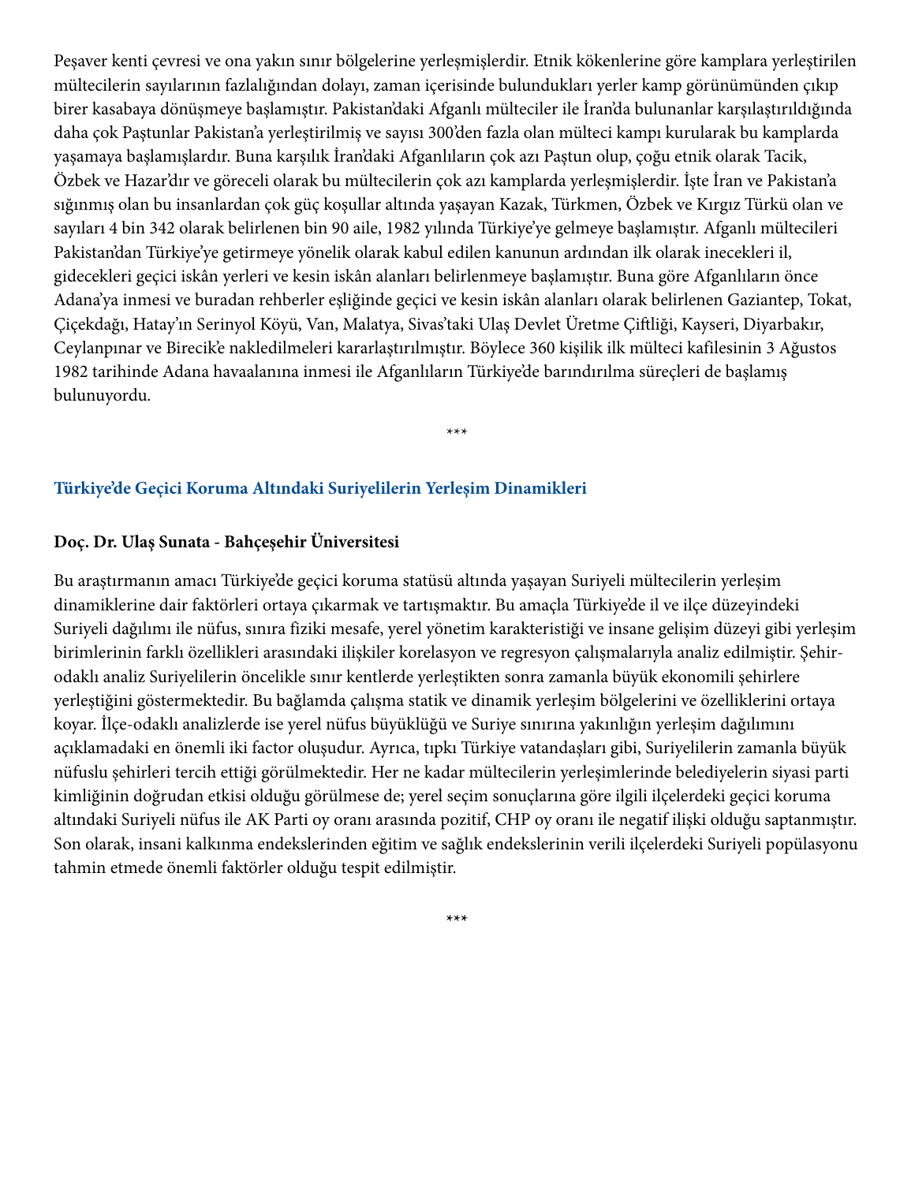Peşaver kenti çevresi ve ona yakın sınır bölgelerine yerleşmişlerdir. Etnik kökenlerine göre kamplara yerleştirilen mültecilerin sayılarının fazlalığından dolayı, zaman içerisinde bulundukları yerler kamp görünümünden çıkıp birer kasabaya dönüşmeye başlamıştır. Pakistan'daki Afganlı mülteciler ile İran'da bulunanlar karşılaştırıldığında daha çok Paştunlar Pakistan'a yerleştirilmiş ve sayısı 300'den fazla olan mülteci kampı kurularak bu kamplarda yaşamaya başlamışlardır. Buna karşılık İran'daki Afganlıların çok azı Paştun olup, çoğu etnik olarak Tacik, Özbek ve Hazar'dır ve göreceli olarak bu mültecilerin çok azı kamplarda yerleşmişlerdir. İşte İran ve Pakistan'a sığınmış olan bu insanlardan çok güç koşullar altında yaşayan Kazak, Türkmen, Özbek ve Kırgız Türkü olan ve sayıları 4 bin 342 olarak belirlenen bin 90 aile, 1982 yılında Türkiye'ye gelmeye başlamıştır. Afganlı mültecileri Pakistan'dan Türkiye'ye getirmeye yönelik olarak kabul edilen kanunun ardından ilk olarak inecekleri il, gidecekleri geçici iskân yerleri ve kesin iskân alanları belirlenmeye başlamıştır. Buna göre Afganlıların önce Adana'ya inmesi ve buradan rehberler eşliğinde geçici ve kesin iskân alanları olarak belirlenen Gaziantep, Tokat, Çiçekdağı, Hatay'ın Serinyol Köyü, Van, Malatya, Sivas'taki Ulaş Devlet Üretme Çiftliği, Kayseri, Diyarbakır, Ceylanpınar ve Birecik'e nakledilmeleri kararlaştırılmıştır. Böylece 360 kişilik ilk mülteci kafilesinin 3 Ağustos 1982 tarihinde Adana havaalanına inmesi ile Afganlıların Türkiye'de barındırılma süreçleri de başlamış bulunuyordu.

***

## Türkiye'de Geçici Koruma Altındaki Suriyelilerin Yerleşim Dinamikleri

**Doç. Dr. Ulaş Sunata - Bahçeşehir Üniversitesi**

Bu araştırmanın amacı Türkiye'de geçici koruma statüsü altında yaşayan Suriyeli mültecilerin yerleşim dinamiklerine dair faktörleri ortaya çıkarmak ve tartışmaktır. Bu amaçla Türkiye'de il ve ilçe düzeyindeki Suriyeli dağılımı ile nüfus, sınıra fiziki mesafe, yerel yönetim karakteristiği ve insane gelişim düzeyi gibi yerleşim birimlerinin farklı özellikleri arasındaki ilişkiler korelasyon ve regresyon çalışmalarıyla analiz edilmiştir. Şehir-odaklı analiz Suriyelilerin öncelikle sınır kentlerde yerleştikten sonra zamanla büyük ekonomili şehirlere yerleştiğini göstermektedir. Bu bağlamda çalışma statik ve dinamik yerleşim bölgelerini ve özelliklerini ortaya koyar. İlçe-odaklı analizlerde ise yerel nüfus büyüklüğü ve Suriye sınırına yakınlığın yerleşim dağılımını açıklamadaki en önemli iki factor oluşudur. Ayrıca, tıpkı Türkiye vatandaşları gibi, Suriyelilerin zamanla büyük nüfuslu şehirleri tercih ettiği görülmektedir. Her ne kadar mültecilerin yerleşimlerinde belediyelerin siyasi parti kimliğinin doğrudan etkisi olduğu görülmese de; yerel seçim sonuçlarına göre ilgili ilçelerdeki geçici koruma altındaki Suriyeli nüfus ile AK Parti oy oranı arasında pozitif, CHP oy oranı ile negatif ilişki olduğu saptanmıştır. Son olarak, insani kalkınma endekslerinden eğitim ve sağlık endekslerinin verili ilçelerdeki Suriyeli popülasyonu tahmin etmede önemli faktörler olduğu tespit edilmiştir.

***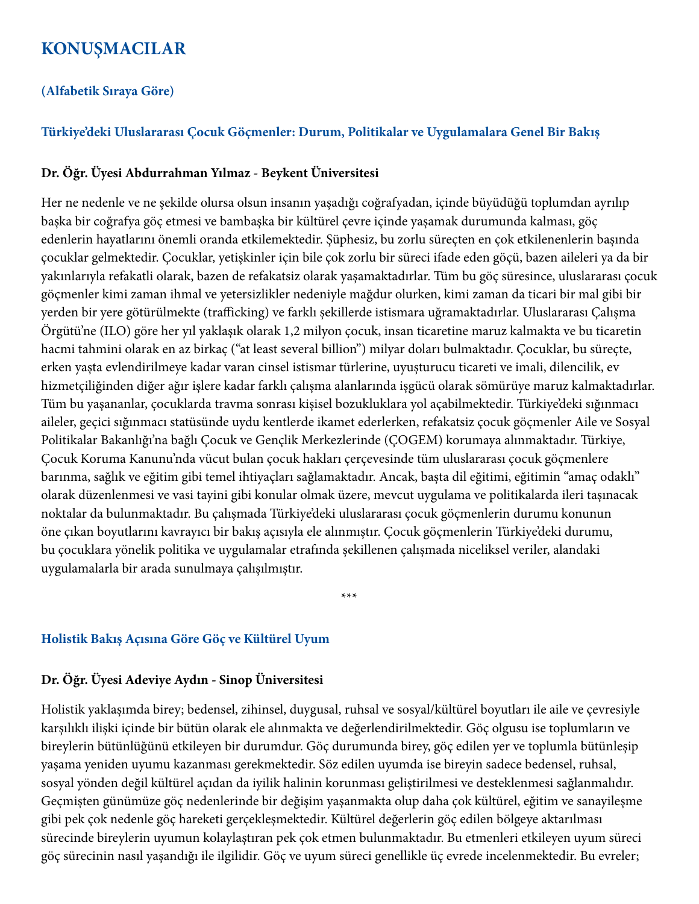## KONUŞMACILAR

### (Alfabetik Sıraya Göre)

### Türkiye'deki Uluslararası Çocuk Göçmenler: Durum, Politikalar ve Uygulamalara Genel Bir Bakış

**Dr. Öğr. Üyesi Abdurrahman Yılmaz - Beykent Üniversitesi**

Her ne nedenle ve ne şekilde olursa olsun insanın yaşadığı coğrafyadan, içinde büyüdüğü toplumdan ayrılıp başka bir coğrafya göç etmesi ve bambaşka bir kültürel çevre içinde yaşamak durumunda kalması, göç edenlerin hayatlarını önemli oranda etkilemektedir. Şüphesiz, bu zorlu süreçten en çok etkilenenlerin başında çocuklar gelmektedir. Çocuklar, yetişkinler için bile çok zorlu bir süreci ifade eden göçü, bazen aileleri ya da bir yakınlarıyla refakatli olarak, bazen de refakatsiz olarak yaşamaktadırlar. Tüm bu göç süresince, uluslararası çocuk göçmenler kimi zaman ihmal ve yetersizlikler nedeniyle mağdur olurken, kimi zaman da ticari bir mal gibi bir yerden bir yere götürülmekte (trafficking) ve farklı şekillerde istismara uğramaktadırlar. Uluslararası Çalışma Örgütü'ne (ILO) göre her yıl yaklaşık olarak 1,2 milyon çocuk, insan ticaretine maruz kalmakta ve bu ticaretin hacmi tahmini olarak en az birkaç ("at least several billion") milyar doları bulmaktadır. Çocuklar, bu süreçte, erken yaşta evlendirilmeye kadar varan cinsel istismar türlerine, uyuşturucu ticareti ve imali, dilencilik, ev hizmetçiliğinden diğer ağır işlere kadar farklı çalışma alanlarında işgücü olarak sömürüye maruz kalmaktadırlar. Tüm bu yaşananlar, çocuklarda travma sonrası kişisel bozukluklara yol açabilmektedir. Türkiye'deki sığınmacı aileler, geçici sığınmacı statüsünde uydu kentlerde ikamet ederlerken, refakatsiz çocuk göçmenler Aile ve Sosyal Politikalar Bakanlığı'na bağlı Çocuk ve Gençlik Merkezlerinde (ÇOGEM) korumaya alınmaktadır. Türkiye, Çocuk Koruma Kanunu'nda vücut bulan çocuk hakları çerçevesinde tüm uluslararası çocuk göçmenlere barınma, sağlık ve eğitim gibi temel ihtiyaçları sağlamaktadır. Ancak, başta dil eğitimi, eğitimin "amaç odaklı" olarak düzenlenmesi ve vasi tayini gibi konular olmak üzere, mevcut uygulama ve politikalarda ileri taşınacak noktalar da bulunmaktadır. Bu çalışmada Türkiye'deki uluslararası çocuk göçmenlerin durumu konunun öne çıkan boyutlarını kavrayıcı bir bakış açısıyla ele alınmıştır. Çocuk göçmenlerin Türkiye'deki durumu, bu çocuklara yönelik politika ve uygulamalar etrafında şekillenen çalışmada niceliksel veriler, alandaki uygulamalarla bir arada sunulmaya çalışılmıştır.

\*\*\*

### Holistik Bakış Açısına Göre Göç ve Kültürel Uyum

**Dr. Öğr. Üyesi Adeviye Aydın - Sinop Üniversitesi**

Holistik yaklaşımda birey; bedensel, zihinsel, duygusal, ruhsal ve sosyal/kültürel boyutları ile aile ve çevresiyle karşılıklı ilişki içinde bir bütün olarak ele alınmakta ve değerlendirilmektedir. Göç olgusu ise toplumların ve bireylerin bütünlüğünü etkileyen bir durumdur. Göç durumunda birey, göç edilen yer ve toplumla bütünleşip yaşama yeniden uyumu kazanması gerekmektedir. Söz edilen uyumda ise bireyin sadece bedensel, ruhsal, sosyal yönden değil kültürel açıdan da iyilik halinin korunması geliştirilmesi ve desteklenmesi sağlanmalıdır. Geçmişten günümüze göç nedenlerinde bir değişim yaşanmakta olup daha çok kültürel, eğitim ve sanayileşme gibi pek çok nedenle göç hareketi gerçekleşmektedir. Kültürel değerlerin göç edilen bölgeye aktarılması sürecinde bireylerin uyumun kolaylaştıran pek çok etmen bulunmaktadır. Bu etmenleri etkileyen uyum süreci göç sürecinin nasıl yaşandığı ile ilgilidir. Göç ve uyum süreci genellikle üç evrede incelenmektedir. Bu evreler;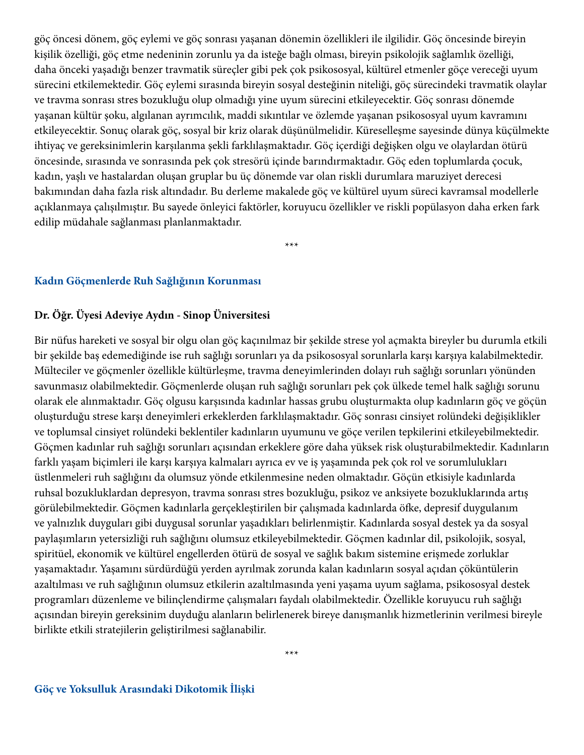göç öncesi dönem, göç eylemi ve göç sonrası yaşanan dönemin özellikleri ile ilgilidir. Göç öncesinde bireyin kişilik özelliği, göç etme nedeninin zorunlu ya da isteğe bağlı olması, bireyin psikolojik sağlamlık özelliği, daha önceki yaşadığı benzer travmatik süreçler gibi pek çok psikososyal, kültürel etmenler göçe vereceği uyum sürecini etkilemektedir. Göç eylemi sırasında bireyin sosyal desteğinin niteliği, göç sürecindeki travmatik olaylar ve travma sonrası stres bozukluğu olup olmadığı yine uyum sürecini etkileyecektir. Göç sonrası dönemde yaşanan kültür şoku, algılanan ayrımcılık, maddi sıkıntılar ve özlemde yaşanan psikososyal uyum kavramını etkileyecektir. Sonuç olarak göç, sosyal bir kriz olarak düşünülmelidir. Küreselleşme sayesinde dünya küçülmekte ihtiyaç ve gereksinimlerin karşılanma şekli farklılaşmaktadır. Göç içerdiği değişken olgu ve olaylardan ötürü öncesinde, sırasında ve sonrasında pek çok stresörü içinde barındırmaktadır. Göç eden toplumlarda çocuk, kadın, yaşlı ve hastalardan oluşan gruplar bu üç dönemde var olan riskli durumlara maruziyet derecesi bakımından daha fazla risk altındadır. Bu derleme makalede göç ve kültürel uyum süreci kavramsal modellerle açıklanmaya çalışılmıştır. Bu sayede önleyici faktörler, koruyucu özellikler ve riskli popülasyon daha erken fark edilip müdahale sağlanması planlanmaktadır.

***

## Kadın Göçmenlerde Ruh Sağlığının Korunması

**Dr. Öğr. Üyesi Adeviye Aydın - Sinop Üniversitesi**

Bir nüfus hareketi ve sosyal bir olgu olan göç kaçınılmaz bir şekilde strese yol açmakta bireyler bu durumla etkili bir şekilde baş edemediğinde ise ruh sağlığı sorunları ya da psikososyal sorunlarla karşı karşıya kalabilmektedir. Mülteciler ve göçmenler özellikle kültürleşme, travma deneyimlerinden dolayı ruh sağlığı sorunları yönünden savunmasız olabilmektedir. Göçmenlerde oluşan ruh sağlığı sorunları pek çok ülkede temel halk sağlığı sorunu olarak ele alınmaktadır. Göç olgusu karşısında kadınlar hassas grubu oluşturmakta olup kadınların göç ve göçün oluşturduğu strese karşı deneyimleri erkeklerden farklılaşmaktadır. Göç sonrası cinsiyet rolündeki değişiklikler ve toplumsal cinsiyet rolündeki beklentiler kadınların uyumunu ve göçe verilen tepkilerini etkileyebilmektedir. Göçmen kadınlar ruh sağlığı sorunları açısından erkeklere göre daha yüksek risk oluşturabilmektedir. Kadınların farklı yaşam biçimleri ile karşı karşıya kalmaları ayrıca ev ve iş yaşamında pek çok rol ve sorumlulukları üstlenmeleri ruh sağlığını da olumsuz yönde etkilenmesine neden olmaktadır. Göçün etkisiyle kadınlarda ruhsal bozukluklardan depresyon, travma sonrası stres bozukluğu, psikoz ve anksiyete bozukluklarında artış görülebilmektedir. Göçmen kadınlarla gerçekleştirilen bir çalışmada kadınlarda öfke, depresif duygulanım ve yalnızlık duyguları gibi duygusal sorunlar yaşadıkları belirlenmiştir. Kadınlarda sosyal destek ya da sosyal paylaşımların yetersizliği ruh sağlığını olumsuz etkileyebilmektedir. Göçmen kadınlar dil, psikolojik, sosyal, spiritüel, ekonomik ve kültürel engellerden ötürü de sosyal ve sağlık bakım sistemine erişmede zorluklar yaşamaktadır. Yaşamını sürdürdüğü yerden ayrılmak zorunda kalan kadınların sosyal açıdan çöküntülerin azaltılması ve ruh sağlığının olumsuz etkilerin azaltılmasında yeni yaşama uyum sağlama, psikososyal destek programları düzenleme ve bilinçlendirme çalışmaları faydalı olabilmektedir. Özellikle koruyucu ruh sağlığı açısından bireyin gereksinim duyduğu alanların belirlenerek bireye danışmanlık hizmetlerinin verilmesi bireyle birlikte etkili stratejilerin geliştirilmesi sağlanabilir.

***

## Göç ve Yoksulluk Arasındaki Dikotomik İlişki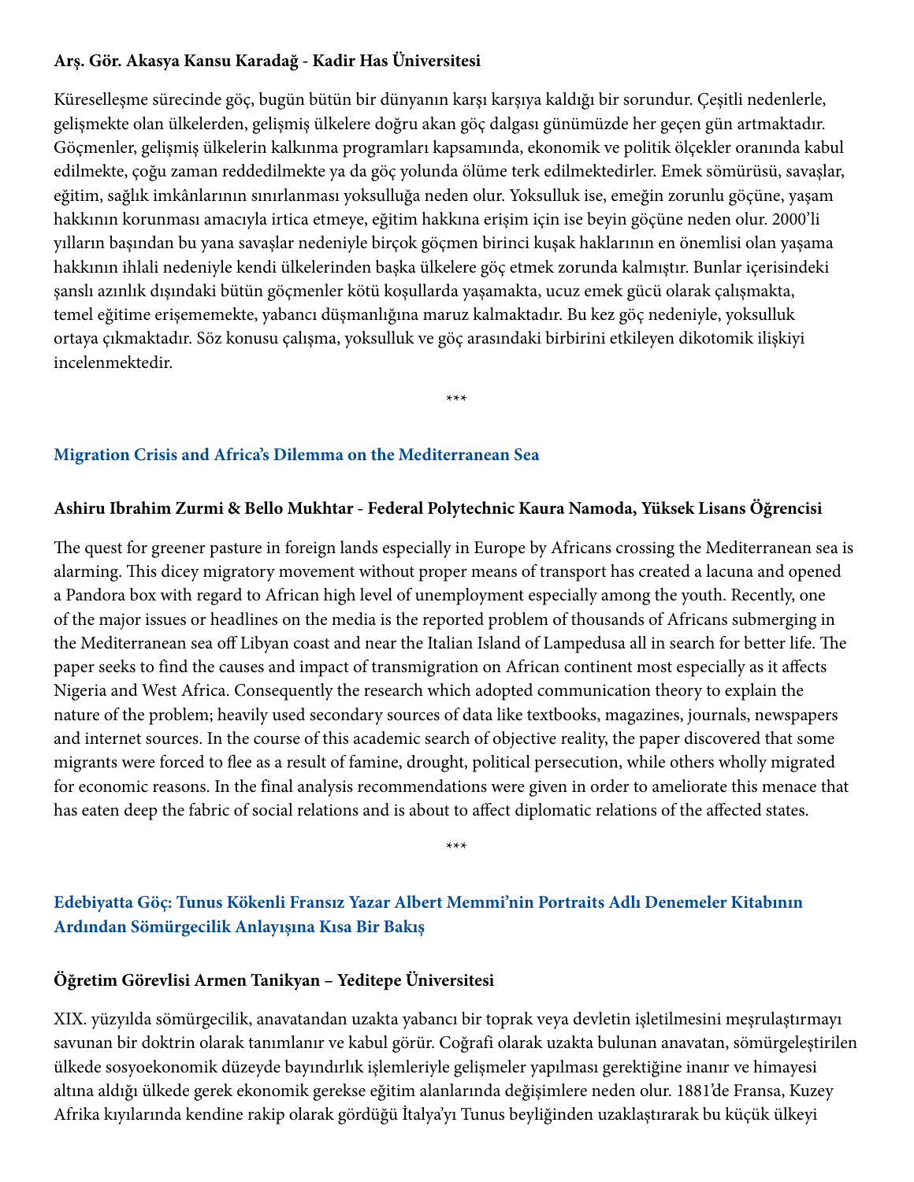**Arş. Gör. Akasya Kansu Karadağ - Kadir Has Üniversitesi**

Küreselleşme sürecinde göç, bugün bütün bir dünyanın karşı karşıya kaldığı bir sorundur. Çeşitli nedenlerle, gelişmekte olan ülkelerden, gelişmiş ülkelere doğru akan göç dalgası günümüzde her geçen gün artmaktadır. Göçmenler, gelişmiş ülkelerin kalkınma programları kapsamında, ekonomik ve politik ölçekler oranında kabul edilmekte, çoğu zaman reddedilmekte ya da göç yolunda ölüme terk edilmektedirler. Emek sömürüsü, savaşlar, eğitim, sağlık imkânlarının sınırlanması yoksulluğa neden olur. Yoksulluk ise, emeğin zorunlu göçüne, yaşam hakkının korunması amacıyla irtica etmeye, eğitim hakkına erişim için ise beyin göçüne neden olur. 2000'li yılların başından bu yana savaşlar nedeniyle birçok göçmen birinci kuşak haklarının en önemlisi olan yaşama hakkının ihlali nedeniyle kendi ülkelerinden başka ülkelere göç etmek zorunda kalmıştır. Bunlar içerisindeki şanslı azınlık dışındaki bütün göçmenler kötü koşullarda yaşamakta, ucuz emek gücü olarak çalışmakta, temel eğitime erişememekte, yabancı düşmanlığına maruz kalmaktadır. Bu kez göç nedeniyle, yoksulluk ortaya çıkmaktadır. Söz konusu çalışma, yoksulluk ve göç arasındaki birbirini etkileyen dikotomik ilişkiyi incelenmektedir.

\*\*\*

## Migration Crisis and Africa's Dilemma on the Mediterranean Sea

**Ashiru Ibrahim Zurmi & Bello Mukhtar - Federal Polytechnic Kaura Namoda, Yüksek Lisans Öğrencisi**

The quest for greener pasture in foreign lands especially in Europe by Africans crossing the Mediterranean sea is alarming. This dicey migratory movement without proper means of transport has created a lacuna and opened a Pandora box with regard to African high level of unemployment especially among the youth. Recently, one of the major issues or headlines on the media is the reported problem of thousands of Africans submerging in the Mediterranean sea off Libyan coast and near the Italian Island of Lampedusa all in search for better life. The paper seeks to find the causes and impact of transmigration on African continent most especially as it affects Nigeria and West Africa. Consequently the research which adopted communication theory to explain the nature of the problem; heavily used secondary sources of data like textbooks, magazines, journals, newspapers and internet sources. In the course of this academic search of objective reality, the paper discovered that some migrants were forced to flee as a result of famine, drought, political persecution, while others wholly migrated for economic reasons. In the final analysis recommendations were given in order to ameliorate this menace that has eaten deep the fabric of social relations and is about to affect diplomatic relations of the affected states.

\*\*\*

## Edebiyatta Göç: Tunus Kökenli Fransız Yazar Albert Memmi'nin Portraits Adlı Denemeler Kitabının Ardından Sömürgecilik Anlayışına Kısa Bir Bakış

**Öğretim Görevlisi Armen Tanikyan – Yeditepe Üniversitesi**

XIX. yüzyılda sömürgecilik, anavatandan uzakta yabancı bir toprak veya devletin işletilmesini meşrulaştırmayı savunan bir doktrin olarak tanımlanır ve kabul görür. Coğrafi olarak uzakta bulunan anavatan, sömürgeleştirilen ülkede sosyoekonomik düzeyde bayındırlık işlemleriyle gelişmeler yapılması gerektiğine inanır ve himayesi altına aldığı ülkede gerek ekonomik gerekse eğitim alanlarında değişimlere neden olur. 1881'de Fransa, Kuzey Afrika kıyılarında kendine rakip olarak gördüğü İtalya'yı Tunus beyliğinden uzaklaştırarak bu küçük ülkeyi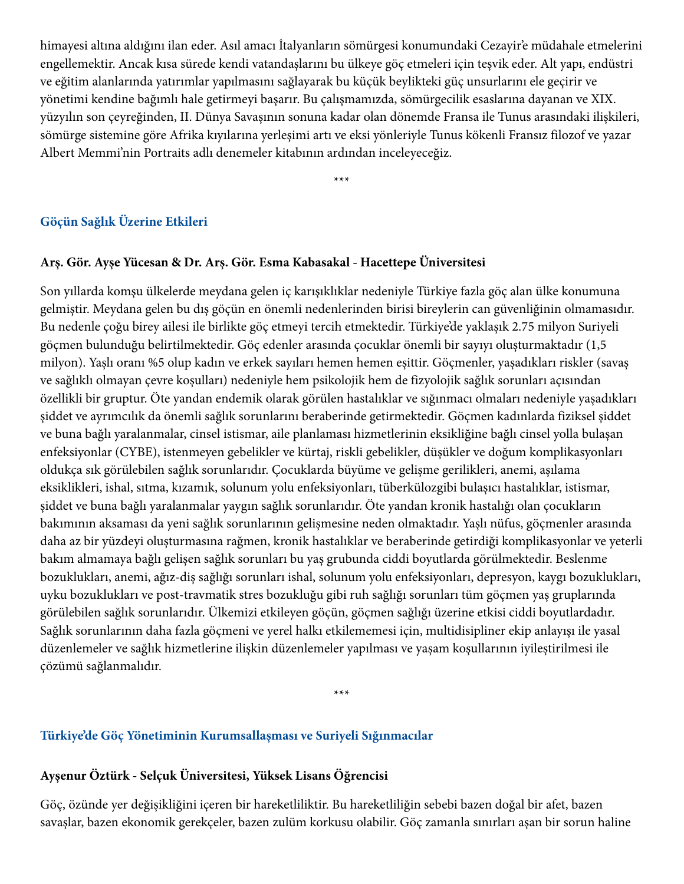himayesi altına aldığını ilan eder. Asıl amacı İtalyanların sömürgesi konumundaki Cezayir'e müdahale etmelerini engellemektir. Ancak kısa sürede kendi vatandaşlarını bu ülkeye göç etmeleri için teşvik eder. Alt yapı, endüstri ve eğitim alanlarında yatırımlar yapılmasını sağlayarak bu küçük beylikteki güç unsurlarını ele geçirir ve yönetimi kendine bağımlı hale getirmeyi başarır. Bu çalışmamızda, sömürgecilik esaslarına dayanan ve XIX. yüzyılın son çeyreğinden, II. Dünya Savaşının sonuna kadar olan dönemde Fransa ile Tunus arasındaki ilişkileri, sömürge sistemine göre Afrika kıyılarına yerleşimi artı ve eksi yönleriyle Tunus kökenli Fransız filozof ve yazar Albert Memmi'nin Portraits adlı denemeler kitabının ardından inceleyeceğiz.

\*\*\*

## Göçün Sağlık Üzerine Etkileri

**Arş. Gör. Ayşe Yücesan & Dr. Arş. Gör. Esma Kabasakal - Hacettepe Üniversitesi**

Son yıllarda komşu ülkelerde meydana gelen iç karışıklıklar nedeniyle Türkiye fazla göç alan ülke konumuna gelmiştir. Meydana gelen bu dış göçün en önemli nedenlerinden birisi bireylerin can güvenliğinin olmamasıdır. Bu nedenle çoğu birey ailesi ile birlikte göç etmeyi tercih etmektedir. Türkiye'de yaklaşık 2.75 milyon Suriyeli göçmen bulunduğu belirtilmektedir. Göç edenler arasında çocuklar önemli bir sayıyı oluşturmaktadır (1,5 milyon). Yaşlı oranı %5 olup kadın ve erkek sayıları hemen hemen eşittir. Göçmenler, yaşadıkları riskler (savaş ve sağlıklı olmayan çevre koşulları) nedeniyle hem psikolojik hem de fizyolojik sağlık sorunları açısından özellikli bir gruptur. Öte yandan endemik olarak görülen hastalıklar ve sığınmacı olmaları nedeniyle yaşadıkları şiddet ve ayrımcılık da önemli sağlık sorunlarını beraberinde getirmektedir. Göçmen kadınlarda fiziksel şiddet ve buna bağlı yaralanmalar, cinsel istismar, aile planlaması hizmetlerinin eksikliğine bağlı cinsel yolla bulaşan enfeksiyonlar (CYBE), istenmeyen gebelikler ve kürtaj, riskli gebelikler, düşükler ve doğum komplikasyonları oldukça sık görülebilen sağlık sorunlarıdır. Çocuklarda büyüme ve gelişme gerilikleri, anemi, aşılama eksiklikleri, ishal, sıtma, kızamık, solunum yolu enfeksiyonları, tüberkülozgibi bulaşıcı hastalıklar, istismar, şiddet ve buna bağlı yaralanmalar yaygın sağlık sorunlarıdır. Öte yandan kronik hastalığı olan çocukların bakımının aksaması da yeni sağlık sorunlarının gelişmesine neden olmaktadır. Yaşlı nüfus, göçmenler arasında daha az bir yüzdeyi oluşturmasına rağmen, kronik hastalıklar ve beraberinde getirdiği komplikasyonlar ve yeterli bakım almamaya bağlı gelişen sağlık sorunları bu yaş grubunda ciddi boyutlarda görülmektedir. Beslenme bozuklukları, anemi, ağız-diş sağlığı sorunları ishal, solunum yolu enfeksiyonları, depresyon, kaygı bozuklukları, uyku bozuklukları ve post-travmatik stres bozukluğu gibi ruh sağlığı sorunları tüm göçmen yaş gruplarında görülebilen sağlık sorunlarıdır. Ülkemizi etkileyen göçün, göçmen sağlığı üzerine etkisi ciddi boyutlardadır. Sağlık sorunlarının daha fazla göçmeni ve yerel halkı etkilememesi için, multidisipliner ekip anlayışı ile yasal düzenlemeler ve sağlık hizmetlerine ilişkin düzenlemeler yapılması ve yaşam koşullarının iyileştirilmesi ile çözümü sağlanmalıdır.

\*\*\*

## Türkiye'de Göç Yönetiminin Kurumsallaşması ve Suriyeli Sığınmacılar

**Ayşenur Öztürk - Selçuk Üniversitesi, Yüksek Lisans Öğrencisi**

Göç, özünde yer değişikliğini içeren bir hareketliliktir. Bu hareketliliğin sebebi bazen doğal bir afet, bazen savaşlar, bazen ekonomik gerekçeler, bazen zulüm korkusu olabilir. Göç zamanla sınırları aşan bir sorun haline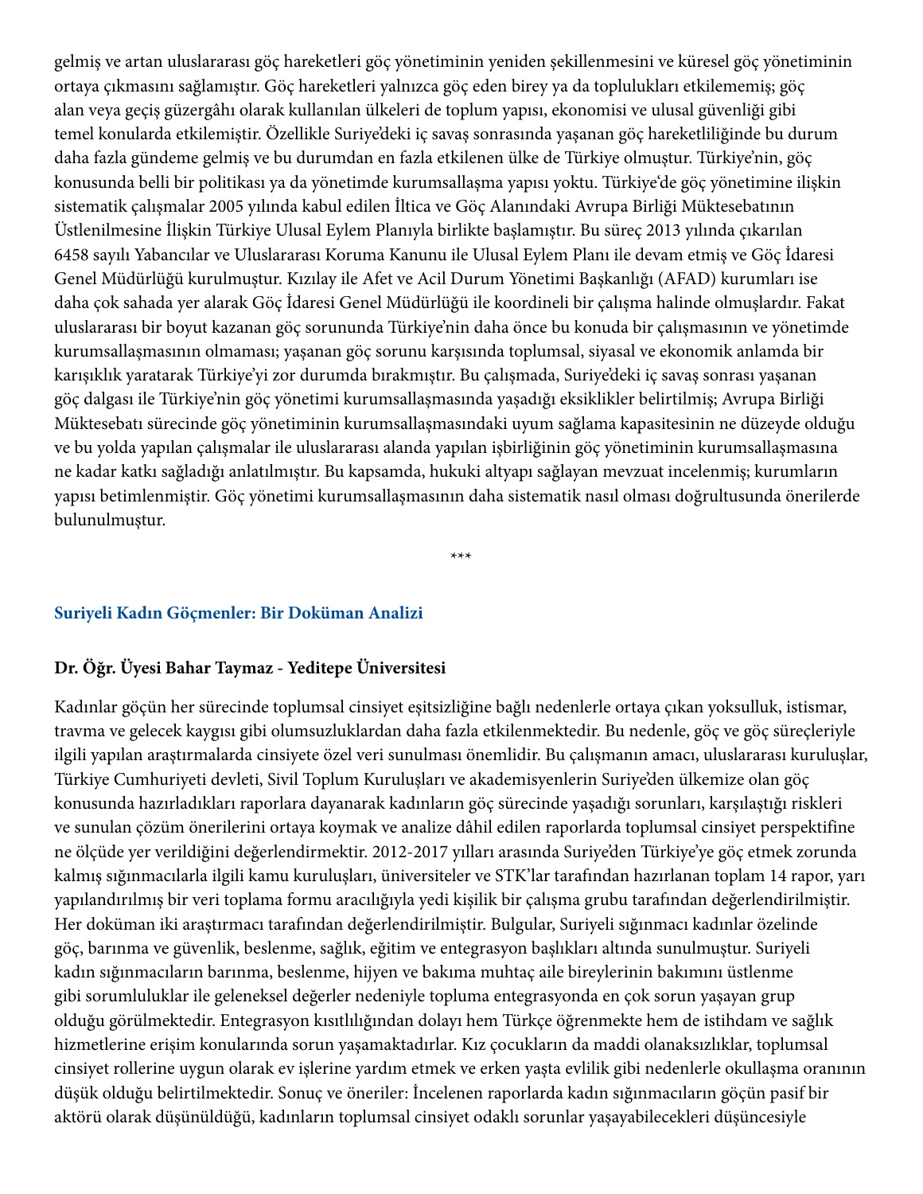gelmiş ve artan uluslararası göç hareketleri göç yönetiminin yeniden şekillenmesini ve küresel göç yönetiminin ortaya çıkmasını sağlamıştır. Göç hareketleri yalnızca göç eden birey ya da toplulukları etkilememiş; göç alan veya geçiş güzergâhı olarak kullanılan ülkeleri de toplum yapısı, ekonomisi ve ulusal güvenliği gibi temel konularda etkilemiştir. Özellikle Suriye'deki iç savaş sonrasında yaşanan göç hareketliliğinde bu durum daha fazla gündeme gelmiş ve bu durumdan en fazla etkilenen ülke de Türkiye olmuştur. Türkiye'nin, göç konusunda belli bir politikası ya da yönetimde kurumsallaşma yapısı yoktu. Türkiye'de göç yönetimine ilişkin sistematik çalışmalar 2005 yılında kabul edilen İltica ve Göç Alanındaki Avrupa Birliği Müktesebatının Üstlenilmesine İlişkin Türkiye Ulusal Eylem Planıyla birlikte başlamıştır. Bu süreç 2013 yılında çıkarılan 6458 sayılı Yabancılar ve Uluslararası Koruma Kanunu ile Ulusal Eylem Planı ile devam etmiş ve Göç İdaresi Genel Müdürlüğü kurulmuştur. Kızılay ile Afet ve Acil Durum Yönetimi Başkanlığı (AFAD) kurumları ise daha çok sahada yer alarak Göç İdaresi Genel Müdürlüğü ile koordineli bir çalışma halinde olmuşlardır. Fakat uluslararası bir boyut kazanan göç sorununda Türkiye'nin daha önce bu konuda bir çalışmasının ve yönetimde kurumsallaşmasının olmaması; yaşanan göç sorunu karşısında toplumsal, siyasal ve ekonomik anlamda bir karışıklık yaratarak Türkiye'yi zor durumda bırakmıştır. Bu çalışmada, Suriye'deki iç savaş sonrası yaşanan göç dalgası ile Türkiye'nin göç yönetimi kurumsallaşmasında yaşadığı eksiklikler belirtilmiş; Avrupa Birliği Müktesebatı sürecinde göç yönetiminin kurumsallaşmasındaki uyum sağlama kapasitesinin ne düzeyde olduğu ve bu yolda yapılan çalışmalar ile uluslararası alanda yapılan işbirliğinin göç yönetiminin kurumsallaşmasına ne kadar katkı sağladığı anlatılmıştır. Bu kapsamda, hukuki altyapı sağlayan mevzuat incelenmiş; kurumların yapısı betimlenmiştir. Göç yönetimi kurumsallaşmasının daha sistematik nasıl olması doğrultusunda önerilerde bulunulmuştur.

***

### Suriyeli Kadın Göçmenler: Bir Doküman Analizi

**Dr. Öğr. Üyesi Bahar Taymaz - Yeditepe Üniversitesi**

Kadınlar göçün her sürecinde toplumsal cinsiyet eşitsizliğine bağlı nedenlerle ortaya çıkan yoksulluk, istismar, travma ve gelecek kaygısı gibi olumsuzluklardan daha fazla etkilenmektedir. Bu nedenle, göç ve göç süreçleriyle ilgili yapılan araştırmalarda cinsiyete özel veri sunulması önemlidir. Bu çalışmanın amacı, uluslararası kuruluşlar, Türkiye Cumhuriyeti devleti, Sivil Toplum Kuruluşları ve akademisyenlerin Suriye'den ülkemize olan göç konusunda hazırladıkları raporlara dayanarak kadınların göç sürecinde yaşadığı sorunları, karşılaştığı riskleri ve sunulan çözüm önerilerini ortaya koymak ve analize dâhil edilen raporlarda toplumsal cinsiyet perspektifine ne ölçüde yer verildiğini değerlendirmektir. 2012-2017 yılları arasında Suriye'den Türkiye'ye göç etmek zorunda kalmış sığınmacılarla ilgili kamu kuruluşları, üniversiteler ve STK'lar tarafından hazırlanan toplam 14 rapor, yarı yapılandırılmış bir veri toplama formu aracılığıyla yedi kişilik bir çalışma grubu tarafından değerlendirilmiştir. Her doküman iki araştırmacı tarafından değerlendirilmiştir. Bulgular, Suriyeli sığınmacı kadınlar özelinde göç, barınma ve güvenlik, beslenme, sağlık, eğitim ve entegrasyon başlıkları altında sunulmuştur. Suriyeli kadın sığınmacıların barınma, beslenme, hijyen ve bakıma muhtaç aile bireylerinin bakımını üstlenme gibi sorumluluklar ile geleneksel değerler nedeniyle topluma entegrasyonda en çok sorun yaşayan grup olduğu görülmektedir. Entegrasyon kısıtlılığından dolayı hem Türkçe öğrenmekte hem de istihdam ve sağlık hizmetlerine erişim konularında sorun yaşamaktadırlar. Kız çocukların da maddi olanaksızlıklar, toplumsal cinsiyet rollerine uygun olarak ev işlerine yardım etmek ve erken yaşta evlilik gibi nedenlerle okullaşma oranının düşük olduğu belirtilmektedir. Sonuç ve öneriler: İncelenen raporlarda kadın sığınmacıların göçün pasif bir aktörü olarak düşünüldüğü, kadınların toplumsal cinsiyet odaklı sorunlar yaşayabilecekleri düşüncesiyle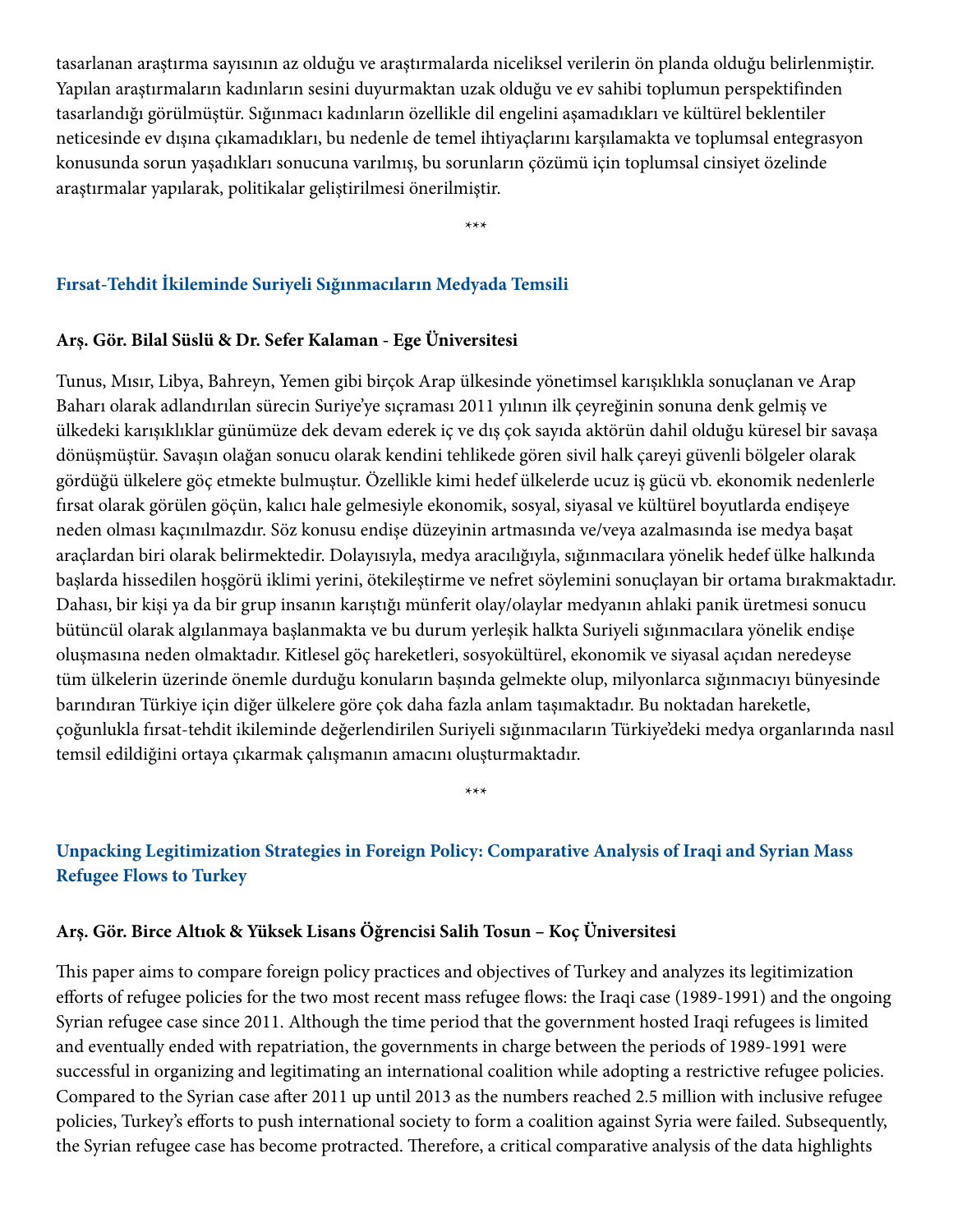tasarlanan araştırma sayısının az olduğu ve araştırmalarda niceliksel verilerin ön planda olduğu belirlenmiştir. Yapılan araştırmaların kadınların sesini duyurmaktan uzak olduğu ve ev sahibi toplumun perspektifinden tasarlandığı görülmüştür. Sığınmacı kadınların özellikle dil engelini aşamadıkları ve kültürel beklentiler neticesinde ev dışına çıkamadıkları, bu nedenle de temel ihtiyaçlarını karşılamakta ve toplumsal entegrasyon konusunda sorun yaşadıkları sonucuna varılmış, bu sorunların çözümü için toplumsal cinsiyet özelinde araştırmalar yapılarak, politikalar geliştirilmesi önerilmiştir.

\*\*\*

## Fırsat-Tehdit İkileminde Suriyeli Sığınmacıların Medyada Temsili

**Arş. Gör. Bilal Süslü & Dr. Sefer Kalaman - Ege Üniversitesi**

Tunus, Mısır, Libya, Bahreyn, Yemen gibi birçok Arap ülkesinde yönetimsel karışıklıkla sonuçlanan ve Arap Baharı olarak adlandırılan sürecin Suriye'ye sıçraması 2011 yılının ilk çeyreğinin sonuna denk gelmiş ve ülkedeki karışıklıklar günümüze dek devam ederek iç ve dış çok sayıda aktörün dahil olduğu küresel bir savaşa dönüşmüştür. Savaşın olağan sonucu olarak kendini tehlikede gören sivil halk çareyi güvenli bölgeler olarak gördüğü ülkelere göç etmekte bulmuştur. Özellikle kimi hedef ülkelerde ucuz iş gücü vb. ekonomik nedenlerle fırsat olarak görülen göçün, kalıcı hale gelmesiyle ekonomik, sosyal, siyasal ve kültürel boyutlarda endişeye neden olması kaçınılmazdır. Söz konusu endişe düzeyinin artmasında ve/veya azalmasında ise medya başat araçlardan biri olarak belirmektedir. Dolayısıyla, medya aracılığıyla, sığınmacılara yönelik hedef ülke halkında başlarda hissedilen hoşgörü iklimi yerini, ötekileştirme ve nefret söylemini sonuçlayan bir ortama bırakmaktadır. Dahası, bir kişi ya da bir grup insanın karıştığı münferit olay/olaylar medyanın ahlaki panik üretmesi sonucu bütüncül olarak algılanmaya başlanmakta ve bu durum yerleşik halkta Suriyeli sığınmacılara yönelik endişe oluşmasına neden olmaktadır. Kitlesel göç hareketleri, sosyokültürel, ekonomik ve siyasal açıdan neredeyse tüm ülkelerin üzerinde önemle durduğu konuların başında gelmekte olup, milyonlarca sığınmacıyı bünyesinde barındıran Türkiye için diğer ülkelere göre çok daha fazla anlam taşımaktadır. Bu noktadan hareketle, çoğunlukla fırsat-tehdit ikileminde değerlendirilen Suriyeli sığınmacıların Türkiye'deki medya organlarında nasıl temsil edildiğini ortaya çıkarmak çalışmanın amacını oluşturmaktadır.

\*\*\*

## Unpacking Legitimization Strategies in Foreign Policy: Comparative Analysis of Iraqi and Syrian Mass Refugee Flows to Turkey

**Arş. Gör. Birce Altıok & Yüksek Lisans Öğrencisi Salih Tosun – Koç Üniversitesi**

This paper aims to compare foreign policy practices and objectives of Turkey and analyzes its legitimization efforts of refugee policies for the two most recent mass refugee flows: the Iraqi case (1989-1991) and the ongoing Syrian refugee case since 2011. Although the time period that the government hosted Iraqi refugees is limited and eventually ended with repatriation, the governments in charge between the periods of 1989-1991 were successful in organizing and legitimating an international coalition while adopting a restrictive refugee policies. Compared to the Syrian case after 2011 up until 2013 as the numbers reached 2.5 million with inclusive refugee policies, Turkey's efforts to push international society to form a coalition against Syria were failed. Subsequently, the Syrian refugee case has become protracted. Therefore, a critical comparative analysis of the data highlights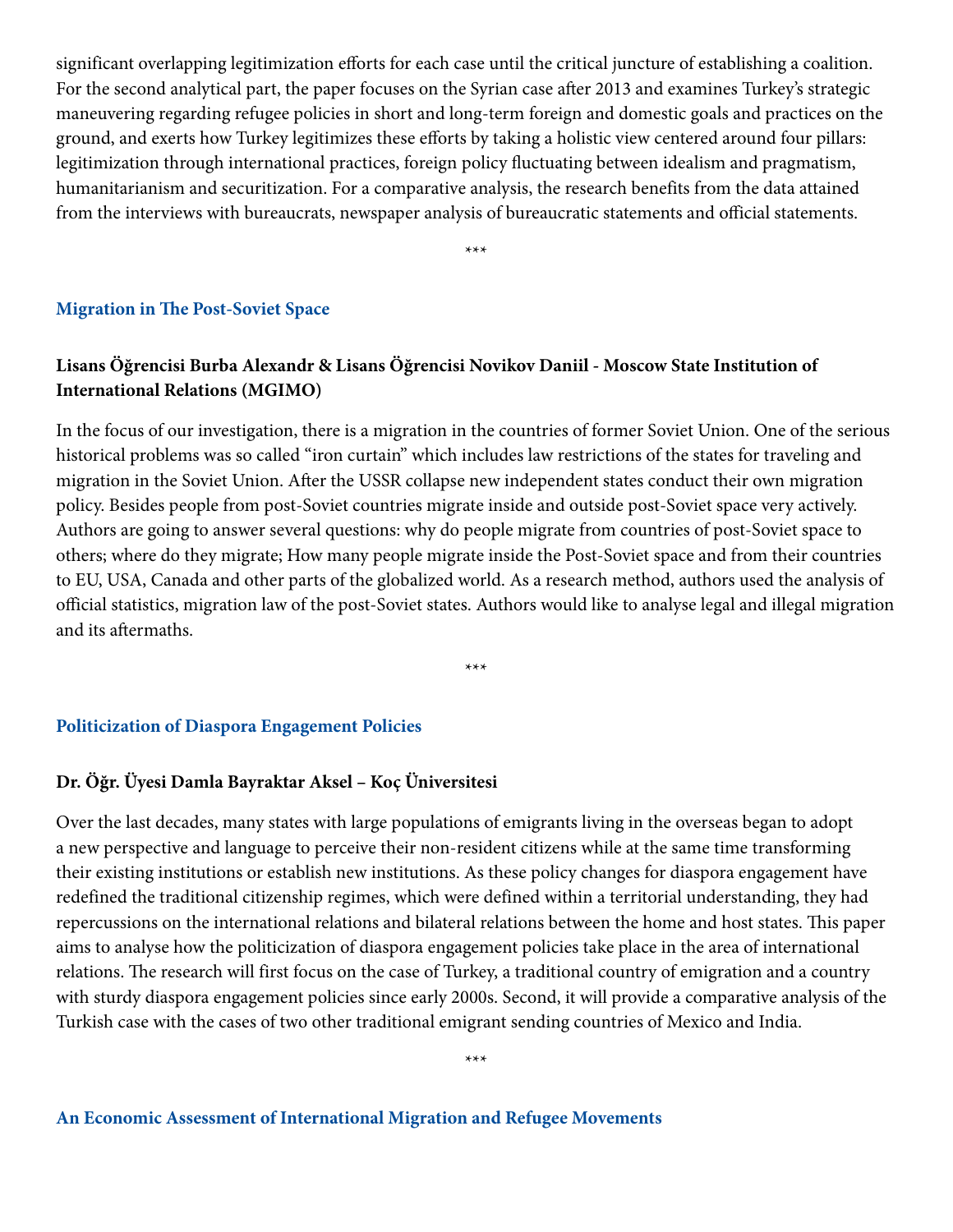significant overlapping legitimization efforts for each case until the critical juncture of establishing a coalition. For the second analytical part, the paper focuses on the Syrian case after 2013 and examines Turkey's strategic maneuvering regarding refugee policies in short and long-term foreign and domestic goals and practices on the ground, and exerts how Turkey legitimizes these efforts by taking a holistic view centered around four pillars: legitimization through international practices, foreign policy fluctuating between idealism and pragmatism, humanitarianism and securitization. For a comparative analysis, the research benefits from the data attained from the interviews with bureaucrats, newspaper analysis of bureaucratic statements and official statements.

***

## Migration in The Post-Soviet Space

**Lisans Öğrencisi Burba Alexandr & Lisans Öğrencisi Novikov Daniil - Moscow State Institution of International Relations (MGIMO)**

In the focus of our investigation, there is a migration in the countries of former Soviet Union. One of the serious historical problems was so called "iron curtain" which includes law restrictions of the states for traveling and migration in the Soviet Union. After the USSR collapse new independent states conduct their own migration policy. Besides people from post-Soviet countries migrate inside and outside post-Soviet space very actively. Authors are going to answer several questions: why do people migrate from countries of post-Soviet space to others; where do they migrate; How many people migrate inside the Post-Soviet space and from their countries to EU, USA, Canada and other parts of the globalized world. As a research method, authors used the analysis of official statistics, migration law of the post-Soviet states. Authors would like to analyse legal and illegal migration and its aftermaths.

***

## Politicization of Diaspora Engagement Policies

**Dr. Öğr. Üyesi Damla Bayraktar Aksel – Koç Üniversitesi**

Over the last decades, many states with large populations of emigrants living in the overseas began to adopt a new perspective and language to perceive their non-resident citizens while at the same time transforming their existing institutions or establish new institutions. As these policy changes for diaspora engagement have redefined the traditional citizenship regimes, which were defined within a territorial understanding, they had repercussions on the international relations and bilateral relations between the home and host states. This paper aims to analyse how the politicization of diaspora engagement policies take place in the area of international relations. The research will first focus on the case of Turkey, a traditional country of emigration and a country with sturdy diaspora engagement policies since early 2000s. Second, it will provide a comparative analysis of the Turkish case with the cases of two other traditional emigrant sending countries of Mexico and India.

***

## An Economic Assessment of International Migration and Refugee Movements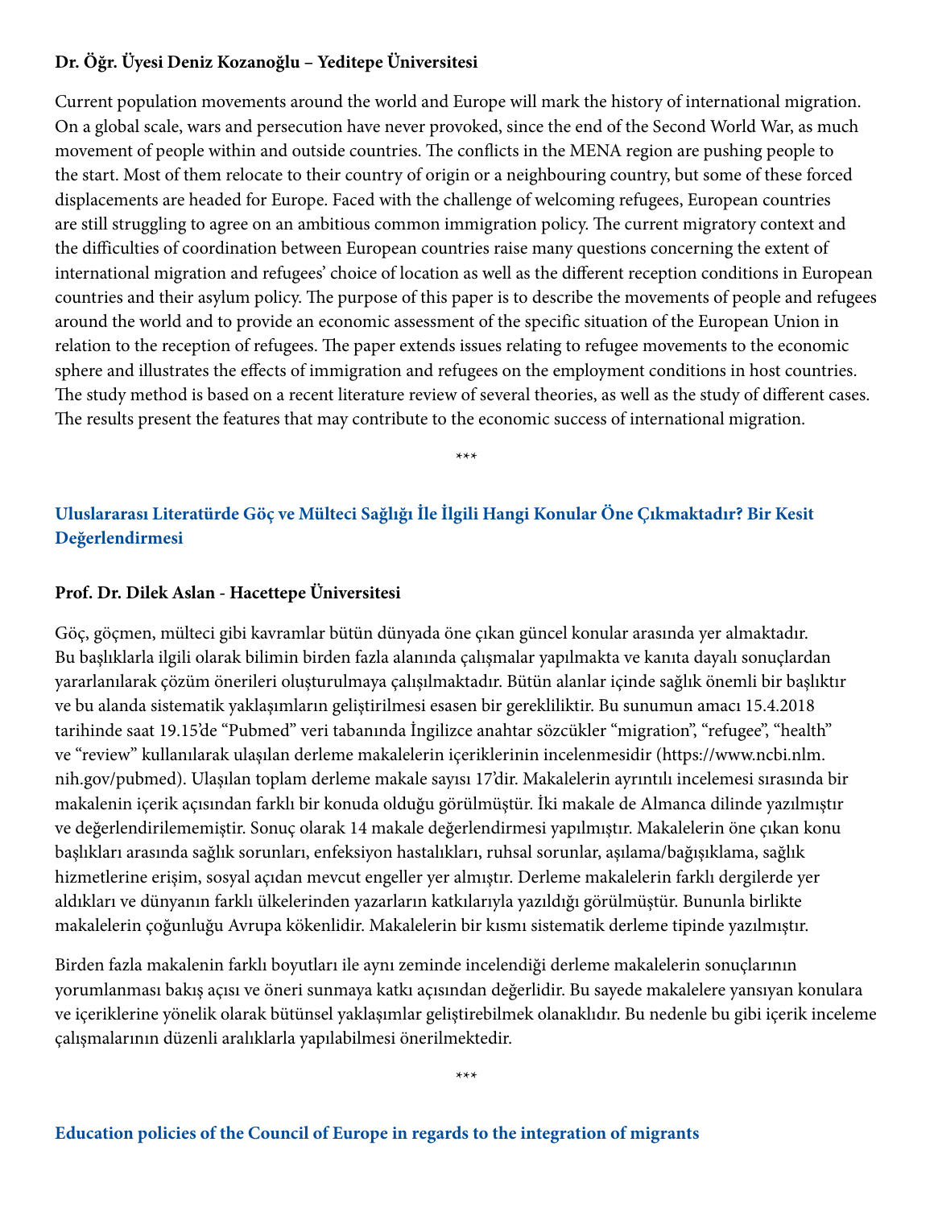**Dr. Öğr. Üyesi Deniz Kozanoğlu – Yeditepe Üniversitesi**

Current population movements around the world and Europe will mark the history of international migration. On a global scale, wars and persecution have never provoked, since the end of the Second World War, as much movement of people within and outside countries. The conflicts in the MENA region are pushing people to the start. Most of them relocate to their country of origin or a neighbouring country, but some of these forced displacements are headed for Europe. Faced with the challenge of welcoming refugees, European countries are still struggling to agree on an ambitious common immigration policy. The current migratory context and the difficulties of coordination between European countries raise many questions concerning the extent of international migration and refugees' choice of location as well as the different reception conditions in European countries and their asylum policy. The purpose of this paper is to describe the movements of people and refugees around the world and to provide an economic assessment of the specific situation of the European Union in relation to the reception of refugees. The paper extends issues relating to refugee movements to the economic sphere and illustrates the effects of immigration and refugees on the employment conditions in host countries. The study method is based on a recent literature review of several theories, as well as the study of different cases. The results present the features that may contribute to the economic success of international migration.

***

## Uluslararası Literatürde Göç ve Mülteci Sağlığı İle İlgili Hangi Konular Öne Çıkmaktadır? Bir Kesit Değerlendirmesi

**Prof. Dr. Dilek Aslan - Hacettepe Üniversitesi**

Göç, göçmen, mülteci gibi kavramlar bütün dünyada öne çıkan güncel konular arasında yer almaktadır. Bu başlıklarla ilgili olarak bilimin birden fazla alanında çalışmalar yapılmakta ve kanıta dayalı sonuçlardan yararlanılarak çözüm önerileri oluşturulmaya çalışılmaktadır. Bütün alanlar içinde sağlık önemli bir başlıktır ve bu alanda sistematik yaklaşımların geliştirilmesi esasen bir gerekliliktir. Bu sunumun amacı 15.4.2018 tarihinde saat 19.15'de "Pubmed" veri tabanında İngilizce anahtar sözcükler "migration", "refugee", "health" ve "review" kullanılarak ulaşılan derleme makalelerin içeriklerinin incelenmesidir (https://www.ncbi.nlm.nih.gov/pubmed). Ulaşılan toplam derleme makale sayısı 17'dir. Makalelerin ayrıntılı incelemesi sırasında bir makalenin içerik açısından farklı bir konuda olduğu görülmüştür. İki makale de Almanca dilinde yazılmıştır ve değerlendirilememiştir. Sonuç olarak 14 makale değerlendirmesi yapılmıştır. Makalelerin öne çıkan konu başlıkları arasında sağlık sorunları, enfeksiyon hastalıkları, ruhsal sorunlar, aşılama/bağışıklama, sağlık hizmetlerine erişim, sosyal açıdan mevcut engeller yer almıştır. Derleme makalelerin farklı dergilerde yer aldıkları ve dünyanın farklı ülkelerinden yazarların katkılarıyla yazıldığı görülmüştür. Bununla birlikte makalelerin çoğunluğu Avrupa kökenlidir. Makalelerin bir kısmı sistematik derleme tipinde yazılmıştır.

Birden fazla makalenin farklı boyutları ile aynı zeminde incelendiği derleme makalelerin sonuçlarının yorumlanması bakış açısı ve öneri sunmaya katkı açısından değerlidir. Bu sayede makalelere yansıyan konulara ve içeriklerine yönelik olarak bütünsel yaklaşımlar geliştirebilmek olanaklıdır. Bu nedenle bu gibi içerik inceleme çalışmalarının düzenli aralıklarla yapılabilmesi önerilmektedir.

***

## Education policies of the Council of Europe in regards to the integration of migrants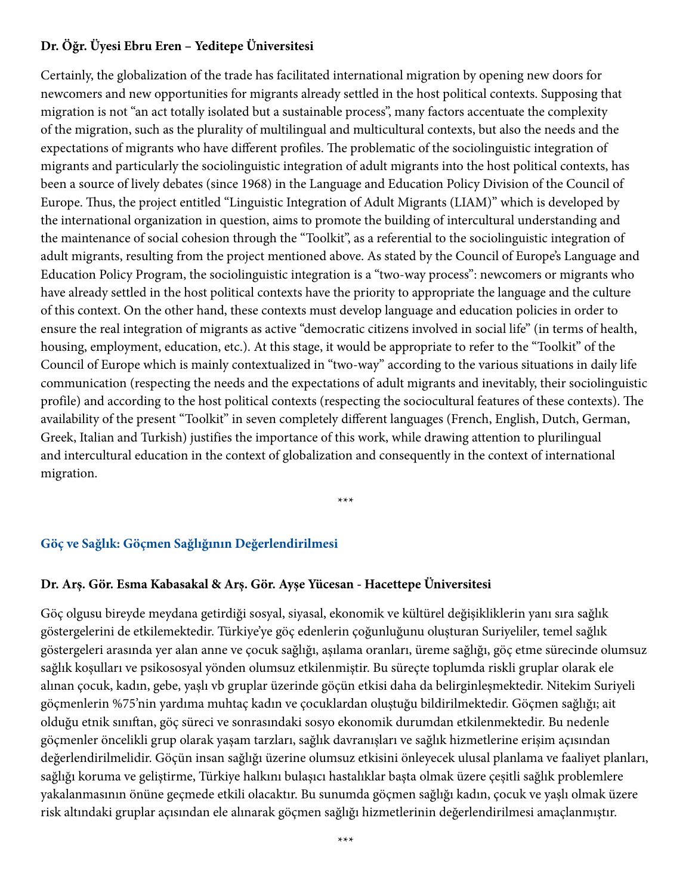**Dr. Öğr. Üyesi Ebru Eren – Yeditepe Üniversitesi**

Certainly, the globalization of the trade has facilitated international migration by opening new doors for newcomers and new opportunities for migrants already settled in the host political contexts. Supposing that migration is not "an act totally isolated but a sustainable process", many factors accentuate the complexity of the migration, such as the plurality of multilingual and multicultural contexts, but also the needs and the expectations of migrants who have different profiles. The problematic of the sociolinguistic integration of migrants and particularly the sociolinguistic integration of adult migrants into the host political contexts, has been a source of lively debates (since 1968) in the Language and Education Policy Division of the Council of Europe. Thus, the project entitled "Linguistic Integration of Adult Migrants (LIAM)" which is developed by the international organization in question, aims to promote the building of intercultural understanding and the maintenance of social cohesion through the "Toolkit", as a referential to the sociolinguistic integration of adult migrants, resulting from the project mentioned above. As stated by the Council of Europe's Language and Education Policy Program, the sociolinguistic integration is a "two-way process": newcomers or migrants who have already settled in the host political contexts have the priority to appropriate the language and the culture of this context. On the other hand, these contexts must develop language and education policies in order to ensure the real integration of migrants as active "democratic citizens involved in social life" (in terms of health, housing, employment, education, etc.). At this stage, it would be appropriate to refer to the "Toolkit" of the Council of Europe which is mainly contextualized in "two-way" according to the various situations in daily life communication (respecting the needs and the expectations of adult migrants and inevitably, their sociolinguistic profile) and according to the host political contexts (respecting the sociocultural features of these contexts). The availability of the present "Toolkit" in seven completely different languages (French, English, Dutch, German, Greek, Italian and Turkish) justifies the importance of this work, while drawing attention to plurilingual and intercultural education in the context of globalization and consequently in the context of international migration.

\*\*\*

### Göç ve Sağlık: Göçmen Sağlığının Değerlendirilmesi

**Dr. Arş. Gör. Esma Kabasakal & Arş. Gör. Ayşe Yücesan - Hacettepe Üniversitesi**

Göç olgusu bireyde meydana getirdiği sosyal, siyasal, ekonomik ve kültürel değişikliklerin yanı sıra sağlık göstergelerini de etkilemektedir. Türkiye'ye göç edenlerin çoğunluğunu oluşturan Suriyeliler, temel sağlık göstergeleri arasında yer alan anne ve çocuk sağlığı, aşılama oranları, üreme sağlığı, göç etme sürecinde olumsuz sağlık koşulları ve psikososyal yönden olumsuz etkilenmiştir. Bu süreçte toplumda riskli gruplar olarak ele alınan çocuk, kadın, gebe, yaşlı vb gruplar üzerinde göçün etkisi daha da belirginleşmektedir. Nitekim Suriyeli göçmenlerin %75'nin yardıma muhtaç kadın ve çocuklardan oluştuğu bildirilmektedir. Göçmen sağlığı; ait olduğu etnik sınıftan, göç süreci ve sonrasındaki sosyo ekonomik durumdan etkilenmektedir. Bu nedenle göçmenler öncelikli grup olarak yaşam tarzları, sağlık davranışları ve sağlık hizmetlerine erişim açısından değerlendirilmelidir. Göçün insan sağlığı üzerine olumsuz etkisini önleyecek ulusal planlama ve faaliyet planları, sağlığı koruma ve geliştirme, Türkiye halkını bulaşıcı hastalıklar başta olmak üzere çeşitli sağlık problemlere yakalanmasının önüne geçmede etkili olacaktır. Bu sunumda göçmen sağlığı kadın, çocuk ve yaşlı olmak üzere risk altındaki gruplar açısından ele alınarak göçmen sağlığı hizmetlerinin değerlendirilmesi amaçlanmıştır.

\*\*\*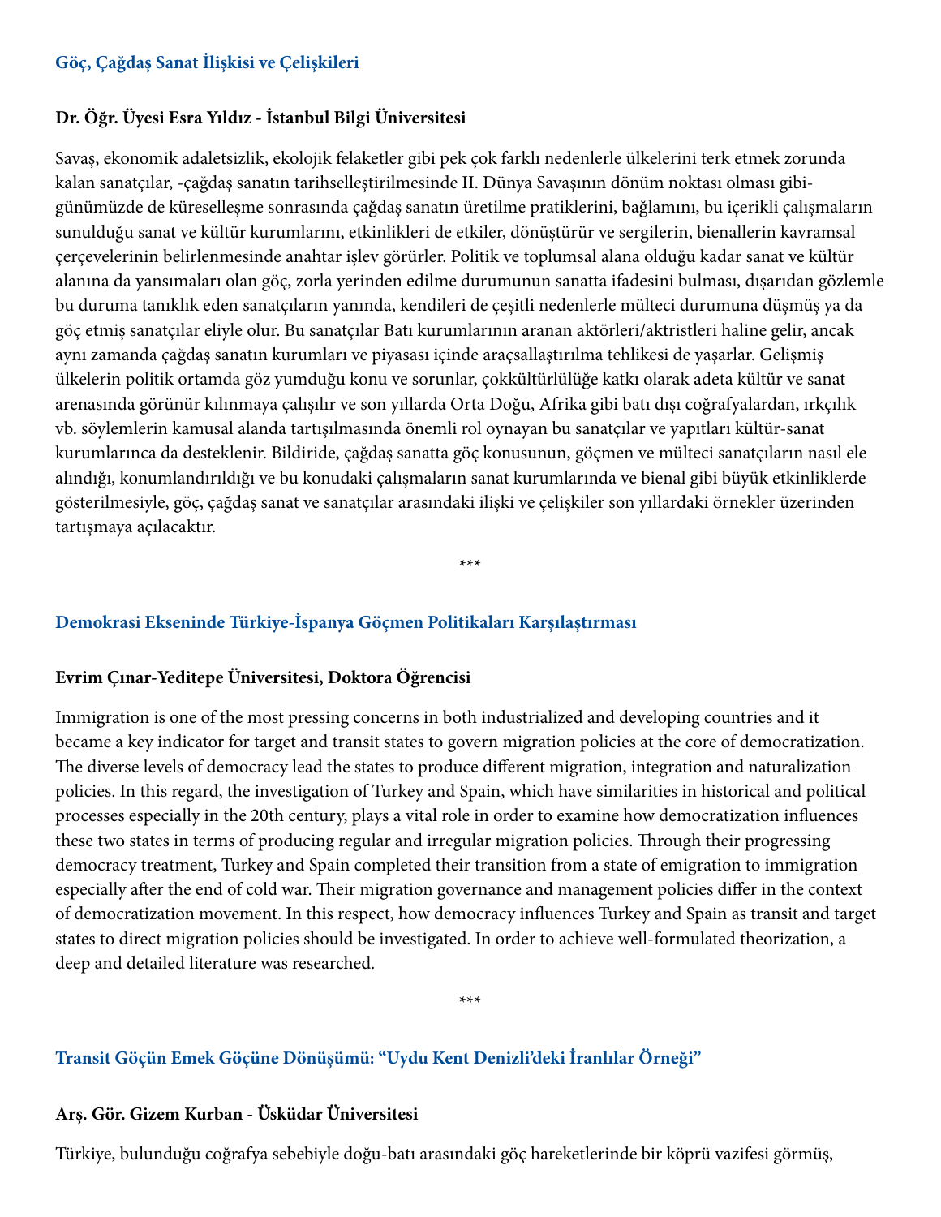### Göç, Çağdaş Sanat İlişkisi ve Çelişkileri

**Dr. Öğr. Üyesi Esra Yıldız - İstanbul Bilgi Üniversitesi**

Savaş, ekonomik adaletsizlik, ekolojik felaketler gibi pek çok farklı nedenlerle ülkelerini terk etmek zorunda kalan sanatçılar, -çağdaş sanatın tarihselleştirilmesinde II. Dünya Savaşının dönüm noktası olması gibi-günümüzde de küreselleşme sonrasında çağdaş sanatın üretilme pratiklerini, bağlamını, bu içerikli çalışmaların sunulduğu sanat ve kültür kurumlarını, etkinlikleri de etkiler, dönüştürür ve sergilerin, bienallerin kavramsal çerçevelerinin belirlenmesinde anahtar işlev görürler. Politik ve toplumsal alana olduğu kadar sanat ve kültür alanına da yansımaları olan göç, zorla yerinden edilme durumunun sanatta ifadesini bulması, dışarıdan gözlemle bu duruma tanıklık eden sanatçıların yanında, kendileri de çeşitli nedenlerle mülteci durumuna düşmüş ya da göç etmiş sanatçılar eliyle olur. Bu sanatçılar Batı kurumlarının aranan aktörleri/aktristleri haline gelir, ancak aynı zamanda çağdaş sanatın kurumları ve piyasası içinde araçsallaştırılma tehlikesi de yaşarlar. Gelişmiş ülkelerin politik ortamda göz yumduğu konu ve sorunlar, çokkültürlülüğe katkı olarak adeta kültür ve sanat arenasında görünür kılınmaya çalışılır ve son yıllarda Orta Doğu, Afrika gibi batı dışı coğrafyalardan, ırkçılık vb. söylemlerin kamusal alanda tartışılmasında önemli rol oynayan bu sanatçılar ve yapıtları kültür-sanat kurumlarınca da desteklenir. Bildiride, çağdaş sanatta göç konusunun, göçmen ve mülteci sanatçıların nasıl ele alındığı, konumlandırıldığı ve bu konudaki çalışmaların sanat kurumlarında ve bienal gibi büyük etkinliklerde gösterilmesiyle, göç, çağdaş sanat ve sanatçılar arasındaki ilişki ve çelişkiler son yıllardaki örnekler üzerinden tartışmaya açılacaktır.

***

### Demokrasi Ekseninde Türkiye-İspanya Göçmen Politikaları Karşılaştırması

**Evrim Çınar-Yeditepe Üniversitesi, Doktora Öğrencisi**

Immigration is one of the most pressing concerns in both industrialized and developing countries and it became a key indicator for target and transit states to govern migration policies at the core of democratization. The diverse levels of democracy lead the states to produce different migration, integration and naturalization policies. In this regard, the investigation of Turkey and Spain, which have similarities in historical and political processes especially in the 20th century, plays a vital role in order to examine how democratization influences these two states in terms of producing regular and irregular migration policies. Through their progressing democracy treatment, Turkey and Spain completed their transition from a state of emigration to immigration especially after the end of cold war. Their migration governance and management policies differ in the context of democratization movement. In this respect, how democracy influences Turkey and Spain as transit and target states to direct migration policies should be investigated. In order to achieve well-formulated theorization, a deep and detailed literature was researched.

***

### Transit Göçün Emek Göçüne Dönüşümü: "Uydu Kent Denizli'deki İranlılar Örneği"

**Arş. Gör. Gizem Kurban - Üsküdar Üniversitesi**

Türkiye, bulunduğu coğrafya sebebiyle doğu-batı arasındaki göç hareketlerinde bir köprü vazifesi görmüş,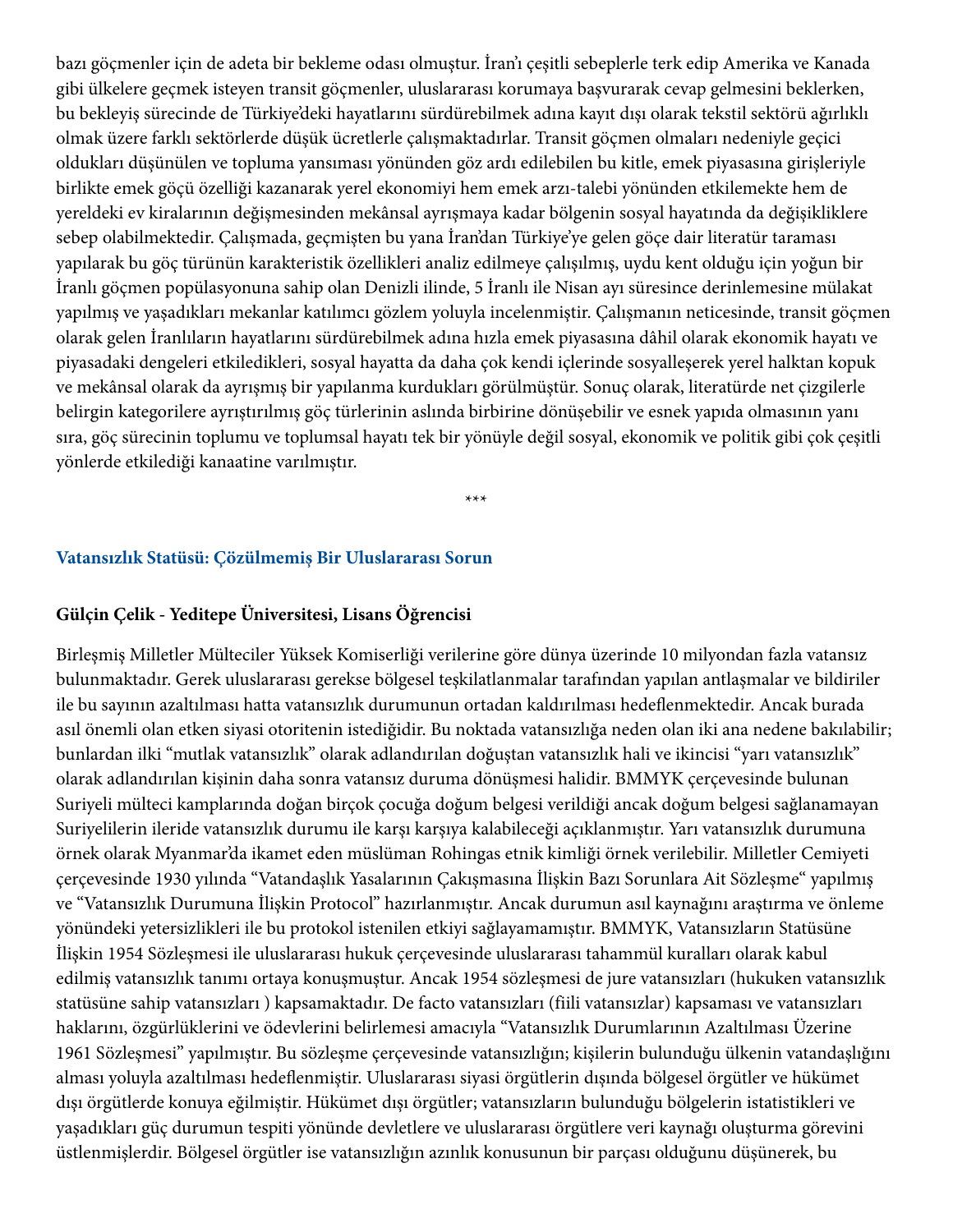bazı göçmenler için de adeta bir bekleme odası olmuştur. İran'ı çeşitli sebeplerle terk edip Amerika ve Kanada gibi ülkelere geçmek isteyen transit göçmenler, uluslararası korumaya başvurarak cevap gelmesini beklerken, bu bekleyiş sürecinde de Türkiye'deki hayatlarını sürdürebilmek adına kayıt dışı olarak tekstil sektörü ağırlıklı olmak üzere farklı sektörlerde düşük ücretlerle çalışmaktadırlar. Transit göçmen olmaları nedeniyle geçici oldukları düşünülen ve topluma yansıması yönünden göz ardı edilebilen bu kitle, emek piyasasına girişleriyle birlikte emek göçü özelliği kazanarak yerel ekonomiyi hem emek arzı-talebi yönünden etkilemekte hem de yereldeki ev kiralarının değişmesinden mekânsal ayrışmaya kadar bölgenin sosyal hayatında da değişikliklere sebep olabilmektedir. Çalışmada, geçmişten bu yana İran'dan Türkiye'ye gelen göçe dair literatür taraması yapılarak bu göç türünün karakteristik özellikleri analiz edilmeye çalışılmış, uydu kent olduğu için yoğun bir İranlı göçmen popülasyonuna sahip olan Denizli ilinde, 5 İranlı ile Nisan ayı süresince derinlemesine mülakat yapılmış ve yaşadıkları mekanlar katılımcı gözlem yoluyla incelenmiştir. Çalışmanın neticesinde, transit göçmen olarak gelen İranlıların hayatlarını sürdürebilmek adına hızla emek piyasasına dâhil olarak ekonomik hayatı ve piyasadaki dengeleri etkiledikleri, sosyal hayatta da daha çok kendi içlerinde sosyalleşerek yerel halktan kopuk ve mekânsal olarak da ayrışmış bir yapılanma kurdukları görülmüştür. Sonuç olarak, literatürde net çizgilerle belirgin kategorilere ayrıştırılmış göç türlerinin aslında birbirine dönüşebilir ve esnek yapıda olmasının yanı sıra, göç sürecinin toplumu ve toplumsal hayatı tek bir yönüyle değil sosyal, ekonomik ve politik gibi çok çeşitli yönlerde etkilediği kanaatine varılmıştır.

***

### Vatansızlık Statüsü: Çözülmemiş Bir Uluslararası Sorun

**Gülçin Çelik - Yeditepe Üniversitesi, Lisans Öğrencisi**

Birleşmiş Milletler Mülteciler Yüksek Komiserliği verilerine göre dünya üzerinde 10 milyondan fazla vatansız bulunmaktadır. Gerek uluslararası gerekse bölgesel teşkilatlanmalar tarafından yapılan antlaşmalar ve bildiriler ile bu sayının azaltılması hatta vatansızlık durumunun ortadan kaldırılması hedeflenmektedir. Ancak burada asıl önemli olan etken siyasi otoritenin istediğidir. Bu noktada vatansızlığa neden olan iki ana nedene bakılabilir; bunlardan ilki "mutlak vatansızlık" olarak adlandırılan doğuştan vatansızlık hali ve ikincisi "yarı vatansızlık" olarak adlandırılan kişinin daha sonra vatansız duruma dönüşmesi halidir. BMMYK çerçevesinde bulunan Suriyeli mülteci kamplarında doğan birçok çocuğa doğum belgesi verildiği ancak doğum belgesi sağlanamayan Suriyelilerin ileride vatansızlık durumu ile karşı karşıya kalabileceği açıklanmıştır. Yarı vatansızlık durumuna örnek olarak Myanmar'da ikamet eden müslüman Rohingas etnik kimliği örnek verilebilir. Milletler Cemiyeti çerçevesinde 1930 yılında "Vatandaşlık Yasalarının Çakışmasına İlişkin Bazı Sorunlara Ait Sözleşme" yapılmış ve "Vatansızlık Durumuna İlişkin Protocol" hazırlanmıştır. Ancak durumun asıl kaynağını araştırma ve önleme yönündeki yetersizlikleri ile bu protokol istenilen etkiyi sağlayamamıştır. BMMYK, Vatansızların Statüsüne İlişkin 1954 Sözleşmesi ile uluslararası hukuk çerçevesinde uluslararası tahammül kuralları olarak kabul edilmiş vatansızlık tanımı ortaya konuşmuştur. Ancak 1954 sözleşmesi de jure vatansızları (hukuken vatansızlık statüsüne sahip vatansızları ) kapsamaktadır. De facto vatansızları (fiili vatansızlar) kapsaması ve vatansızları haklarını, özgürlüklerini ve ödevlerini belirlemesi amacıyla "Vatansızlık Durumlarının Azaltılması Üzerine 1961 Sözleşmesi" yapılmıştır. Bu sözleşme çerçevesinde vatansızlığın; kişilerin bulunduğu ülkenin vatandaşlığını alması yoluyla azaltılması hedeflenmiştir. Uluslararası siyasi örgütlerin dışında bölgesel örgütler ve hükümet dışı örgütlerde konuya eğilmiştir. Hükümet dışı örgütler; vatansızların bulunduğu bölgelerin istatistikleri ve yaşadıkları güç durumun tespiti yönünde devletlere ve uluslararası örgütlere veri kaynağı oluşturma görevini üstlenmişlerdir. Bölgesel örgütler ise vatansızlığın azınlık konusunun bir parçası olduğunu düşünerek, bu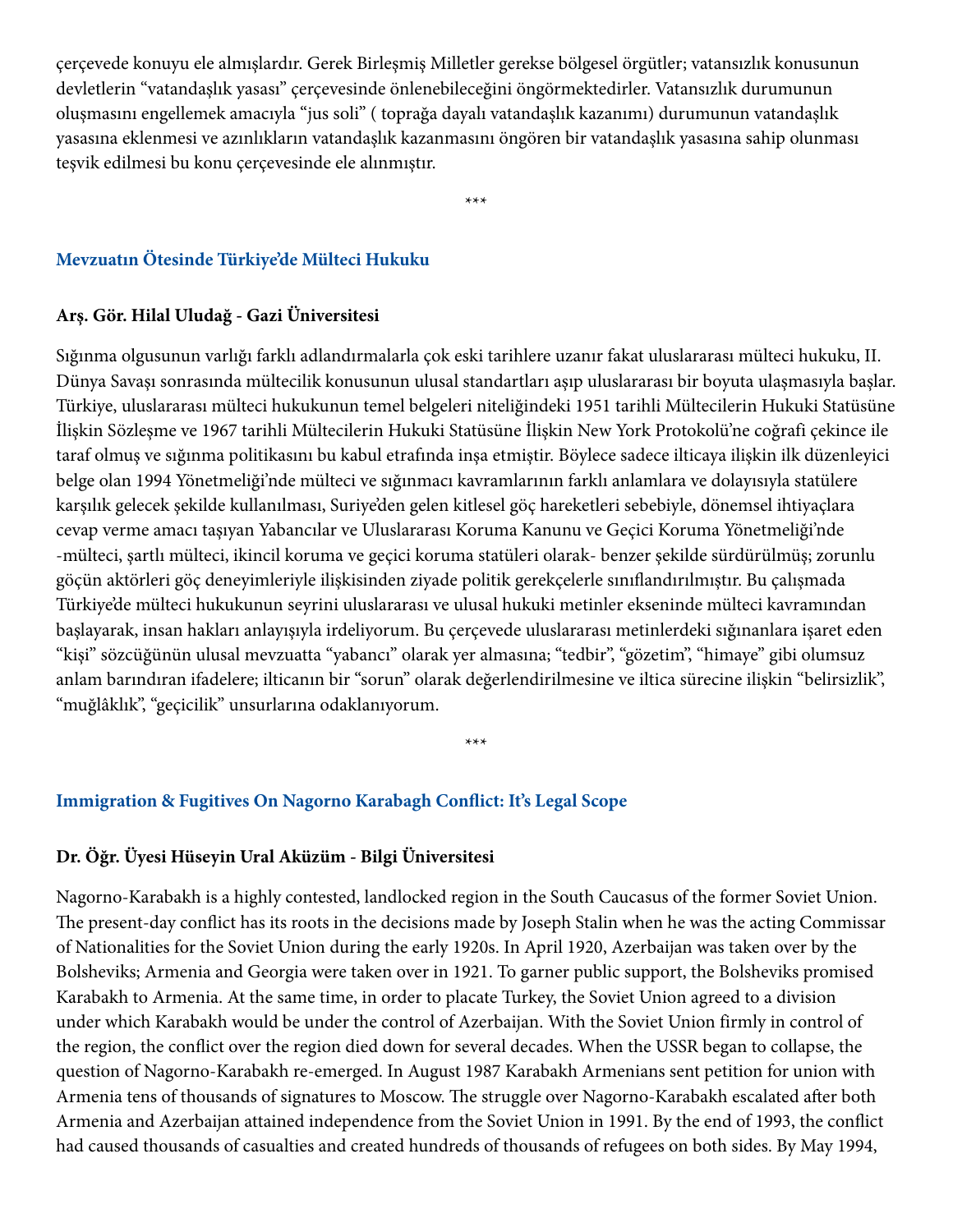çerçevede konuyu ele almışlardır. Gerek Birleşmiş Milletler gerekse bölgesel örgütler; vatansızlık konusunun devletlerin "vatandaşlık yasası" çerçevesinde önlenebileceğini öngörmektedirler. Vatansızlık durumunun oluşmasını engellemek amacıyla "jus soli" ( toprağa dayalı vatandaşlık kazanımı) durumunun vatandaşlık yasasına eklenmesi ve azınlıkların vatandaşlık kazanmasını öngören bir vatandaşlık yasasına sahip olunması teşvik edilmesi bu konu çerçevesinde ele alınmıştır.

***

## Mevzuatın Ötesinde Türkiye'de Mülteci Hukuku

**Arş. Gör. Hilal Uludağ - Gazi Üniversitesi**

Sığınma olgusunun varlığı farklı adlandırmalarla çok eski tarihlere uzanır fakat uluslararası mülteci hukuku, II. Dünya Savaşı sonrasında mültecilik konusunun ulusal standartları aşıp uluslararası bir boyuta ulaşmasıyla başlar. Türkiye, uluslararası mülteci hukukunun temel belgeleri niteliğindeki 1951 tarihli Mültecilerin Hukuki Statüsüne İlişkin Sözleşme ve 1967 tarihli Mültecilerin Hukuki Statüsüne İlişkin New York Protokolü'ne coğrafi çekince ile taraf olmuş ve sığınma politikasını bu kabul etrafında inşa etmiştir. Böylece sadece ilticaya ilişkin ilk düzenleyici belge olan 1994 Yönetmeliği'nde mülteci ve sığınmacı kavramlarının farklı anlamlara ve dolayısıyla statülere karşılık gelecek şekilde kullanılması, Suriye'den gelen kitlesel göç hareketleri sebebiyle, dönemsel ihtiyaçlara cevap verme amacı taşıyan Yabancılar ve Uluslararası Koruma Kanunu ve Geçici Koruma Yönetmeliği'nde -mülteci, şartlı mülteci, ikincil koruma ve geçici koruma statüleri olarak- benzer şekilde sürdürülmüş; zorunlu göçün aktörleri göç deneyimleriyle ilişkisinden ziyade politik gerekçelerle sınıflandırılmıştır. Bu çalışmada Türkiye'de mülteci hukukunun seyrini uluslararası ve ulusal hukuki metinler ekseninde mülteci kavramından başlayarak, insan hakları anlayışıyla irdeliyorum. Bu çerçevede uluslararası metinlerdeki sığınanlara işaret eden "kişi" sözcüğünün ulusal mevzuatta "yabancı" olarak yer almasına; "tedbir", "gözetim", "himaye" gibi olumsuz anlam barındıran ifadelere; ilticanın bir "sorun" olarak değerlendirilmesine ve iltica sürecine ilişkin "belirsizlik", "muğlâklık", "geçicilik" unsurlarına odaklanıyorum.

***

## Immigration & Fugitives On Nagorno Karabagh Conflict: It's Legal Scope

**Dr. Öğr. Üyesi Hüseyin Ural Aküzüm - Bilgi Üniversitesi**

Nagorno-Karabakh is a highly contested, landlocked region in the South Caucasus of the former Soviet Union. The present-day conflict has its roots in the decisions made by Joseph Stalin when he was the acting Commissar of Nationalities for the Soviet Union during the early 1920s. In April 1920, Azerbaijan was taken over by the Bolsheviks; Armenia and Georgia were taken over in 1921. To garner public support, the Bolsheviks promised Karabakh to Armenia. At the same time, in order to placate Turkey, the Soviet Union agreed to a division under which Karabakh would be under the control of Azerbaijan. With the Soviet Union firmly in control of the region, the conflict over the region died down for several decades. When the USSR began to collapse, the question of Nagorno-Karabakh re-emerged. In August 1987 Karabakh Armenians sent petition for union with Armenia tens of thousands of signatures to Moscow. The struggle over Nagorno-Karabakh escalated after both Armenia and Azerbaijan attained independence from the Soviet Union in 1991. By the end of 1993, the conflict had caused thousands of casualties and created hundreds of thousands of refugees on both sides. By May 1994,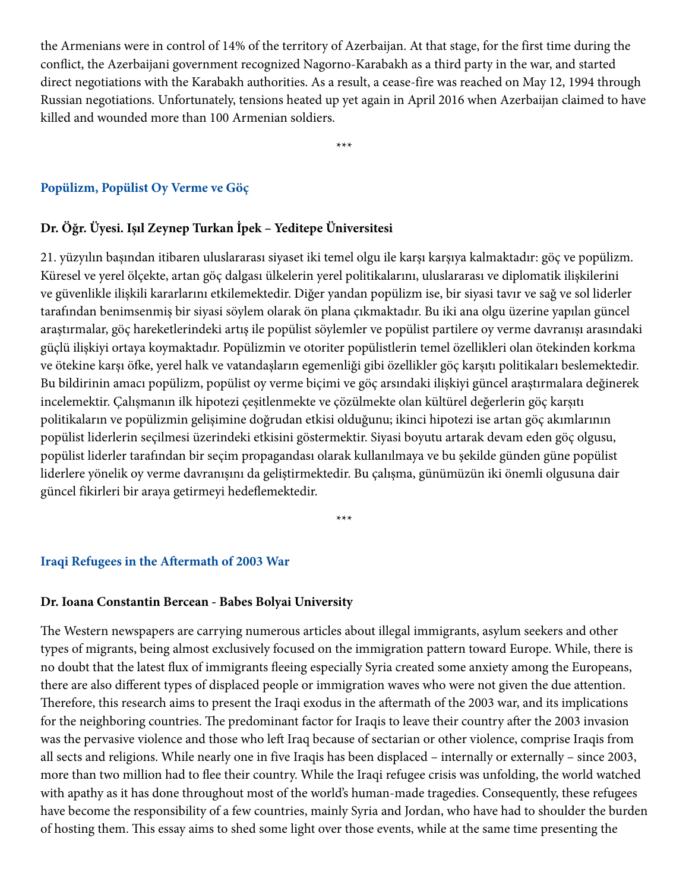the Armenians were in control of 14% of the territory of Azerbaijan. At that stage, for the first time during the conflict, the Azerbaijani government recognized Nagorno-Karabakh as a third party in the war, and started direct negotiations with the Karabakh authorities. As a result, a cease-fire was reached on May 12, 1994 through Russian negotiations. Unfortunately, tensions heated up yet again in April 2016 when Azerbaijan claimed to have killed and wounded more than 100 Armenian soldiers.

***

## Popülizm, Popülist Oy Verme ve Göç

**Dr. Öğr. Üyesi. Işıl Zeynep Turkan İpek – Yeditepe Üniversitesi**

21. yüzyılın başından itibaren uluslararası siyaset iki temel olgu ile karşı karşıya kalmaktadır: göç ve popülizm. Küresel ve yerel ölçekte, artan göç dalgası ülkelerin yerel politikalarını, uluslararası ve diplomatik ilişkilerini ve güvenlikle ilişkili kararlarını etkilemektedir. Diğer yandan popülizm ise, bir siyasi tavır ve sağ ve sol liderler tarafından benimsenmiş bir siyasi söylem olarak ön plana çıkmaktadır. Bu iki ana olgu üzerine yapılan güncel araştırmalar, göç hareketlerindeki artış ile popülist söylemler ve popülist partilere oy verme davranışı arasındaki güçlü ilişkiyi ortaya koymaktadır. Popülizmin ve otoriter popülistlerin temel özellikleri olan ötekinden korkma ve ötekine karşı öfke, yerel halk ve vatandaşların egemenliği gibi özellikler göç karşıtı politikaları beslemektedir. Bu bildirinin amacı popülizm, popülist oy verme biçimi ve göç arsındaki ilişkiyi güncel araştırmalara değinerek incelemektir. Çalışmanın ilk hipotezi çeşitlenmekte ve çözülmekte olan kültürel değerlerin göç karşıtı politikaların ve popülizmin gelişimine doğrudan etkisi olduğunu; ikinci hipotezi ise artan göç akımlarının popülist liderlerin seçilmesi üzerindeki etkisini göstermektir. Siyasi boyutu artarak devam eden göç olgusu, popülist liderler tarafından bir seçim propagandası olarak kullanılmaya ve bu şekilde günden güne popülist liderlere yönelik oy verme davranışını da geliştirmektedir. Bu çalışma, günümüzün iki önemli olgusuna dair güncel fikirleri bir araya getirmeyi hedeflemektedir.

***

## Iraqi Refugees in the Aftermath of 2003 War

**Dr. Ioana Constantin Bercean - Babes Bolyai University**

The Western newspapers are carrying numerous articles about illegal immigrants, asylum seekers and other types of migrants, being almost exclusively focused on the immigration pattern toward Europe. While, there is no doubt that the latest flux of immigrants fleeing especially Syria created some anxiety among the Europeans, there are also different types of displaced people or immigration waves who were not given the due attention. Therefore, this research aims to present the Iraqi exodus in the aftermath of the 2003 war, and its implications for the neighboring countries. The predominant factor for Iraqis to leave their country after the 2003 invasion was the pervasive violence and those who left Iraq because of sectarian or other violence, comprise Iraqis from all sects and religions. While nearly one in five Iraqis has been displaced – internally or externally – since 2003, more than two million had to flee their country. While the Iraqi refugee crisis was unfolding, the world watched with apathy as it has done throughout most of the world's human-made tragedies. Consequently, these refugees have become the responsibility of a few countries, mainly Syria and Jordan, who have had to shoulder the burden of hosting them. This essay aims to shed some light over those events, while at the same time presenting the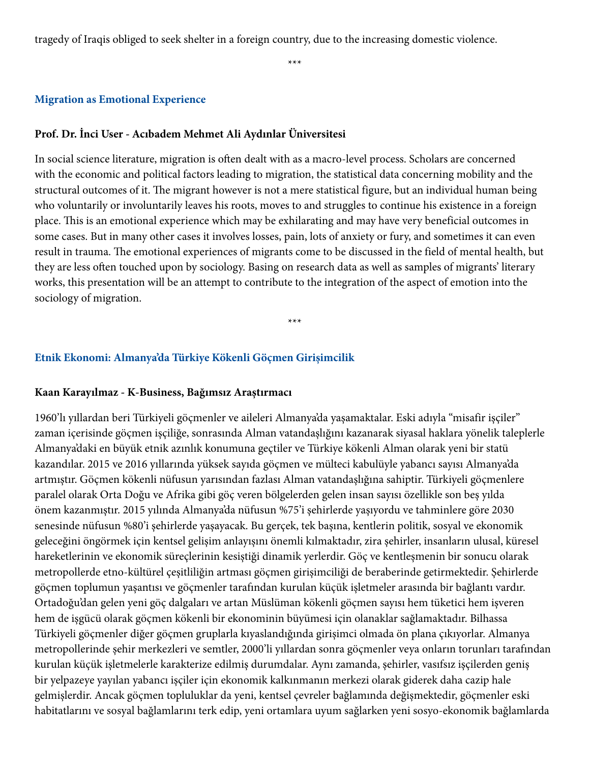tragedy of Iraqis obliged to seek shelter in a foreign country, due to the increasing domestic violence.

***

### Migration as Emotional Experience

**Prof. Dr. İnci User - Acıbadem Mehmet Ali Aydınlar Üniversitesi**

In social science literature, migration is often dealt with as a macro-level process. Scholars are concerned with the economic and political factors leading to migration, the statistical data concerning mobility and the structural outcomes of it. The migrant however is not a mere statistical figure, but an individual human being who voluntarily or involuntarily leaves his roots, moves to and struggles to continue his existence in a foreign place. This is an emotional experience which may be exhilarating and may have very beneficial outcomes in some cases. But in many other cases it involves losses, pain, lots of anxiety or fury, and sometimes it can even result in trauma. The emotional experiences of migrants come to be discussed in the field of mental health, but they are less often touched upon by sociology. Basing on research data as well as samples of migrants' literary works, this presentation will be an attempt to contribute to the integration of the aspect of emotion into the sociology of migration.

***

### Etnik Ekonomi: Almanya'da Türkiye Kökenli Göçmen Girişimcilik

**Kaan Karayılmaz - K-Business, Bağımsız Araştırmacı**

1960'lı yıllardan beri Türkiyeli göçmenler ve aileleri Almanya'da yaşamaktalar. Eski adıyla "misafir işçiler" zaman içerisinde göçmen işçiliğe, sonrasında Alman vatandaşlığını kazanarak siyasal haklara yönelik taleplerle Almanya'daki en büyük etnik azınlık konumuna geçtiler ve Türkiye kökenli Alman olarak yeni bir statü kazandılar. 2015 ve 2016 yıllarında yüksek sayıda göçmen ve mülteci kabulüyle yabancı sayısı Almanya'da artmıştır. Göçmen kökenli nüfusun yarısından fazlası Alman vatandaşlığına sahiptir. Türkiyeli göçmenlere paralel olarak Orta Doğu ve Afrika gibi göç veren bölgelerden gelen insan sayısı özellikle son beş yılda önem kazanmıştır. 2015 yılında Almanya'da nüfusun %75'i şehirlerde yaşıyordu ve tahminlere göre 2030 senesinde nüfusun %80'i şehirlerde yaşayacak. Bu gerçek, tek başına, kentlerin politik, sosyal ve ekonomik geleceğini öngörmek için kentsel gelişim anlayışını önemli kılmaktadır, zira şehirler, insanların ulusal, küresel hareketlerinin ve ekonomik süreçlerinin kesiştiği dinamik yerlerdir. Göç ve kentleşmenin bir sonucu olarak metropollerde etno-kültürel çeşitliliğin artması göçmen girişimciliği de beraberinde getirmektedir. Şehirlerde göçmen toplumun yaşantısı ve göçmenler tarafından kurulan küçük işletmeler arasında bir bağlantı vardır. Ortadoğu'dan gelen yeni göç dalgaları ve artan Müslüman kökenli göçmen sayısı hem tüketici hem işveren hem de işgücü olarak göçmen kökenli bir ekonominin büyümesi için olanaklar sağlamaktadır. Bilhassa Türkiyeli göçmenler diğer göçmen gruplarla kıyaslandığında girişimci olmada ön plana çıkıyorlar. Almanya metropollerinde şehir merkezleri ve semtler, 2000'li yıllardan sonra göçmenler veya onların torunları tarafından kurulan küçük işletmelerle karakterize edilmiş durumdalar. Aynı zamanda, şehirler, vasıfsız işçilerden geniş bir yelpazeye yayılan yabancı işçiler için ekonomik kalkınmanın merkezi olarak giderek daha cazip hale gelmişlerdir. Ancak göçmen topluluklar da yeni, kentsel çevreler bağlamında değişmektedir, göçmenler eski habitatlarını ve sosyal bağlamlarını terk edip, yeni ortamlara uyum sağlarken yeni sosyo-ekonomik bağlamlarda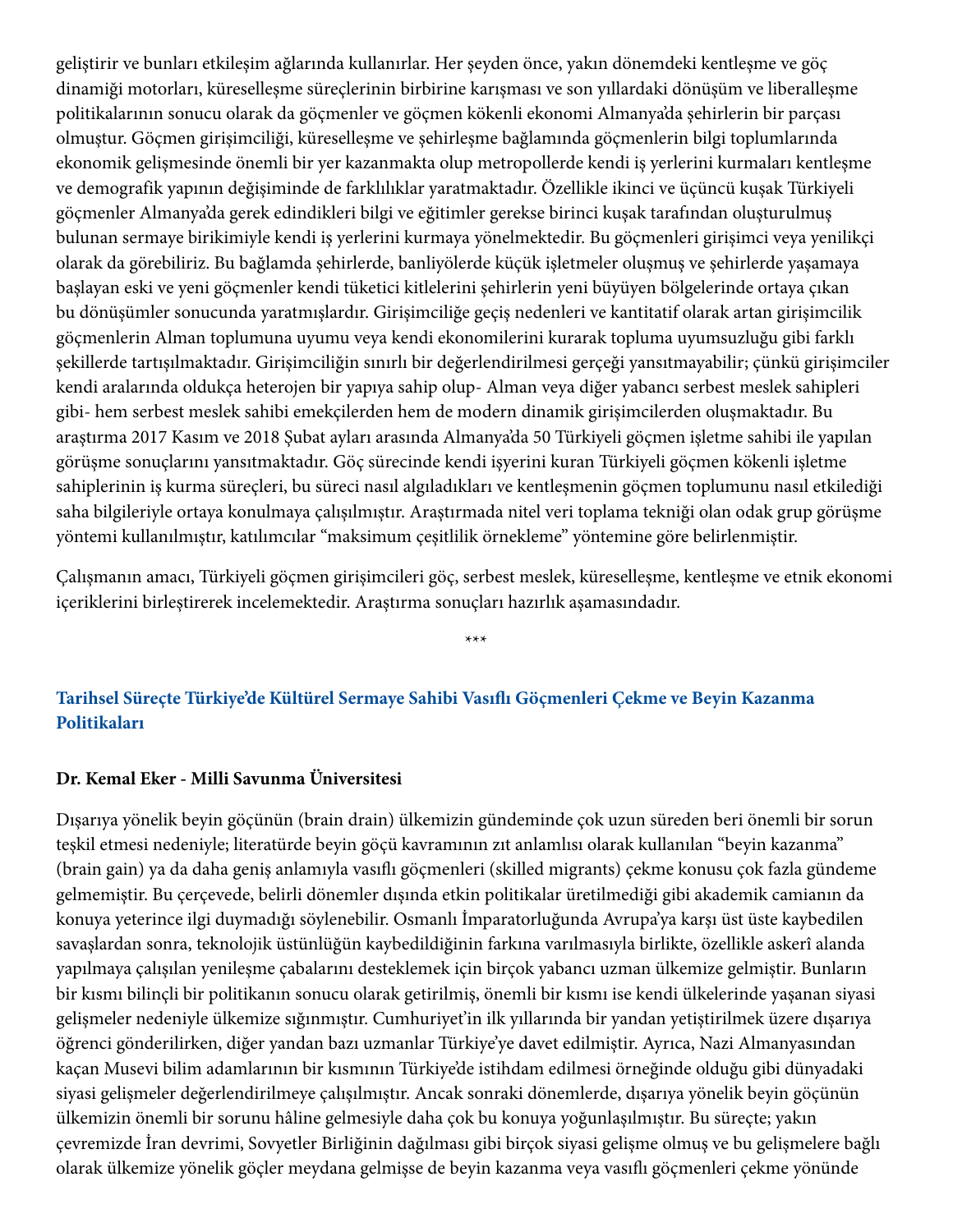geliştirir ve bunları etkileşim ağlarında kullanırlar. Her şeyden önce, yakın dönemdeki kentleşme ve göç dinamiği motorları, küreselleşme süreçlerinin birbirine karışması ve son yıllardaki dönüşüm ve liberalleşme politikalarının sonucu olarak da göçmenler ve göçmen kökenli ekonomi Almanya'da şehirlerin bir parçası olmuştur. Göçmen girişimciliği, küreselleşme ve şehirleşme bağlamında göçmenlerin bilgi toplumlarında ekonomik gelişmesinde önemli bir yer kazanmakta olup metropollerde kendi iş yerlerini kurmaları kentleşme ve demografik yapının değişiminde de farklılıklar yaratmaktadır. Özellikle ikinci ve üçüncü kuşak Türkiyeli göçmenler Almanya'da gerek edindikleri bilgi ve eğitimler gerekse birinci kuşak tarafından oluşturulmuş bulunan sermaye birikimiyle kendi iş yerlerini kurmaya yönelmektedir. Bu göçmenleri girişimci veya yenilikçi olarak da görebiliriz. Bu bağlamda şehirlerde, banliyölerde küçük işletmeler oluşmuş ve şehirlerde yaşamaya başlayan eski ve yeni göçmenler kendi tüketici kitlelerini şehirlerin yeni büyüyen bölgelerinde ortaya çıkan bu dönüşümler sonucunda yaratmışlardır. Girişimciliğe geçiş nedenleri ve kantitatif olarak artan girişimcilik göçmenlerin Alman toplumuna uyumu veya kendi ekonomilerini kurarak topluma uyumsuzluğu gibi farklı şekillerde tartışılmaktadır. Girişimciliğin sınırlı bir değerlendirilmesi gerçeği yansıtmayabilir; çünkü girişimciler kendi aralarında oldukça heterojen bir yapıya sahip olup- Alman veya diğer yabancı serbest meslek sahipleri gibi- hem serbest meslek sahibi emekçilerden hem de modern dinamik girişimcilerden oluşmaktadır. Bu araştırma 2017 Kasım ve 2018 Şubat ayları arasında Almanya'da 50 Türkiyeli göçmen işletme sahibi ile yapılan görüşme sonuçlarını yansıtmaktadır. Göç sürecinde kendi işyerini kuran Türkiyeli göçmen kökenli işletme sahiplerinin iş kurma süreçleri, bu süreci nasıl algıladıkları ve kentleşmenin göçmen toplumunu nasıl etkilediği saha bilgileriyle ortaya konulmaya çalışılmıştır. Araştırmada nitel veri toplama tekniği olan odak grup görüşme yöntemi kullanılmıştır, katılımcılar "maksimum çeşitlilik örnekleme" yöntemine göre belirlenmiştir.

Çalışmanın amacı, Türkiyeli göçmen girişimcileri göç, serbest meslek, küreselleşme, kentleşme ve etnik ekonomi içeriklerini birleştirerek incelemektedir. Araştırma sonuçları hazırlık aşamasındadır.

***

### Tarihsel Süreçte Türkiye'de Kültürel Sermaye Sahibi Vasıflı Göçmenleri Çekme ve Beyin Kazanma Politikaları

**Dr. Kemal Eker - Milli Savunma Üniversitesi**

Dışarıya yönelik beyin göçünün (brain drain) ülkemizin gündeminde çok uzun süreden beri önemli bir sorun teşkil etmesi nedeniyle; literatürde beyin göçü kavramının zıt anlamlısı olarak kullanılan "beyin kazanma" (brain gain) ya da daha geniş anlamıyla vasıflı göçmenleri (skilled migrants) çekme konusu çok fazla gündeme gelmemiştir. Bu çerçevede, belirli dönemler dışında etkin politikalar üretilmediği gibi akademik camianın da konuya yeterince ilgi duymadığı söylenebilir. Osmanlı İmparatorluğunda Avrupa'ya karşı üst üste kaybedilen savaşlardan sonra, teknolojik üstünlüğün kaybedildiğinin farkına varılmasıyla birlikte, özellikle askerî alanda yapılmaya çalışılan yenileşme çabalarını desteklemek için birçok yabancı uzman ülkemize gelmiştir. Bunların bir kısmı bilinçli bir politikanın sonucu olarak getirilmiş, önemli bir kısmı ise kendi ülkelerinde yaşanan siyasi gelişmeler nedeniyle ülkemize sığınmıştır. Cumhuriyet'in ilk yıllarında bir yandan yetiştirilmek üzere dışarıya öğrenci gönderilirken, diğer yandan bazı uzmanlar Türkiye'ye davet edilmiştir. Ayrıca, Nazi Almanyasından kaçan Musevi bilim adamlarının bir kısmının Türkiye'de istihdam edilmesi örneğinde olduğu gibi dünyadaki siyasi gelişmeler değerlendirilmeye çalışılmıştır. Ancak sonraki dönemlerde, dışarıya yönelik beyin göçünün ülkemizin önemli bir sorunu hâline gelmesiyle daha çok bu konuya yoğunlaşılmıştır. Bu süreçte; yakın çevremizde İran devrimi, Sovyetler Birliğinin dağılması gibi birçok siyasi gelişme olmuş ve bu gelişmelere bağlı olarak ülkemize yönelik göçler meydana gelmişse de beyin kazanma veya vasıflı göçmenleri çekme yönünde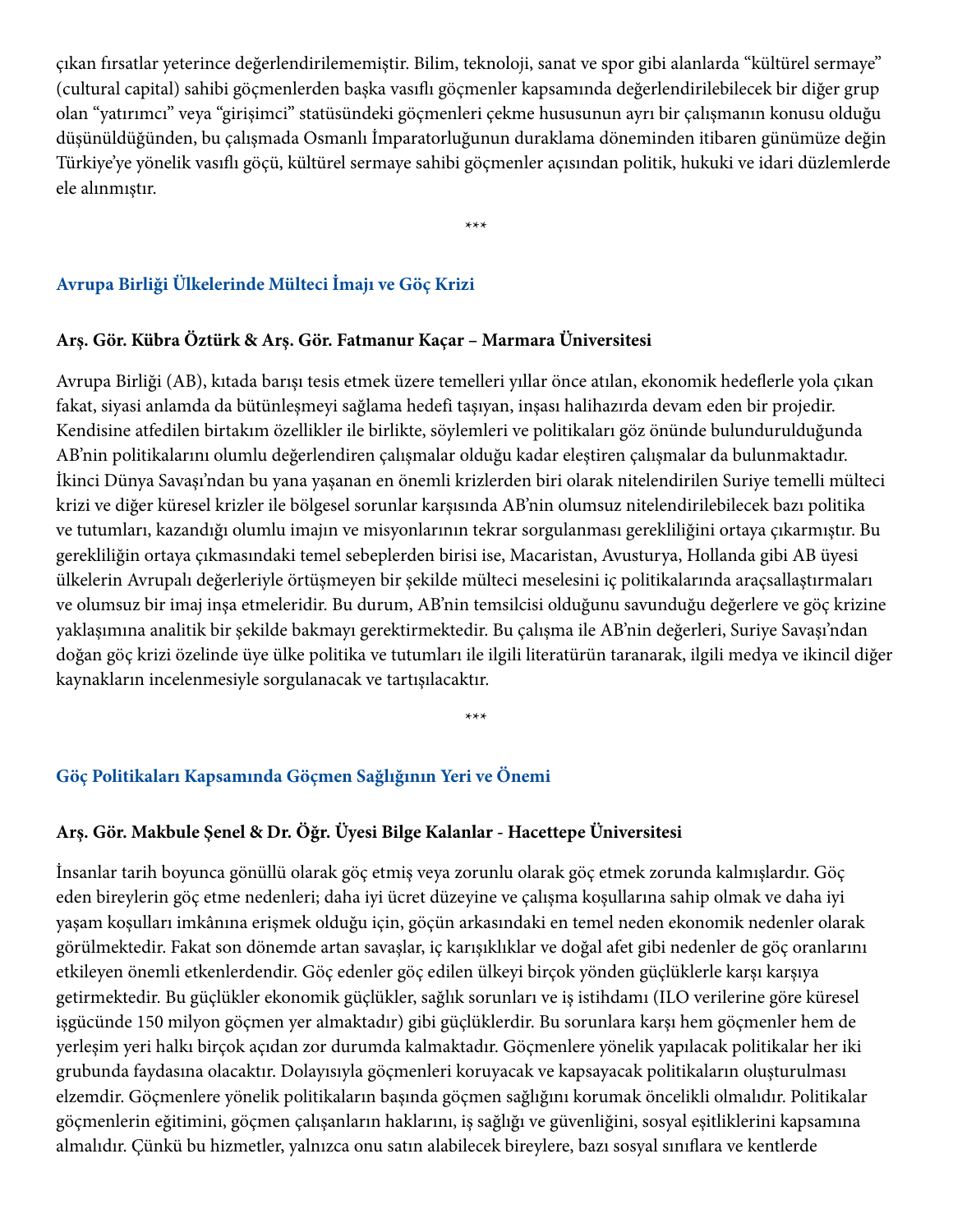çıkan fırsatlar yeterince değerlendirilememiştir. Bilim, teknoloji, sanat ve spor gibi alanlarda "kültürel sermaye" (cultural capital) sahibi göçmenlerden başka vasıflı göçmenler kapsamında değerlendirilebilecek bir diğer grup olan "yatırımcı" veya "girişimci" statüsündeki göçmenleri çekme hususunun ayrı bir çalışmanın konusu olduğu düşünüldüğünden, bu çalışmada Osmanlı İmparatorluğunun duraklama döneminden itibaren günümüze değin Türkiye'ye yönelik vasıflı göçü, kültürel sermaye sahibi göçmenler açısından politik, hukuki ve idari düzlemlerde ele alınmıştır.

***

## Avrupa Birliği Ülkelerinde Mülteci İmajı ve Göç Krizi

**Arş. Gör. Kübra Öztürk & Arş. Gör. Fatmanur Kaçar – Marmara Üniversitesi**

Avrupa Birliği (AB), kıtada barışı tesis etmek üzere temelleri yıllar önce atılan, ekonomik hedeflerle yola çıkan fakat, siyasi anlamda da bütünleşmeyi sağlama hedefi taşıyan, inşası halihazırda devam eden bir projedir. Kendisine atfedilen birtakım özellikler ile birlikte, söylemleri ve politikaları göz önünde bulundurulduğunda AB'nin politikalarını olumlu değerlendiren çalışmalar olduğu kadar eleştiren çalışmalar da bulunmaktadır. İkinci Dünya Savaşı'ndan bu yana yaşanan en önemli krizlerden biri olarak nitelendirilen Suriye temelli mülteci krizi ve diğer küresel krizler ile bölgesel sorunlar karşısında AB'nin olumsuz nitelendirilebilecek bazı politika ve tutumları, kazandığı olumlu imajın ve misyonlarının tekrar sorgulanması gerekliliğini ortaya çıkarmıştır. Bu gerekliliğin ortaya çıkmasındaki temel sebeplerden birisi ise, Macaristan, Avusturya, Hollanda gibi AB üyesi ülkelerin Avrupalı değerleriyle örtüşmeyen bir şekilde mülteci meselesini iç politikalarında araçsallaştırmaları ve olumsuz bir imaj inşa etmeleridir. Bu durum, AB'nin temsilcisi olduğunu savunduğu değerlere ve göç krizine yaklaşımına analitik bir şekilde bakmayı gerektirmektedir. Bu çalışma ile AB'nin değerleri, Suriye Savaşı'ndan doğan göç krizi özelinde üye ülke politika ve tutumları ile ilgili literatürün taranarak, ilgili medya ve ikincil diğer kaynakların incelenmesiyle sorgulanacak ve tartışılacaktır.

***

## Göç Politikaları Kapsamında Göçmen Sağlığının Yeri ve Önemi

**Arş. Gör. Makbule Şenel & Dr. Öğr. Üyesi Bilge Kalanlar - Hacettepe Üniversitesi**

İnsanlar tarih boyunca gönüllü olarak göç etmiş veya zorunlu olarak göç etmek zorunda kalmışlardır. Göç eden bireylerin göç etme nedenleri; daha iyi ücret düzeyine ve çalışma koşullarına sahip olmak ve daha iyi yaşam koşulları imkânına erişmek olduğu için, göçün arkasındaki en temel neden ekonomik nedenler olarak görülmektedir. Fakat son dönemde artan savaşlar, iç karışıklıklar ve doğal afet gibi nedenler de göç oranlarını etkileyen önemli etkenlerdendir. Göç edenler göç edilen ülkeyi birçok yönden güçlüklerle karşı karşıya getirmektedir. Bu güçlükler ekonomik güçlükler, sağlık sorunları ve iş istihdamı (ILO verilerine göre küresel işgücünde 150 milyon göçmen yer almaktadır) gibi güçlüklerdir. Bu sorunlara karşı hem göçmenler hem de yerleşim yeri halkı birçok açıdan zor durumda kalmaktadır. Göçmenlere yönelik yapılacak politikalar her iki grubunda faydasına olacaktır. Dolayısıyla göçmenleri koruyacak ve kapsayacak politikaların oluşturulması elzemdir. Göçmenlere yönelik politikaların başında göçmen sağlığını korumak öncelikli olmalıdır. Politikalar göçmenlerin eğitimini, göçmen çalışanların haklarını, iş sağlığı ve güvenliğini, sosyal eşitliklerini kapsamına almalıdır. Çünkü bu hizmetler, yalnızca onu satın alabilecek bireylere, bazı sosyal sınıflara ve kentlerde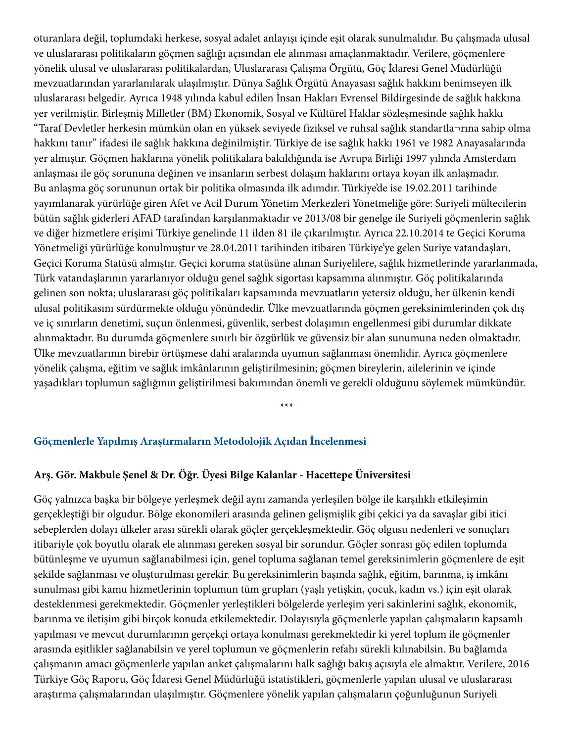oturanlara değil, toplumdaki herkese, sosyal adalet anlayışı içinde eşit olarak sunulmalıdır. Bu çalışmada ulusal ve uluslararası politikaların göçmen sağlığı açısından ele alınması amaçlanmaktadır. Verilere, göçmenlere yönelik ulusal ve uluslararası politikalardan, Uluslararası Çalışma Örgütü, Göç İdaresi Genel Müdürlüğü mevzuatlarından yararlanılarak ulaşılmıştır. Dünya Sağlık Örgütü Anayasası sağlık hakkını benimseyen ilk uluslararası belgedir. Ayrıca 1948 yılında kabul edilen İnsan Hakları Evrensel Bildirgesinde de sağlık hakkına yer verilmiştir. Birleşmiş Milletler (BM) Ekonomik, Sosyal ve Kültürel Haklar sözleşmesinde sağlık hakkı "Taraf Devletler herkesin mümkün olan en yüksek seviyede fiziksel ve ruhsal sağlık standartla¬rına sahip olma hakkını tanır" ifadesi ile sağlık hakkına değinilmiştir. Türkiye de ise sağlık hakkı 1961 ve 1982 Anayasalarında yer almıştır. Göçmen haklarına yönelik politikalara bakıldığında ise Avrupa Birliği 1997 yılında Amsterdam anlaşması ile göç sorununa değinen ve insanların serbest dolaşım haklarını ortaya koyan ilk anlaşmadır. Bu anlaşma göç sorununun ortak bir politika olmasında ilk adımdır. Türkiye'de ise 19.02.2011 tarihinde yayımlanarak yürürlüğe giren Afet ve Acil Durum Yönetim Merkezleri Yönetmeliğe göre: Suriyeli mültecilerin bütün sağlık giderleri AFAD tarafından karşılanmaktadır ve 2013/08 bir genelge ile Suriyeli göçmenlerin sağlık ve diğer hizmetlere erişimi Türkiye genelinde 11 ilden 81 ile çıkarılmıştır. Ayrıca 22.10.2014 te Geçici Koruma Yönetmeliği yürürlüğe konulmuştur ve 28.04.2011 tarihinden itibaren Türkiye'ye gelen Suriye vatandaşları, Geçici Koruma Statüsü almıştır. Geçici koruma statüsüne alınan Suriyelilere, sağlık hizmetlerinde yararlanmada, Türk vatandaşlarının yararlanıyor olduğu genel sağlık sigortası kapsamına alınmıştır. Göç politikalarında gelinen son nokta; uluslararası göç politikaları kapsamında mevzuatların yetersiz olduğu, her ülkenin kendi ulusal politikasını sürdürmekte olduğu yönündedir. Ülke mevzuatlarında göçmen gereksinimlerinden çok dış ve iç sınırların denetimi, suçun önlenmesi, güvenlik, serbest dolaşımın engellenmesi gibi durumlar dikkate alınmaktadır. Bu durumda göçmenlere sınırlı bir özgürlük ve güvensiz bir alan sunumuna neden olmaktadır. Ülke mevzuatlarının birebir örtüşmese dahi aralarında uyumun sağlanması önemlidir. Ayrıca göçmenlere yönelik çalışma, eğitim ve sağlık imkânlarının geliştirilmesinin; göçmen bireylerin, ailelerinin ve içinde yaşadıkları toplumun sağlığının geliştirilmesi bakımından önemli ve gerekli olduğunu söylemek mümkündür.

***

## Göçmenlerle Yapılmış Araştırmaların Metodolojik Açıdan İncelenmesi

**Arş. Gör. Makbule Şenel & Dr. Öğr. Üyesi Bilge Kalanlar - Hacettepe Üniversitesi**

Göç yalnızca başka bir bölgeye yerleşmek değil aynı zamanda yerleşilen bölge ile karşılıklı etkileşimin gerçekleştiği bir olgudur. Bölge ekonomileri arasında gelinen gelişmişlik gibi çekici ya da savaşlar gibi itici sebeplerden dolayı ülkeler arası sürekli olarak göçler gerçekleşmektedir. Göç olgusu nedenleri ve sonuçları itibariyle çok boyutlu olarak ele alınması gereken sosyal bir sorundur. Göçler sonrası göç edilen toplumda bütünleşme ve uyumun sağlanabilmesi için, genel topluma sağlanan temel gereksinimlerin göçmenlere de eşit şekilde sağlanması ve oluşturulması gerekir. Bu gereksinimlerin başında sağlık, eğitim, barınma, iş imkânı sunulması gibi kamu hizmetlerinin toplumun tüm grupları (yaşlı yetişkin, çocuk, kadın vs.) için eşit olarak desteklenmesi gerekmektedir. Göçmenler yerleştikleri bölgelerde yerleşim yeri sakinlerini sağlık, ekonomik, barınma ve iletişim gibi birçok konuda etkilemektedir. Dolayısıyla göçmenlerle yapılan çalışmaların kapsamlı yapılması ve mevcut durumlarının gerçekçi ortaya konulması gerekmektedir ki yerel toplum ile göçmenler arasında eşitlikler sağlanabilsin ve yerel toplumun ve göçmenlerin refahı sürekli kılınabilsin. Bu bağlamda çalışmanın amacı göçmenlerle yapılan anket çalışmalarını halk sağlığı bakış açısıyla ele almaktır. Verilere, 2016 Türkiye Göç Raporu, Göç İdaresi Genel Müdürlüğü istatistikleri, göçmenlerle yapılan ulusal ve uluslararası araştırma çalışmalarından ulaşılmıştır. Göçmenlere yönelik yapılan çalışmaların çoğunluğunun Suriyeli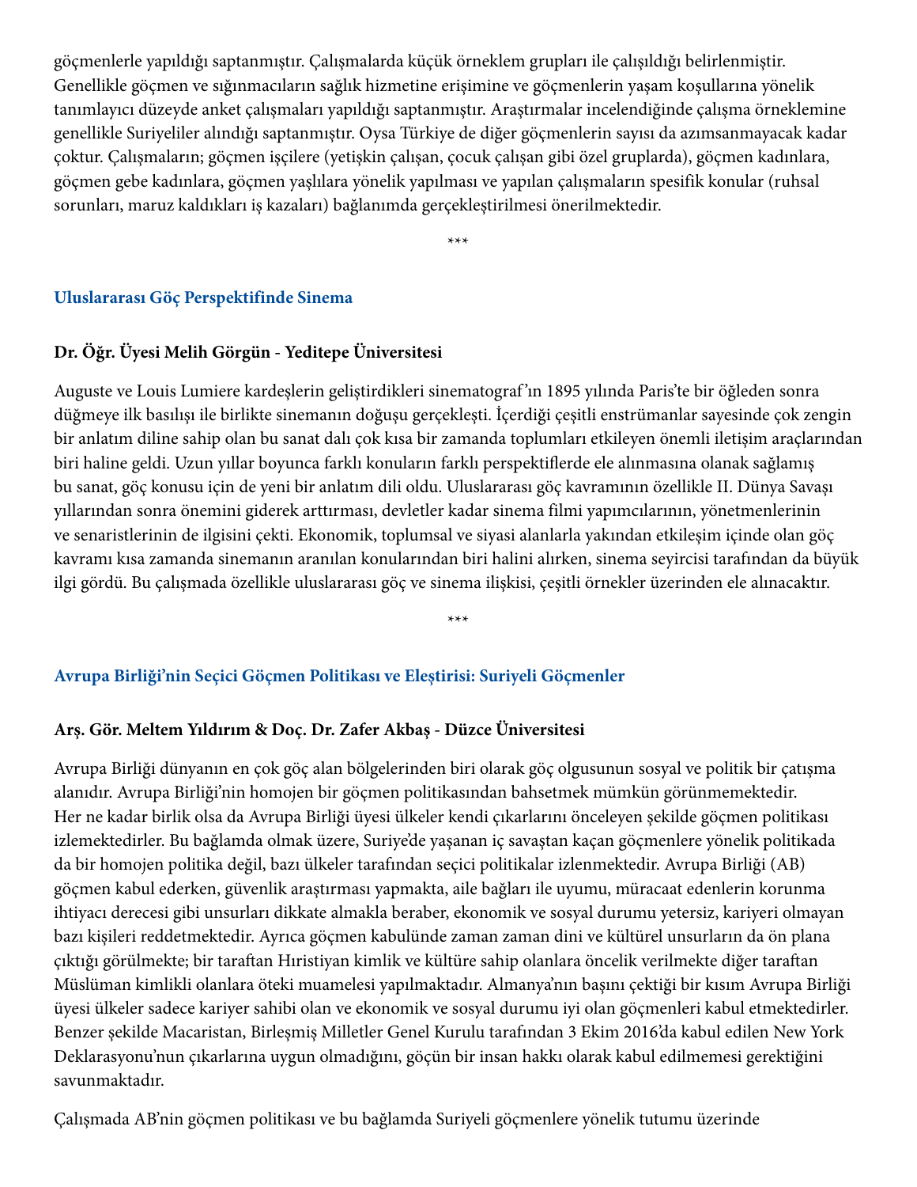göçmenlerle yapıldığı saptanmıştır. Çalışmalarda küçük örneklem grupları ile çalışıldığı belirlenmiştir. Genellikle göçmen ve sığınmacıların sağlık hizmetine erişimine ve göçmenlerin yaşam koşullarına yönelik tanımlayıcı düzeyde anket çalışmaları yapıldığı saptanmıştır. Araştırmalar incelendiğinde çalışma örneklemine genellikle Suriyeliler alındığı saptanmıştır. Oysa Türkiye de diğer göçmenlerin sayısı da azımsanmayacak kadar çoktur. Çalışmaların; göçmen işçilere (yetişkin çalışan, çocuk çalışan gibi özel gruplarda), göçmen kadınlara, göçmen gebe kadınlara, göçmen yaşlılara yönelik yapılması ve yapılan çalışmaların spesifik konular (ruhsal sorunları, maruz kaldıkları iş kazaları) bağlanımda gerçekleştirilmesi önerilmektedir.

\*\*\*

## Uluslararası Göç Perspektifinde Sinema

**Dr. Öğr. Üyesi Melih Görgün - Yeditepe Üniversitesi**

Auguste ve Louis Lumiere kardeşlerin geliştirdikleri sinematograf'ın 1895 yılında Paris'te bir öğleden sonra düğmeye ilk basılışı ile birlikte sinemanın doğuşu gerçekleşti. İçerdiği çeşitli enstrümanlar sayesinde çok zengin bir anlatım diline sahip olan bu sanat dalı çok kısa bir zamanda toplumları etkileyen önemli iletişim araçlarından biri haline geldi. Uzun yıllar boyunca farklı konuların farklı perspektiflerde ele alınmasına olanak sağlamış bu sanat, göç konusu için de yeni bir anlatım dili oldu. Uluslararası göç kavramının özellikle II. Dünya Savaşı yıllarından sonra önemini giderek arttırması, devletler kadar sinema filmi yapımcılarının, yönetmenlerinin ve senaristlerinin de ilgisini çekti. Ekonomik, toplumsal ve siyasi alanlarla yakından etkileşim içinde olan göç kavramı kısa zamanda sinemanın aranılan konularından biri halini alırken, sinema seyircisi tarafından da büyük ilgi gördü. Bu çalışmada özellikle uluslararası göç ve sinema ilişkisi, çeşitli örnekler üzerinden ele alınacaktır.

\*\*\*

## Avrupa Birliği'nin Seçici Göçmen Politikası ve Eleştirisi: Suriyeli Göçmenler

**Arş. Gör. Meltem Yıldırım & Doç. Dr. Zafer Akbaş - Düzce Üniversitesi**

Avrupa Birliği dünyanın en çok göç alan bölgelerinden biri olarak göç olgusunun sosyal ve politik bir çatışma alanıdır. Avrupa Birliği'nin homojen bir göçmen politikasından bahsetmek mümkün görünmemektedir. Her ne kadar birlik olsa da Avrupa Birliği üyesi ülkeler kendi çıkarlarını önceleyen şekilde göçmen politikası izlemektedirler. Bu bağlamda olmak üzere, Suriye'de yaşanan iç savaştan kaçan göçmenlere yönelik politikada da bir homojen politika değil, bazı ülkeler tarafından seçici politikalar izlenmektedir. Avrupa Birliği (AB) göçmen kabul ederken, güvenlik araştırması yapmakta, aile bağları ile uyumu, müracaat edenlerin korunma ihtiyacı derecesi gibi unsurları dikkate almakla beraber, ekonomik ve sosyal durumu yetersiz, kariyeri olmayan bazı kişileri reddetmektedir. Ayrıca göçmen kabulünde zaman zaman dini ve kültürel unsurların da ön plana çıktığı görülmekte; bir taraftan Hıristiyan kimlik ve kültüre sahip olanlara öncelik verilmekte diğer taraftan Müslüman kimlikli olanlara öteki muamelesi yapılmaktadır. Almanya'nın başını çektiği bir kısım Avrupa Birliği üyesi ülkeler sadece kariyer sahibi olan ve ekonomik ve sosyal durumu iyi olan göçmenleri kabul etmektedirler. Benzer şekilde Macaristan, Birleşmiş Milletler Genel Kurulu tarafından 3 Ekim 2016'da kabul edilen New York Deklarasyonu'nun çıkarlarına uygun olmadığını, göçün bir insan hakkı olarak kabul edilmemesi gerektiğini savunmaktadır.

Çalışmada AB'nin göçmen politikası ve bu bağlamda Suriyeli göçmenlere yönelik tutumu üzerinde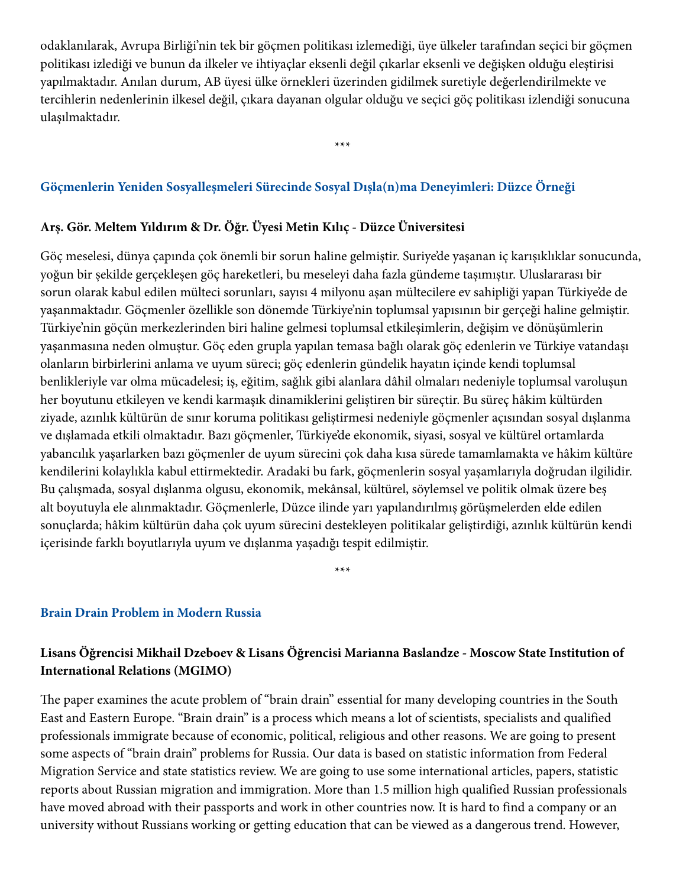odaklanılarak, Avrupa Birliği'nin tek bir göçmen politikası izlemediği, üye ülkeler tarafından seçici bir göçmen politikası izlediği ve bunun da ilkeler ve ihtiyaçlar eksenli değil çıkarlar eksenli ve değişken olduğu eleştirisi yapılmaktadır. Anılan durum, AB üyesi ülke örnekleri üzerinden gidilmek suretiyle değerlendirilmekte ve tercihlerin nedenlerinin ilkesel değil, çıkara dayanan olgular olduğu ve seçici göç politikası izlendiği sonucuna ulaşılmaktadır.

***

## Göçmenlerin Yeniden Sosyalleşmeleri Sürecinde Sosyal Dışla(n)ma Deneyimleri: Düzce Örneği

### Arş. Gör. Meltem Yıldırım & Dr. Öğr. Üyesi Metin Kılıç - Düzce Üniversitesi

Göç meselesi, dünya çapında çok önemli bir sorun haline gelmiştir. Suriye'de yaşanan iç karışıklıklar sonucunda, yoğun bir şekilde gerçekleşen göç hareketleri, bu meseleyi daha fazla gündeme taşımıştır. Uluslararası bir sorun olarak kabul edilen mülteci sorunları, sayısı 4 milyonu aşan mültecilere ev sahipliği yapan Türkiye'de de yaşanmaktadır. Göçmenler özellikle son dönemde Türkiye'nin toplumsal yapısının bir gerçeği haline gelmiştir. Türkiye'nin göçün merkezlerinden biri haline gelmesi toplumsal etkileşimlerin, değişim ve dönüşümlerin yaşanmasına neden olmuştur. Göç eden grupla yapılan temasa bağlı olarak göç edenlerin ve Türkiye vatandaşı olanların birbirlerini anlama ve uyum süreci; göç edenlerin gündelik hayatın içinde kendi toplumsal benlikleriyle var olma mücadelesi; iş, eğitim, sağlık gibi alanlara dâhil olmaları nedeniyle toplumsal varoluşun her boyutunu etkileyen ve kendi karmaşık dinamiklerini geliştiren bir süreçtir. Bu süreç hâkim kültürden ziyade, azınlık kültürün de sınır koruma politikası geliştirmesi nedeniyle göçmenler açısından sosyal dışlanma ve dışlamada etkili olmaktadır. Bazı göçmenler, Türkiye'de ekonomik, siyasi, sosyal ve kültürel ortamlarda yabancılık yaşarlarken bazı göçmenler de uyum sürecini çok daha kısa sürede tamamlamakta ve hâkim kültüre kendilerini kolaylıkla kabul ettirmektedir. Aradaki bu fark, göçmenlerin sosyal yaşamlarıyla doğrudan ilgilidir. Bu çalışmada, sosyal dışlanma olgusu, ekonomik, mekânsal, kültürel, söylemsel ve politik olmak üzere beş alt boyutuyla ele alınmaktadır. Göçmenlerle, Düzce ilinde yarı yapılandırılmış görüşmelerden elde edilen sonuçlarda; hâkim kültürün daha çok uyum sürecini destekleyen politikalar geliştirdiği, azınlık kültürün kendi içerisinde farklı boyutlarıyla uyum ve dışlanma yaşadığı tespit edilmiştir.

***

## Brain Drain Problem in Modern Russia

### Lisans Öğrencisi Mikhail Dzeboev & Lisans Öğrencisi Marianna Baslandze - Moscow State Institution of International Relations (MGIMO)

The paper examines the acute problem of "brain drain" essential for many developing countries in the South East and Eastern Europe. "Brain drain" is a process which means a lot of scientists, specialists and qualified professionals immigrate because of economic, political, religious and other reasons. We are going to present some aspects of "brain drain" problems for Russia. Our data is based on statistic information from Federal Migration Service and state statistics review. We are going to use some international articles, papers, statistic reports about Russian migration and immigration. More than 1.5 million high qualified Russian professionals have moved abroad with their passports and work in other countries now. It is hard to find a company or an university without Russians working or getting education that can be viewed as a dangerous trend. However,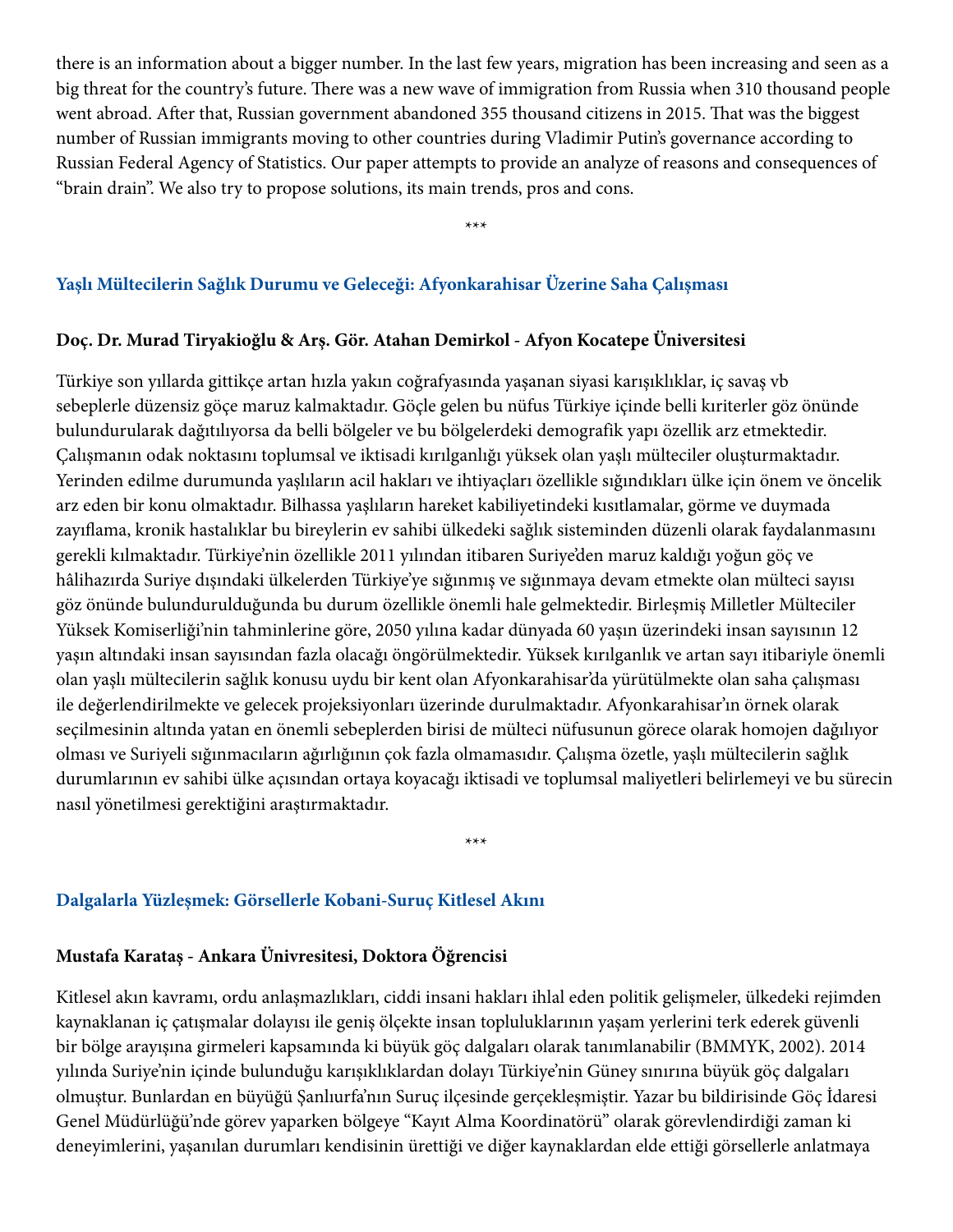there is an information about a bigger number. In the last few years, migration has been increasing and seen as a big threat for the country's future. There was a new wave of immigration from Russia when 310 thousand people went abroad. After that, Russian government abandoned 355 thousand citizens in 2015. That was the biggest number of Russian immigrants moving to other countries during Vladimir Putin's governance according to Russian Federal Agency of Statistics. Our paper attempts to provide an analyze of reasons and consequences of "brain drain". We also try to propose solutions, its main trends, pros and cons.

\*\*\*

## Yaşlı Mültecilerin Sağlık Durumu ve Geleceği: Afyonkarahisar Üzerine Saha Çalışması

**Doç. Dr. Murad Tiryakioğlu & Arş. Gör. Atahan Demirkol - Afyon Kocatepe Üniversitesi**

Türkiye son yıllarda gittikçe artan hızla yakın coğrafyasında yaşanan siyasi karışıklıklar, iç savaş vb sebeplerle düzensiz göçe maruz kalmaktadır. Göçle gelen bu nüfus Türkiye içinde belli kriterler göz önünde bulundurularak dağıtılıyorsa da belli bölgeler ve bu bölgelerdeki demografik yapı özellik arz etmektedir. Çalışmanın odak noktasını toplumsal ve iktisadi kırılganlığı yüksek olan yaşlı mülteciler oluşturmaktadır. Yerinden edilme durumunda yaşlıların acil hakları ve ihtiyaçları özellikle sığındıkları ülke için önem ve öncelik arz eden bir konu olmaktadır. Bilhassa yaşlıların hareket kabiliyetindeki kısıtlamalar, görme ve duymada zayıflama, kronik hastalıklar bu bireylerin ev sahibi ülkedeki sağlık sisteminden düzenli olarak faydalanmasını gerekli kılmaktadır. Türkiye'nin özellikle 2011 yılından itibaren Suriye'den maruz kaldığı yoğun göç ve hâlihazırda Suriye dışındaki ülkelerden Türkiye'ye sığınmış ve sığınmaya devam etmekte olan mülteci sayısı göz önünde bulundurulduğunda bu durum özellikle önemli hale gelmektedir. Birleşmiş Milletler Mülteciler Yüksek Komiserliği'nin tahminlerine göre, 2050 yılına kadar dünyada 60 yaşın üzerindeki insan sayısının 12 yaşın altındaki insan sayısından fazla olacağı öngörülmektedir. Yüksek kırılganlık ve artan sayı itibariyle önemli olan yaşlı mültecilerin sağlık konusu uydu bir kent olan Afyonkarahisar'da yürütülmekte olan saha çalışması ile değerlendirilmekte ve gelecek projeksiyonları üzerinde durulmaktadır. Afyonkarahisar'ın örnek olarak seçilmesinin altında yatan en önemli sebeplerden birisi de mülteci nüfusunun görece olarak homojen dağılıyor olması ve Suriyeli sığınmacıların ağırlığının çok fazla olmamasıdır. Çalışma özetle, yaşlı mültecilerin sağlık durumlarının ev sahibi ülke açısından ortaya koyacağı iktisadi ve toplumsal maliyetleri belirlemeyi ve bu sürecin nasıl yönetilmesi gerektiğini araştırmaktadır.

\*\*\*

## Dalgalarla Yüzleşmek: Görsellerle Kobani-Suruç Kitlesel Akını

**Mustafa Karataş - Ankara Ünivresitesi, Doktora Öğrencisi**

Kitlesel akın kavramı, ordu anlaşmazlıkları, ciddi insani hakları ihlal eden politik gelişmeler, ülkedeki rejimden kaynaklanan iç çatışmalar dolayısı ile geniş ölçekte insan topluluklarının yaşam yerlerini terk ederek güvenli bir bölge arayışına girmeleri kapsamında ki büyük göç dalgaları olarak tanımlanabilir (BMMYK, 2002). 2014 yılında Suriye'nin içinde bulunduğu karışıklıklardan dolayı Türkiye'nin Güney sınırına büyük göç dalgaları olmuştur. Bunlardan en büyüğü Şanlıurfa'nın Suruç ilçesinde gerçekleşmiştir. Yazar bu bildirisinde Göç İdaresi Genel Müdürlüğü'nde görev yaparken bölgeye "Kayıt Alma Koordinatörü" olarak görevlendirdiği zaman ki deneyimlerini, yaşanılan durumları kendisinin ürettiği ve diğer kaynaklardan elde ettiği görsellerle anlatmaya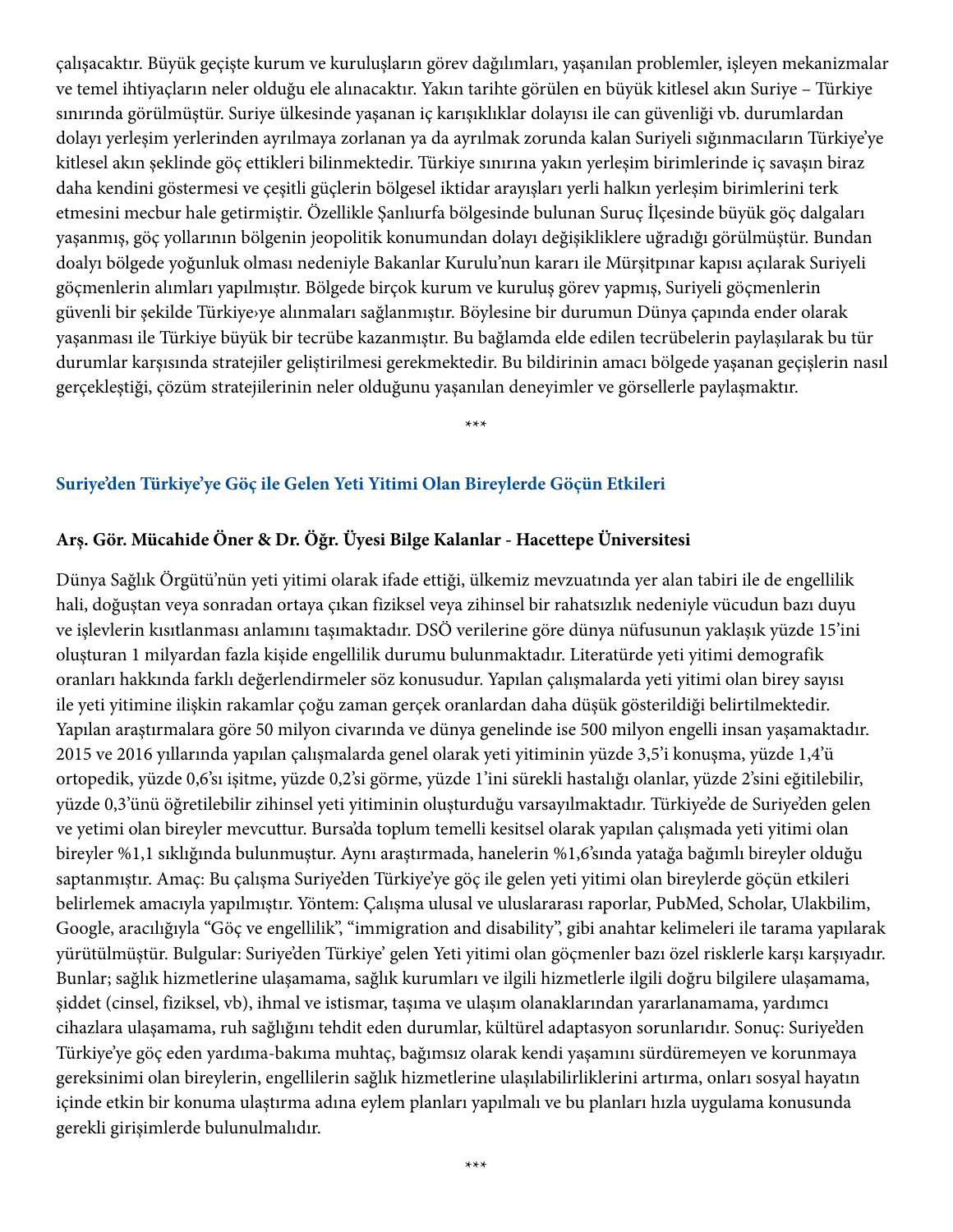çalışacaktır. Büyük geçişte kurum ve kuruluşların görev dağılımları, yaşanılan problemler, işleyen mekanizmalar ve temel ihtiyaçların neler olduğu ele alınacaktır. Yakın tarihte görülen en büyük kitlesel akın Suriye – Türkiye sınırında görülmüştür. Suriye ülkesinde yaşanan iç karışıklıklar dolayısı ile can güvenliği vb. durumlardan dolayı yerleşim yerlerinden ayrılmaya zorlanan ya da ayrılmak zorunda kalan Suriyeli sığınmacıların Türkiye'ye kitlesel akın şeklinde göç ettikleri bilinmektedir. Türkiye sınırına yakın yerleşim birimlerinde iç savaşın biraz daha kendini göstermesi ve çeşitli güçlerin bölgesel iktidar arayışları yerli halkın yerleşim birimlerini terk etmesini mecbur hale getirmiştir. Özellikle Şanlıurfa bölgesinde bulunan Suruç İlçesinde büyük göç dalgaları yaşanmış, göç yollarının bölgenin jeopolitik konumundan dolayı değişikliklere uğradığı görülmüştür. Bundan doalyı bölgede yoğunluk olması nedeniyle Bakanlar Kurulu'nun kararı ile Mürşitpınar kapısı açılarak Suriyeli göçmenlerin alımları yapılmıştır. Bölgede birçok kurum ve kuruluş görev yapmış, Suriyeli göçmenlerin güvenli bir şekilde Türkiye›ye alınmaları sağlanmıştır. Böylesine bir durumun Dünya çapında ender olarak yaşanması ile Türkiye büyük bir tecrübe kazanmıştır. Bu bağlamda elde edilen tecrübelerin paylaşılarak bu tür durumlar karşısında stratejiler geliştirilmesi gerekmektedir. Bu bildirinin amacı bölgede yaşanan geçişlerin nasıl gerçekleştiği, çözüm stratejilerinin neler olduğunu yaşanılan deneyimler ve görsellerle paylaşmaktır.

***

### Suriye'den Türkiye'ye Göç ile Gelen Yeti Yitimi Olan Bireylerde Göçün Etkileri

**Arş. Gör. Mücahide Öner & Dr. Öğr. Üyesi Bilge Kalanlar - Hacettepe Üniversitesi**

Dünya Sağlık Örgütü'nün yeti yitimi olarak ifade ettiği, ülkemiz mevzuatında yer alan tabiri ile de engellilik hali, doğuştan veya sonradan ortaya çıkan fiziksel veya zihinsel bir rahatsızlık nedeniyle vücudun bazı duyu ve işlevlerin kısıtlanması anlamını taşımaktadır. DSÖ verilerine göre dünya nüfusunun yaklaşık yüzde 15'ini oluşturan 1 milyardan fazla kişide engellilik durumu bulunmaktadır. Literatürde yeti yitimi demografik oranları hakkında farklı değerlendirmeler söz konusudur. Yapılan çalışmalarda yeti yitimi olan birey sayısı ile yeti yitimine ilişkin rakamlar çoğu zaman gerçek oranlardan daha düşük gösterildiği belirtilmektedir. Yapılan araştırmalara göre 50 milyon civarında ve dünya genelinde ise 500 milyon engelli insan yaşamaktadır. 2015 ve 2016 yıllarında yapılan çalışmalarda genel olarak yeti yitiminin yüzde 3,5'i konuşma, yüzde 1,4'ü ortopedik, yüzde 0,6'sı işitme, yüzde 0,2'si görme, yüzde 1'ini sürekli hastalığı olanlar, yüzde 2'sini eğitilebilir, yüzde 0,3'ünü öğretilebilir zihinsel yeti yitiminin oluşturduğu varsayılmaktadır. Türkiye'de de Suriye'den gelen ve yetimi olan bireyler mevcuttur. Bursa'da toplum temelli kesitsel olarak yapılan çalışmada yeti yitimi olan bireyler %1,1 sıklığında bulunmuştur. Aynı araştırmada, hanelerin %1,6'sında yatağa bağımlı bireyler olduğu saptanmıştır. Amaç: Bu çalışma Suriye'den Türkiye'ye göç ile gelen yeti yitimi olan bireylerde göçün etkileri belirlemek amacıyla yapılmıştır. Yöntem: Çalışma ulusal ve uluslararası raporlar, PubMed, Scholar, Ulakbilim, Google, aracılığıyla "Göç ve engellilik", "immigration and disability", gibi anahtar kelimeleri ile tarama yapılarak yürütülmüştür. Bulgular: Suriye'den Türkiye' gelen Yeti yitimi olan göçmenler bazı özel risklerle karşı karşıyadır. Bunlar; sağlık hizmetlerine ulaşamama, sağlık kurumları ve ilgili hizmetlerle ilgili doğru bilgilere ulaşamama, şiddet (cinsel, fiziksel, vb), ihmal ve istismar, taşıma ve ulaşım olanaklarından yararlanamama, yardımcı cihazlara ulaşamama, ruh sağlığını tehdit eden durumlar, kültürel adaptasyon sorunlarıdır. Sonuç: Suriye'den Türkiye'ye göç eden yardıma-bakıma muhtaç, bağımsız olarak kendi yaşamını sürdüremeyen ve korunmaya gereksinimi olan bireylerin, engellilerin sağlık hizmetlerine ulaşılabilirliklerini artırma, onları sosyal hayatın içinde etkin bir konuma ulaştırma adına eylem planları yapılmalı ve bu planları hızla uygulama konusunda gerekli girişimlerde bulunulmalıdır.

***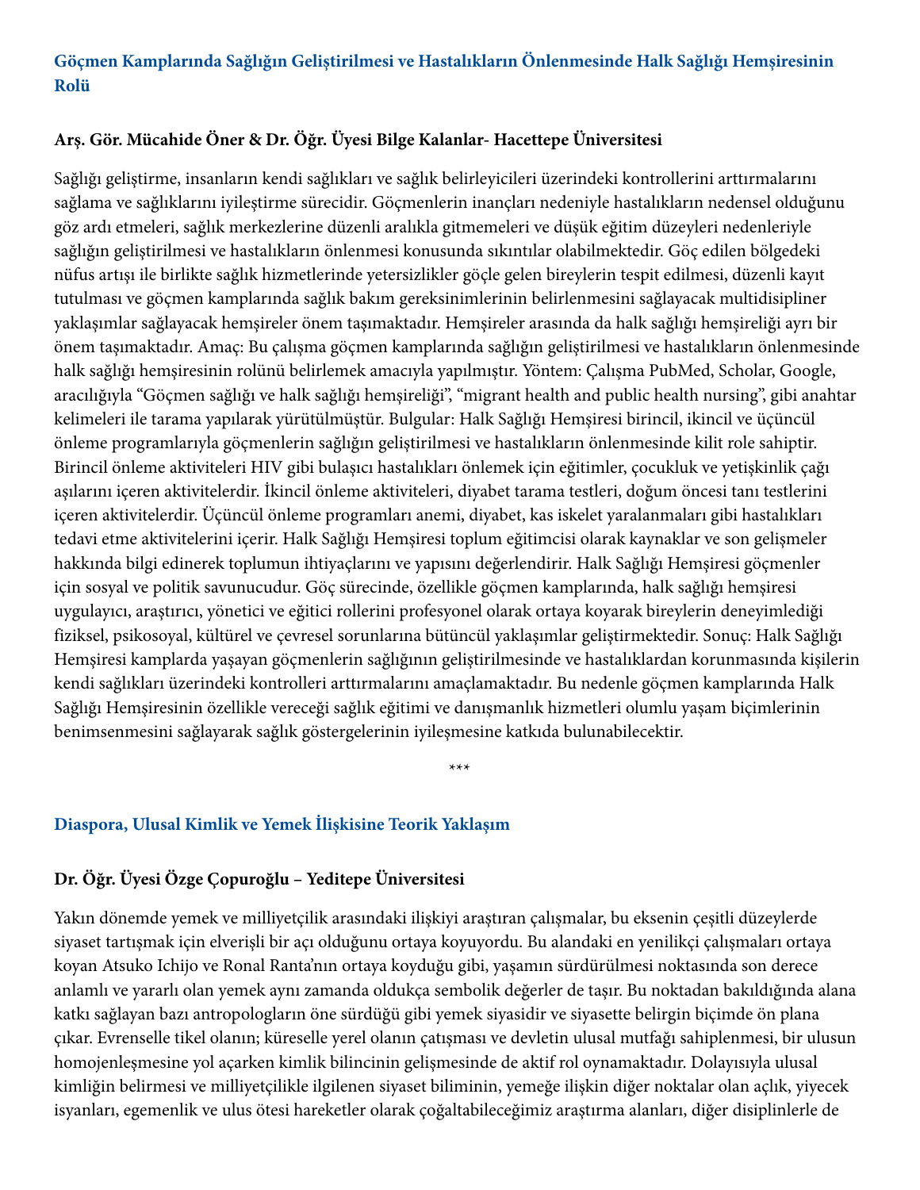## Göçmen Kamplarında Sağlığın Geliştirilmesi ve Hastalıkların Önlenmesinde Halk Sağlığı Hemşiresinin Rolü

**Arş. Gör. Mücahide Öner & Dr. Öğr. Üyesi Bilge Kalanlar- Hacettepe Üniversitesi**

Sağlığı geliştirme, insanların kendi sağlıkları ve sağlık belirleyicileri üzerindeki kontrollerini arttırmalarını sağlama ve sağlıklarını iyileştirme sürecidir. Göçmenlerin inançları nedeniyle hastalıkların nedensel olduğunu göz ardı etmeleri, sağlık merkezlerine düzenli aralıkla gitmemeleri ve düşük eğitim düzeyleri nedenleriyle sağlığın geliştirilmesi ve hastalıkların önlenmesi konusunda sıkıntılar olabilmektedir. Göç edilen bölgedeki nüfus artışı ile birlikte sağlık hizmetlerinde yetersizlikler göçle gelen bireylerin tespit edilmesi, düzenli kayıt tutulması ve göçmen kamplarında sağlık bakım gereksinimlerinin belirlenmesini sağlayacak multidisipliner yaklaşımlar sağlayacak hemşireler önem taşımaktadır. Hemşireler arasında da halk sağlığı hemşireliği ayrı bir önem taşımaktadır. Amaç: Bu çalışma göçmen kamplarında sağlığın geliştirilmesi ve hastalıkların önlenmesinde halk sağlığı hemşiresinin rolünü belirlemek amacıyla yapılmıştır. Yöntem: Çalışma PubMed, Scholar, Google, aracılığıyla "Göçmen sağlığı ve halk sağlığı hemşireliği", "migrant health and public health nursing", gibi anahtar kelimeleri ile tarama yapılarak yürütülmüştür. Bulgular: Halk Sağlığı Hemşiresi birincil, ikincil ve üçüncül önleme programlarıyla göçmenlerin sağlığın geliştirilmesi ve hastalıkların önlenmesinde kilit role sahiptir. Birincil önleme aktiviteleri HIV gibi bulaşıcı hastalıkları önlemek için eğitimler, çocukluk ve yetişkinlik çağı aşılarını içeren aktivitelerdir. İkincil önleme aktiviteleri, diyabet tarama testleri, doğum öncesi tanı testlerini içeren aktivitelerdir. Üçüncül önleme programları anemi, diyabet, kas iskelet yaralanmaları gibi hastalıkları tedavi etme aktivitelerini içerir. Halk Sağlığı Hemşiresi toplum eğitimcisi olarak kaynaklar ve son gelişmeler hakkında bilgi edinerek toplumun ihtiyaçlarını ve yapısını değerlendirir. Halk Sağlığı Hemşiresi göçmenler için sosyal ve politik savunucudur. Göç sürecinde, özellikle göçmen kamplarında, halk sağlığı hemşiresi uygulayıcı, araştırıcı, yönetici ve eğitici rollerini profesyonel olarak ortaya koyarak bireylerin deneyimlediği fiziksel, psikososyal, kültürel ve çevresel sorunlarına bütüncül yaklaşımlar geliştirmektedir. Sonuç: Halk Sağlığı Hemşiresi kamplarda yaşayan göçmenlerin sağlığının geliştirilmesinde ve hastalıklardan korunmasında kişilerin kendi sağlıkları üzerindeki kontrolleri arttırmalarını amaçlamaktadır. Bu nedenle göçmen kamplarında Halk Sağlığı Hemşiresinin özellikle vereceği sağlık eğitimi ve danışmanlık hizmetleri olumlu yaşam biçimlerinin benimsenmesini sağlayarak sağlık göstergelerinin iyileşmesine katkıda bulunabilecektir.

***

## Diaspora, Ulusal Kimlik ve Yemek İlişkisine Teorik Yaklaşım

**Dr. Öğr. Üyesi Özge Çopuroğlu – Yeditepe Üniversitesi**

Yakın dönemde yemek ve milliyetçilik arasındaki ilişkiyi araştıran çalışmalar, bu eksenin çeşitli düzeylerde siyaset tartışmak için elverişli bir açı olduğunu ortaya koyuyordu. Bu alandaki en yenilikçi çalışmaları ortaya koyan Atsuko Ichijo ve Ronal Ranta'nın ortaya koyduğu gibi, yaşamın sürdürülmesi noktasında son derece anlamlı ve yararlı olan yemek aynı zamanda oldukça sembolik değerler de taşır. Bu noktadan bakıldığında alana katkı sağlayan bazı antropologların öne sürdüğü gibi yemek siyasidir ve siyasette belirgin biçimde ön plana çıkar. Evrenselle tikel olanın; küreselle yerel olanın çatışması ve devletin ulusal mutfağı sahiplenmesi, bir ulusun homojenleşmesine yol açarken kimlik bilincinin gelişmesinde de aktif rol oynamaktadır. Dolayısıyla ulusal kimliğin belirmesi ve milliyetçilikle ilgilenen siyaset biliminin, yemeğe ilişkin diğer noktalar olan açlık, yiyecek isyanları, egemenlik ve ulus ötesi hareketler olarak çoğaltabileceğimiz araştırma alanları, diğer disiplinlerle de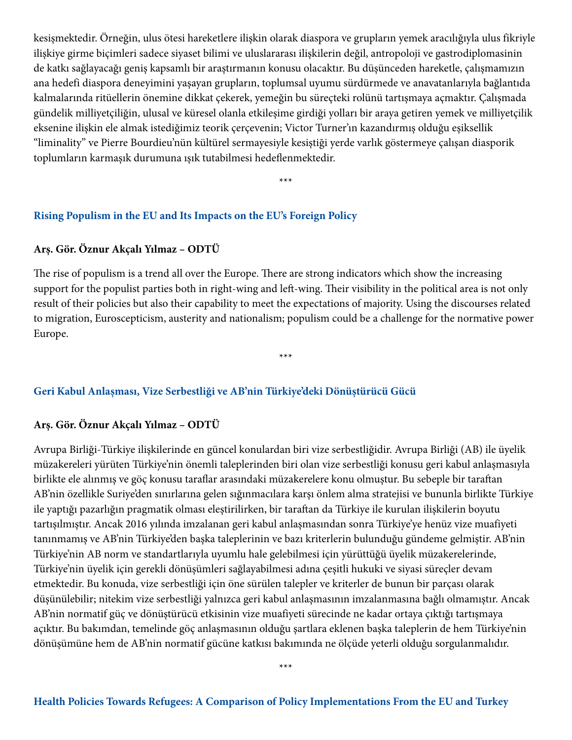kesişmektedir. Örneğin, ulus ötesi hareketlere ilişkin olarak diaspora ve grupların yemek aracılığıyla ulus fikriyle ilişkiye girme biçimleri sadece siyaset bilimi ve uluslararası ilişkilerin değil, antropoloji ve gastrodiplomasinin de katkı sağlayacağı geniş kapsamlı bir araştırmanın konusu olacaktır. Bu düşünceden hareketle, çalışmamızın ana hedefi diaspora deneyimini yaşayan grupların, toplumsal uyumu sürdürmede ve anavatanlarıyla bağlantıda kalmalarında ritüellerin önemine dikkat çekerek, yemeğin bu süreçteki rolünü tartışmaya açmaktır. Çalışmada gündelik milliyetçiliğin, ulusal ve küresel olanla etkileşime girdiği yolları bir araya getiren yemek ve milliyetçilik eksenine ilişkin ele almak istediğimiz teorik çerçevenin; Victor Turner'ın kazandırmış olduğu eşiksellik "liminality" ve Pierre Bourdieu'nün kültürel sermayesiyle kesiştiği yerde varlık göstermeye çalışan diasporik toplumların karmaşık durumuna ışık tutabilmesi hedeflenmektedir.

***

## Rising Populism in the EU and Its Impacts on the EU's Foreign Policy

**Arş. Gör. Öznur Akçalı Yılmaz – ODTÜ**

The rise of populism is a trend all over the Europe. There are strong indicators which show the increasing support for the populist parties both in right-wing and left-wing. Their visibility in the political area is not only result of their policies but also their capability to meet the expectations of majority. Using the discourses related to migration, Euroscepticism, austerity and nationalism; populism could be a challenge for the normative power Europe.

***

## Geri Kabul Anlaşması, Vize Serbestliği ve AB'nin Türkiye'deki Dönüştürücü Gücü

**Arş. Gör. Öznur Akçalı Yılmaz – ODTÜ**

Avrupa Birliği-Türkiye ilişkilerinde en güncel konulardan biri vize serbestliğidir. Avrupa Birliği (AB) ile üyelik müzakereleri yürüten Türkiye'nin önemli taleplerinden biri olan vize serbestliği konusu geri kabul anlaşmasıyla birlikte ele alınmış ve göç konusu taraflar arasındaki müzakerelere konu olmuştur. Bu sebeple bir taraftan AB'nin özellikle Suriye'den sınırlarına gelen sığınmacılara karşı önlem alma stratejisi ve bununla birlikte Türkiye ile yaptığı pazarlığın pragmatik olması eleştirilirken, bir taraftan da Türkiye ile kurulan ilişkilerin boyutu tartışılmıştır. Ancak 2016 yılında imzalanan geri kabul anlaşmasından sonra Türkiye'ye henüz vize muafiyeti tanınmamış ve AB'nin Türkiye'den başka taleplerinin ve bazı kriterlerin bulunduğu gündeme gelmiştir. AB'nin Türkiye'nin AB norm ve standartlarıyla uyumlu hale gelebilmesi için yürüttüğü üyelik müzakerelerinde, Türkiye'nin üyelik için gerekli dönüşümleri sağlayabilmesi adına çeşitli hukuki ve siyasi süreçler devam etmektedir. Bu konuda, vize serbestliği için öne sürülen talepler ve kriterler de bunun bir parçası olarak düşünülebilir; nitekim vize serbestliği yalnızca geri kabul anlaşmasının imzalanmasına bağlı olmamıştır. Ancak AB'nin normatif güç ve dönüştürücü etkisinin vize muafiyeti sürecinde ne kadar ortaya çıktığı tartışmaya açıktır. Bu bakımdan, temelinde göç anlaşmasının olduğu şartlara eklenen başka taleplerin de hem Türkiye'nin dönüşümüne hem de AB'nin normatif gücüne katkısı bakımından ne ölçüde yeterli olduğu sorgulanmalıdır.

***

## Health Policies Towards Refugees: A Comparison of Policy Implementations From the EU and Turkey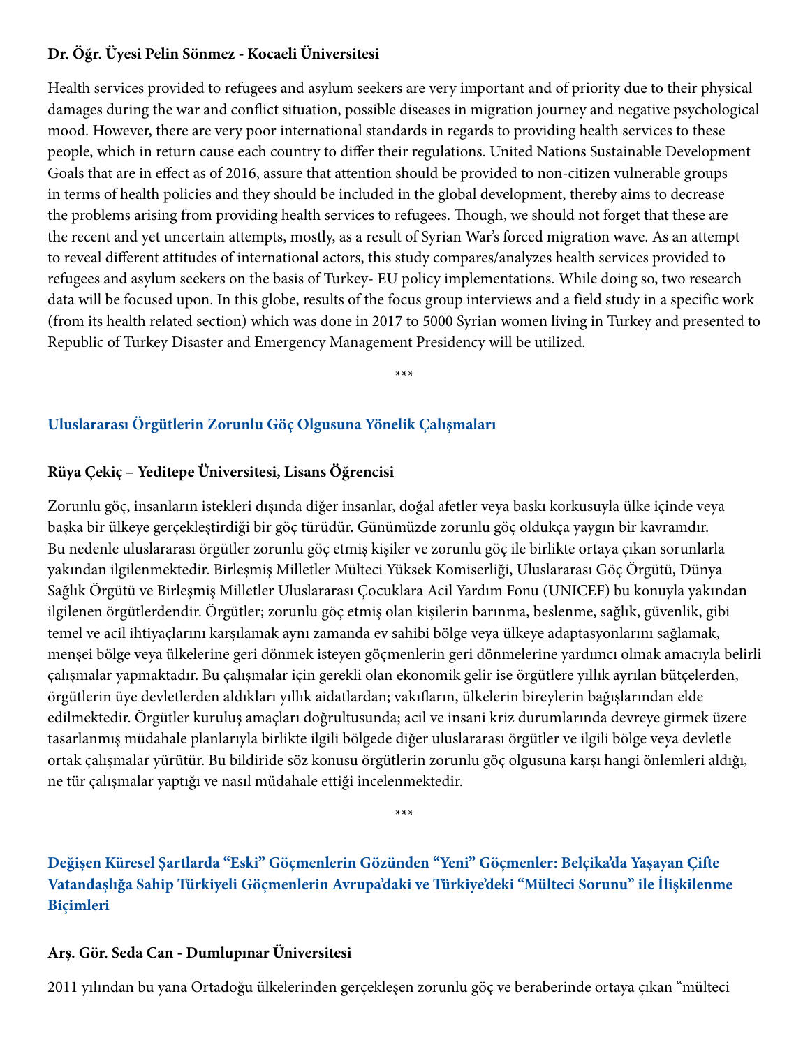**Dr. Öğr. Üyesi Pelin Sönmez - Kocaeli Üniversitesi**

Health services provided to refugees and asylum seekers are very important and of priority due to their physical damages during the war and conflict situation, possible diseases in migration journey and negative psychological mood. However, there are very poor international standards in regards to providing health services to these people, which in return cause each country to differ their regulations. United Nations Sustainable Development Goals that are in effect as of 2016, assure that attention should be provided to non-citizen vulnerable groups in terms of health policies and they should be included in the global development, thereby aims to decrease the problems arising from providing health services to refugees. Though, we should not forget that these are the recent and yet uncertain attempts, mostly, as a result of Syrian War's forced migration wave. As an attempt to reveal different attitudes of international actors, this study compares/analyzes health services provided to refugees and asylum seekers on the basis of Turkey- EU policy implementations. While doing so, two research data will be focused upon. In this globe, results of the focus group interviews and a field study in a specific work (from its health related section) which was done in 2017 to 5000 Syrian women living in Turkey and presented to Republic of Turkey Disaster and Emergency Management Presidency will be utilized.

\*\*\*

## Uluslararası Örgütlerin Zorunlu Göç Olgusuna Yönelik Çalışmaları

**Rüya Çekiç – Yeditepe Üniversitesi, Lisans Öğrencisi**

Zorunlu göç, insanların istekleri dışında diğer insanlar, doğal afetler veya baskı korkusuyla ülke içinde veya başka bir ülkeye gerçekleştirdiği bir göç türüdür. Günümüzde zorunlu göç oldukça yaygın bir kavramdır. Bu nedenle uluslararası örgütler zorunlu göç etmiş kişiler ve zorunlu göç ile birlikte ortaya çıkan sorunlarla yakından ilgilenmektedir. Birleşmiş Milletler Mülteci Yüksek Komiserliği, Uluslararası Göç Örgütü, Dünya Sağlık Örgütü ve Birleşmiş Milletler Uluslararası Çocuklara Acil Yardım Fonu (UNICEF) bu konuyla yakından ilgilenen örgütlerdendir. Örgütler; zorunlu göç etmiş olan kişilerin barınma, beslenme, sağlık, güvenlik, gibi temel ve acil ihtiyaçlarını karşılamak aynı zamanda ev sahibi bölge veya ülkeye adaptasyonlarını sağlamak, menşei bölge veya ülkelerine geri dönmek isteyen göçmenlerin geri dönmelerine yardımcı olmak amacıyla belirli çalışmalar yapmaktadır. Bu çalışmalar için gerekli olan ekonomik gelir ise örgütlere yıllık ayrılan bütçelerden, örgütlerin üye devletlerden aldıkları yıllık aidatlardan; vakıfların, ülkelerin bireylerin bağışlarından elde edilmektedir. Örgütler kuruluş amaçları doğrultusunda; acil ve insani kriz durumlarında devreye girmek üzere tasarlanmış müdahale planlarıyla birlikte ilgili bölgede diğer uluslararası örgütler ve ilgili bölge veya devletle ortak çalışmalar yürütür. Bu bildiride söz konusu örgütlerin zorunlu göç olgusuna karşı hangi önlemleri aldığı, ne tür çalışmalar yaptığı ve nasıl müdahale ettiği incelenmektedir.

\*\*\*

## Değişen Küresel Şartlarda "Eski" Göçmenlerin Gözünden "Yeni" Göçmenler: Belçika'da Yaşayan Çifte Vatandaşlığa Sahip Türkiyeli Göçmenlerin Avrupa'daki ve Türkiye'deki "Mülteci Sorunu" ile İlişkilenme Biçimleri

**Arş. Gör. Seda Can - Dumlupınar Üniversitesi**

2011 yılından bu yana Ortadoğu ülkelerinden gerçekleşen zorunlu göç ve beraberinde ortaya çıkan "mülteci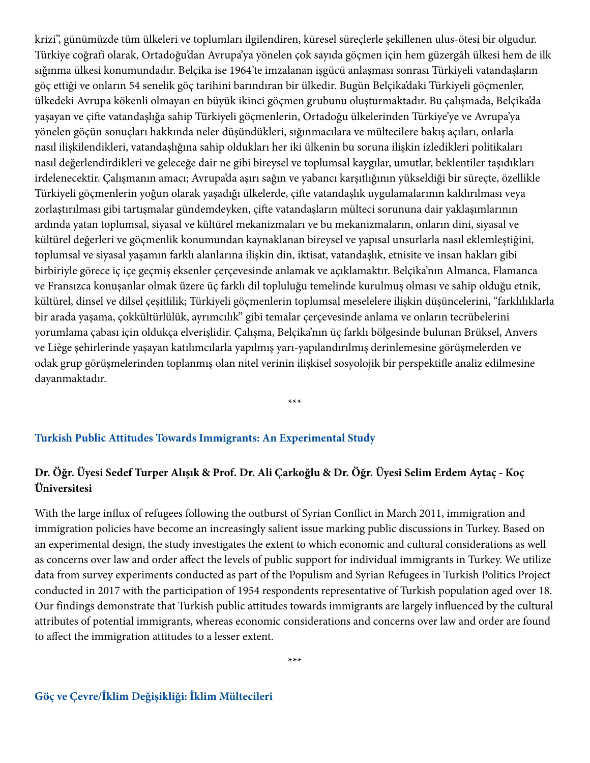krizi", günümüzde tüm ülkeleri ve toplumları ilgilendiren, küresel süreçlerle şekillenen ulus-ötesi bir olgudur. Türkiye coğrafi olarak, Ortadoğu'dan Avrupa'ya yönelen çok sayıda göçmen için hem güzergâh ülkesi hem de ilk sığınma ülkesi konumundadır. Belçika ise 1964'te imzalanan işgücü anlaşması sonrası Türkiyeli vatandaşların göç ettiği ve onların 54 senelik göç tarihini barındıran bir ülkedir. Bugün Belçika'daki Türkiyeli göçmenler, ülkedeki Avrupa kökenli olmayan en büyük ikinci göçmen grubunu oluşturmaktadır. Bu çalışmada, Belçika'da yaşayan ve çifte vatandaşlığa sahip Türkiyeli göçmenlerin, Ortadoğu ülkelerinden Türkiye'ye ve Avrupa'ya yönelen göçün sonuçları hakkında neler düşündükleri, sığınmacılara ve mültecilere bakış açıları, onlarla nasıl ilişkilendikleri, vatandaşlığına sahip oldukları her iki ülkenin bu soruna ilişkin izledikleri politikaları nasıl değerlendirdikleri ve geleceğe dair ne gibi bireysel ve toplumsal kaygılar, umutlar, beklentiler taşıdıkları irdelenecektir. Çalışmanın amacı; Avrupa'da aşırı sağın ve yabancı karşıtlığının yükseldiği bir süreçte, özellikle Türkiyeli göçmenlerin yoğun olarak yaşadığı ülkelerde, çifte vatandaşlık uygulamalarının kaldırılması veya zorlaştırılması gibi tartışmalar gündemdeyken, çifte vatandaşların mülteci sorununa dair yaklaşımlarının ardında yatan toplumsal, siyasal ve kültürel mekanizmaları ve bu mekanizmaların, onların dini, siyasal ve kültürel değerleri ve göçmenlik konumundan kaynaklanan bireysel ve yapısal unsurlarla nasıl eklemleştiğini, toplumsal ve siyasal yaşamın farklı alanlarına ilişkin din, iktisat, vatandaşlık, etnisite ve insan hakları gibi birbiriyle görece iç içe geçmiş eksenler çerçevesinde anlamak ve açıklamaktır. Belçika'nın Almanca, Flamanca ve Fransızca konuşanlar olmak üzere üç farklı dil topluluğu temelinde kurulmuş olması ve sahip olduğu etnik, kültürel, dinsel ve dilsel çeşitlilik; Türkiyeli göçmenlerin toplumsal meselelere ilişkin düşüncelerini, "farklılıklarla bir arada yaşama, çokkültürlülük, ayrımcılık" gibi temalar çerçevesinde anlama ve onların tecrübelerini yorumlama çabası için oldukça elverişlidir. Çalışma, Belçika'nın üç farklı bölgesinde bulunan Brüksel, Anvers ve Liège şehirlerinde yaşayan katılımcılarla yapılmış yarı-yapılandırılmış derinlemesine görüşmelerden ve odak grup görüşmelerinden toplanmış olan nitel verinin ilişkisel sosyolojik bir perspektifle analiz edilmesine dayanmaktadır.

***

### Turkish Public Attitudes Towards Immigrants: An Experimental Study

**Dr. Öğr. Üyesi Sedef Turper Alışık & Prof. Dr. Ali Çarkoğlu & Dr. Öğr. Üyesi Selim Erdem Aytaç - Koç Üniversitesi**

With the large influx of refugees following the outburst of Syrian Conflict in March 2011, immigration and immigration policies have become an increasingly salient issue marking public discussions in Turkey. Based on an experimental design, the study investigates the extent to which economic and cultural considerations as well as concerns over law and order affect the levels of public support for individual immigrants in Turkey. We utilize data from survey experiments conducted as part of the Populism and Syrian Refugees in Turkish Politics Project conducted in 2017 with the participation of 1954 respondents representative of Turkish population aged over 18. Our findings demonstrate that Turkish public attitudes towards immigrants are largely influenced by the cultural attributes of potential immigrants, whereas economic considerations and concerns over law and order are found to affect the immigration attitudes to a lesser extent.

***

### Göç ve Çevre/İklim Değişikliği: İklim Mültecileri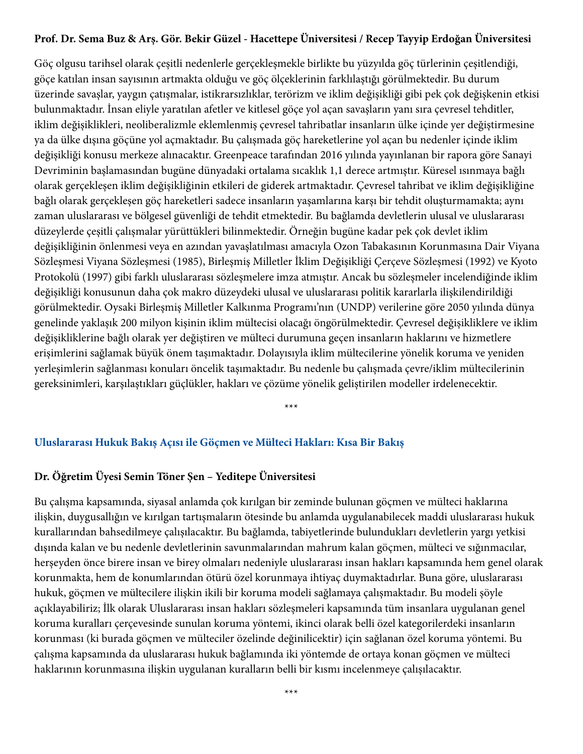**Prof. Dr. Sema Buz & Arş. Gör. Bekir Güzel - Hacettepe Üniversitesi / Recep Tayyip Erdoğan Üniversitesi**

Göç olgusu tarihsel olarak çeşitli nedenlerle gerçekleşmekle birlikte bu yüzyılda göç türlerinin çeşitlendiği, göçe katılan insan sayısının artmakta olduğu ve göç ölçeklerinin farklılaştığı görülmektedir. Bu durum üzerinde savaşlar, yaygın çatışmalar, istikrarsızlıklar, terörizm ve iklim değişikliği gibi pek çok değişkenin etkisi bulunmaktadır. İnsan eliyle yaratılan afetler ve kitlesel göçe yol açan savaşların yanı sıra çevresel tehditler, iklim değişiklikleri, neoliberalizmle eklemlenmiş çevresel tahribatlar insanların ülke içinde yer değiştirmesine ya da ülke dışına göçüne yol açmaktadır. Bu çalışmada göç hareketlerine yol açan bu nedenler içinde iklim değişikliği konusu merkeze alınacaktır. Greenpeace tarafından 2016 yılında yayınlanan bir rapora göre Sanayi Devriminin başlamasından bugüne dünyadaki ortalama sıcaklık 1,1 derece artmıştır. Küresel ısınmaya bağlı olarak gerçekleşen iklim değişikliğinin etkileri de giderek artmaktadır. Çevresel tahribat ve iklim değişikliğine bağlı olarak gerçekleşen göç hareketleri sadece insanların yaşamlarına karşı bir tehdit oluşturmamakta; aynı zaman uluslararası ve bölgesel güvenliği de tehdit etmektedir. Bu bağlamda devletlerin ulusal ve uluslararası düzeylerde çeşitli çalışmalar yürüttükleri bilinmektedir. Örneğin bugüne kadar pek çok devlet iklim değişikliğinin önlenmesi veya en azından yavaşlatılması amacıyla Ozon Tabakasının Korunmasına Dair Viyana Sözleşmesi Viyana Sözleşmesi (1985), Birleşmiş Milletler İklim Değişikliği Çerçeve Sözleşmesi (1992) ve Kyoto Protokolü (1997) gibi farklı uluslararası sözleşmelere imza atmıştır. Ancak bu sözleşmeler incelendiğinde iklim değişikliği konusunun daha çok makro düzeydeki ulusal ve uluslararası politik kararlarla ilişkilendirildiği görülmektedir. Oysaki Birleşmiş Milletler Kalkınma Programı'nın (UNDP) verilerine göre 2050 yılında dünya genelinde yaklaşık 200 milyon kişinin iklim mültecisi olacağı öngörülmektedir. Çevresel değişikliklere ve iklim değişikliklerine bağlı olarak yer değiştiren ve mülteci durumuna geçen insanların haklarını ve hizmetlere erişimlerini sağlamak büyük önem taşımaktadır. Dolayısıyla iklim mültecilerine yönelik koruma ve yeniden yerleşimlerin sağlanması konuları öncelik taşımaktadır. Bu nedenle bu çalışmada çevre/iklim mültecilerinin gereksinimleri, karşılaştıkları güçlükler, hakları ve çözüme yönelik geliştirilen modeller irdelenecektir.

***

## Uluslararası Hukuk Bakış Açısı ile Göçmen ve Mülteci Hakları: Kısa Bir Bakış

**Dr. Öğretim Üyesi Semin Töner Şen – Yeditepe Üniversitesi**

Bu çalışma kapsamında, siyasal anlamda çok kırılgan bir zeminde bulunan göçmen ve mülteci haklarına ilişkin, duygusallığın ve kırılgan tartışmaların ötesinde bu anlamda uygulanabilecek maddi uluslararası hukuk kurallarından bahsedilmeye çalışılacaktır. Bu bağlamda, tabiyetlerinde bulundukları devletlerin yargı yetkisi dışında kalan ve bu nedenle devletlerinin savunmalarından mahrum kalan göçmen, mülteci ve sığınmacılar, herşeyden önce birere insan ve birey olmaları nedeniyle uluslararası insan hakları kapsamında hem genel olarak korunmakta, hem de konumlarından ötürü özel korunmaya ihtiyaç duymaktadırlar. Buna göre, uluslararası hukuk, göçmen ve mültecilere ilişkin ikili bir koruma modeli sağlamaya çalışmaktadır. Bu modeli şöyle açıklayabiliriz; İlk olarak Uluslararası insan hakları sözleşmeleri kapsamında tüm insanlara uygulanan genel koruma kuralları çerçevesinde sunulan koruma yöntemi, ikinci olarak belli özel kategorilerdeki insanların korunması (ki burada göçmen ve mülteciler özelinde değinilicektir) için sağlanan özel koruma yöntemi. Bu çalışma kapsamında da uluslararası hukuk bağlamında iki yöntemde de ortaya konan göçmen ve mülteci haklarının korunmasına ilişkin uygulanan kuralların belli bir kısmı incelenmeye çalışılacaktır.

***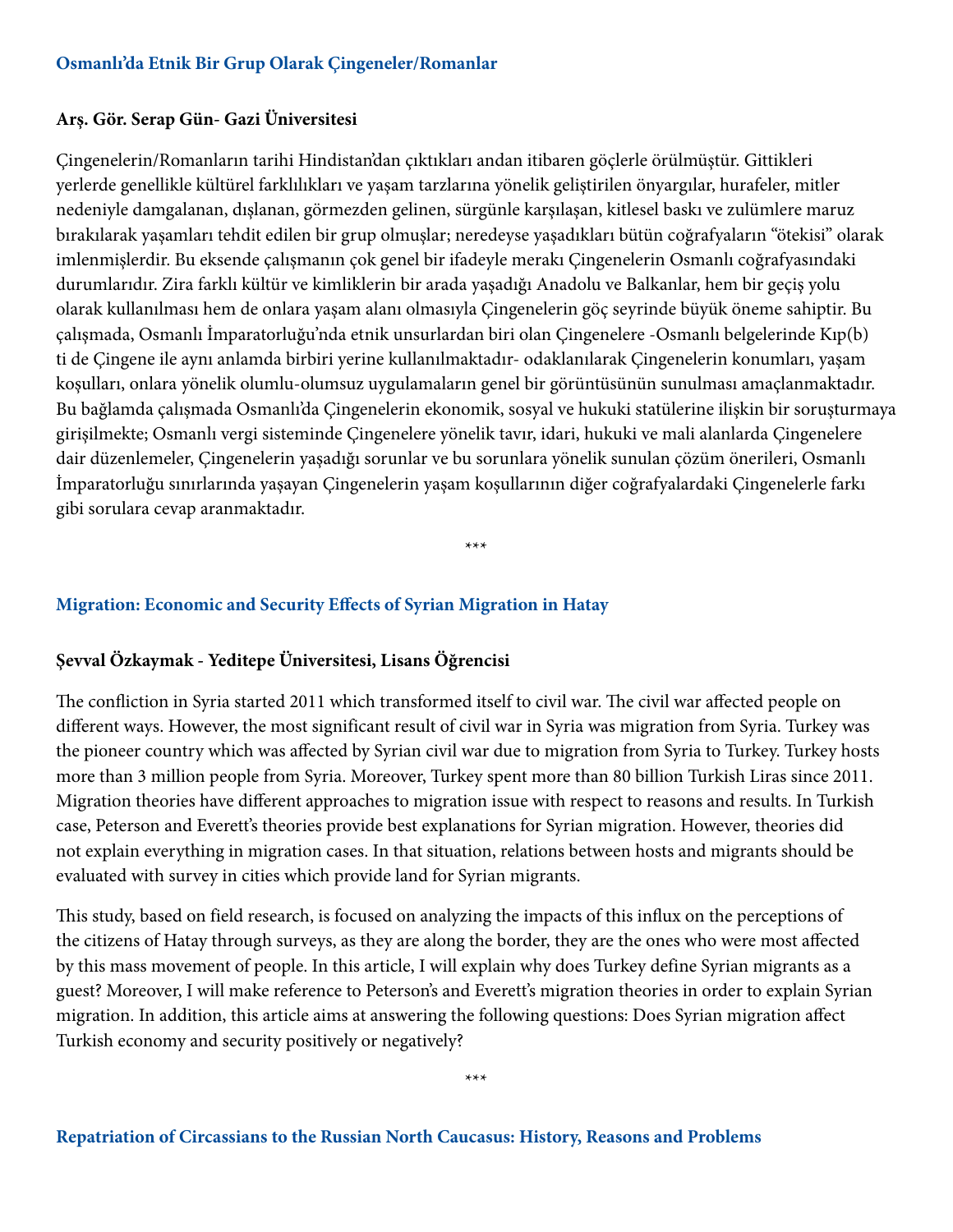### Osmanlı'da Etnik Bir Grup Olarak Çingeneler/Romanlar

**Arş. Gör. Serap Gün- Gazi Üniversitesi**

Çingenelerin/Romanların tarihi Hindistan'dan çıktıkları andan itibaren göçlerle örülmüştür. Gittikleri yerlerde genellikle kültürel farklılıkları ve yaşam tarzlarına yönelik geliştirilen önyargılar, hurafeler, mitler nedeniyle damgalanan, dışlanan, görmezden gelinen, sürgünle karşılaşan, kitlesel baskı ve zulümlere maruz bırakılarak yaşamları tehdit edilen bir grup olmuşlar; neredeyse yaşadıkları bütün coğrafyaların "ötekisi" olarak imlenmişlerdir. Bu eksende çalışmanın çok genel bir ifadeyle merakı Çingenelerin Osmanlı coğrafyasındaki durumlarıdır. Zira farklı kültür ve kimliklerin bir arada yaşadığı Anadolu ve Balkanlar, hem bir geçiş yolu olarak kullanılması hem de onlara yaşam alanı olmasıyla Çingenelerin göç seyrinde büyük öneme sahiptir. Bu çalışmada, Osmanlı İmparatorluğu'nda etnik unsurlardan biri olan Çingenelere -Osmanlı belgelerinde Kıp(b) ti de Çingene ile aynı anlamda birbiri yerine kullanılmaktadır- odaklanılarak Çingenelerin konumları, yaşam koşulları, onlara yönelik olumlu-olumsuz uygulamaların genel bir görüntüsünün sunulması amaçlanmaktadır. Bu bağlamda çalışmada Osmanlı'da Çingenelerin ekonomik, sosyal ve hukuki statülerine ilişkin bir soruşturmaya girişilmekte; Osmanlı vergi sisteminde Çingenelere yönelik tavır, idari, hukuki ve mali alanlarda Çingenelere dair düzenlemeler, Çingenelerin yaşadığı sorunlar ve bu sorunlara yönelik sunulan çözüm önerileri, Osmanlı İmparatorluğu sınırlarında yaşayan Çingenelerin yaşam koşullarının diğer coğrafyalardaki Çingenelerle farkı gibi sorulara cevap aranmaktadır.

\*\*\*

### Migration: Economic and Security Effects of Syrian Migration in Hatay

**Şevval Özkaymak - Yeditepe Üniversitesi, Lisans Öğrencisi**

The confliction in Syria started 2011 which transformed itself to civil war. The civil war affected people on different ways. However, the most significant result of civil war in Syria was migration from Syria. Turkey was the pioneer country which was affected by Syrian civil war due to migration from Syria to Turkey. Turkey hosts more than 3 million people from Syria. Moreover, Turkey spent more than 80 billion Turkish Liras since 2011. Migration theories have different approaches to migration issue with respect to reasons and results. In Turkish case, Peterson and Everett's theories provide best explanations for Syrian migration. However, theories did not explain everything in migration cases. In that situation, relations between hosts and migrants should be evaluated with survey in cities which provide land for Syrian migrants.

This study, based on field research, is focused on analyzing the impacts of this influx on the perceptions of the citizens of Hatay through surveys, as they are along the border, they are the ones who were most affected by this mass movement of people. In this article, I will explain why does Turkey define Syrian migrants as a guest? Moreover, I will make reference to Peterson's and Everett's migration theories in order to explain Syrian migration. In addition, this article aims at answering the following questions: Does Syrian migration affect Turkish economy and security positively or negatively?

\*\*\*

### Repatriation of Circassians to the Russian North Caucasus: History, Reasons and Problems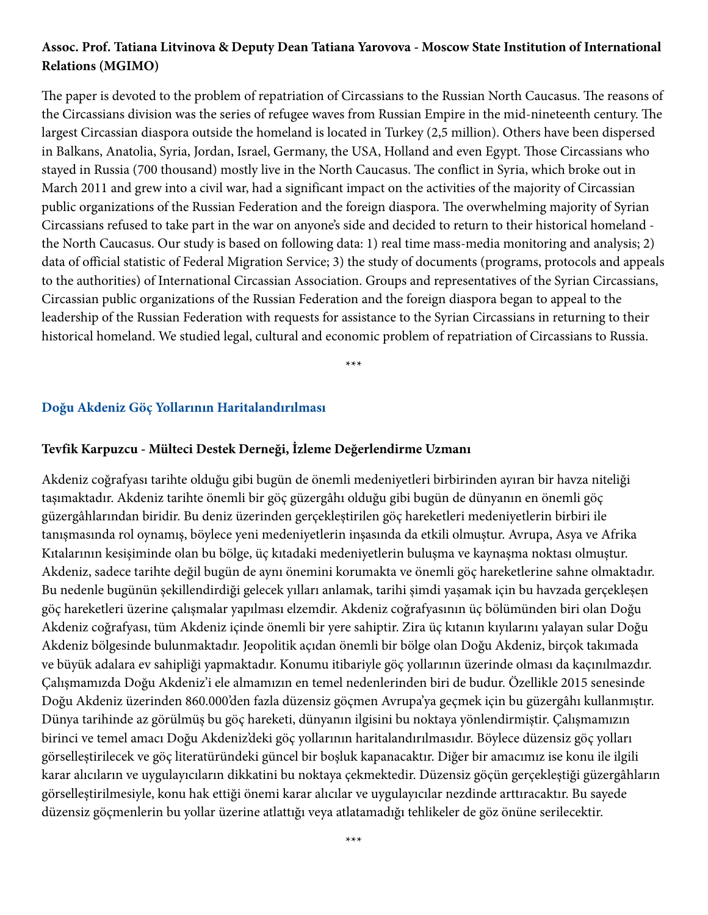**Assoc. Prof. Tatiana Litvinova & Deputy Dean Tatiana Yarovova - Moscow State Institution of International Relations (MGIMO)**

The paper is devoted to the problem of repatriation of Circassians to the Russian North Caucasus. The reasons of the Circassians division was the series of refugee waves from Russian Empire in the mid-nineteenth century. The largest Circassian diaspora outside the homeland is located in Turkey (2,5 million). Others have been dispersed in Balkans, Anatolia, Syria, Jordan, Israel, Germany, the USA, Holland and even Egypt. Those Circassians who stayed in Russia (700 thousand) mostly live in the North Caucasus. The conflict in Syria, which broke out in March 2011 and grew into a civil war, had a significant impact on the activities of the majority of Circassian public organizations of the Russian Federation and the foreign diaspora. The overwhelming majority of Syrian Circassians refused to take part in the war on anyone's side and decided to return to their historical homeland - the North Caucasus. Our study is based on following data: 1) real time mass-media monitoring and analysis; 2) data of official statistic of Federal Migration Service; 3) the study of documents (programs, protocols and appeals to the authorities) of International Circassian Association. Groups and representatives of the Syrian Circassians, Circassian public organizations of the Russian Federation and the foreign diaspora began to appeal to the leadership of the Russian Federation with requests for assistance to the Syrian Circassians in returning to their historical homeland. We studied legal, cultural and economic problem of repatriation of Circassians to Russia.

***

## Doğu Akdeniz Göç Yollarının Haritalandırılması

**Tevfik Karpuzcu - Mülteci Destek Derneği, İzleme Değerlendirme Uzmanı**

Akdeniz coğrafyası tarihte olduğu gibi bugün de önemli medeniyetleri birbirinden ayıran bir havza niteliği taşımaktadır. Akdeniz tarihte önemli bir göç güzergâhı olduğu gibi bugün de dünyanın en önemli göç güzergâhlarından biridir. Bu deniz üzerinden gerçekleştirilen göç hareketleri medeniyetlerin birbiri ile tanışmasında rol oynamış, böylece yeni medeniyetlerin inşasında da etkili olmuştur. Avrupa, Asya ve Afrika Kıtalarının kesişiminde olan bu bölge, üç kıtadaki medeniyetlerin buluşma ve kaynaşma noktası olmuştur. Akdeniz, sadece tarihte değil bugün de aynı önemini korumakta ve önemli göç hareketlerine sahne olmaktadır. Bu nedenle bugünün şekillendirdiği gelecek yılları anlamak, tarihi şimdi yaşamak için bu havzada gerçekleşen göç hareketleri üzerine çalışmalar yapılması elzemdir. Akdeniz coğrafyasının üç bölümünden biri olan Doğu Akdeniz coğrafyası, tüm Akdeniz içinde önemli bir yere sahiptir. Zira üç kıtanın kıyılarını yalayan sular Doğu Akdeniz bölgesinde bulunmaktadır. Jeopolitik açıdan önemli bir bölge olan Doğu Akdeniz, birçok takımada ve büyük adalara ev sahipliği yapmaktadır. Konumu itibariyle göç yollarının üzerinde olması da kaçınılmazdır. Çalışmamızda Doğu Akdeniz'i ele almamızın en temel nedenlerinden biri de budur. Özellikle 2015 senesinde Doğu Akdeniz üzerinden 860.000'den fazla düzensiz göçmen Avrupa'ya geçmek için bu güzergâhı kullanmıştır. Dünya tarihinde az görülmüş bu göç hareketi, dünyanın ilgisini bu noktaya yönlendirmiştir. Çalışmamızın birinci ve temel amacı Doğu Akdeniz'deki göç yollarının haritalandırılmasıdır. Böylece düzensiz göç yolları görselleştirilecek ve göç literatüründeki güncel bir boşluk kapanacaktır. Diğer bir amacımız ise konu ile ilgili karar alıcıların ve uygulayıcıların dikkatini bu noktaya çekmektedir. Düzensiz göçün gerçekleştiği güzergâhların görselleştirilmesiyle, konu hak ettiği önemi karar alıcılar ve uygulayıcılar nezdinde arttıracaktır. Bu sayede düzensiz göçmenlerin bu yollar üzerine atlattığı veya atlatamadığı tehlikeler de göz önüne serilecektir.

***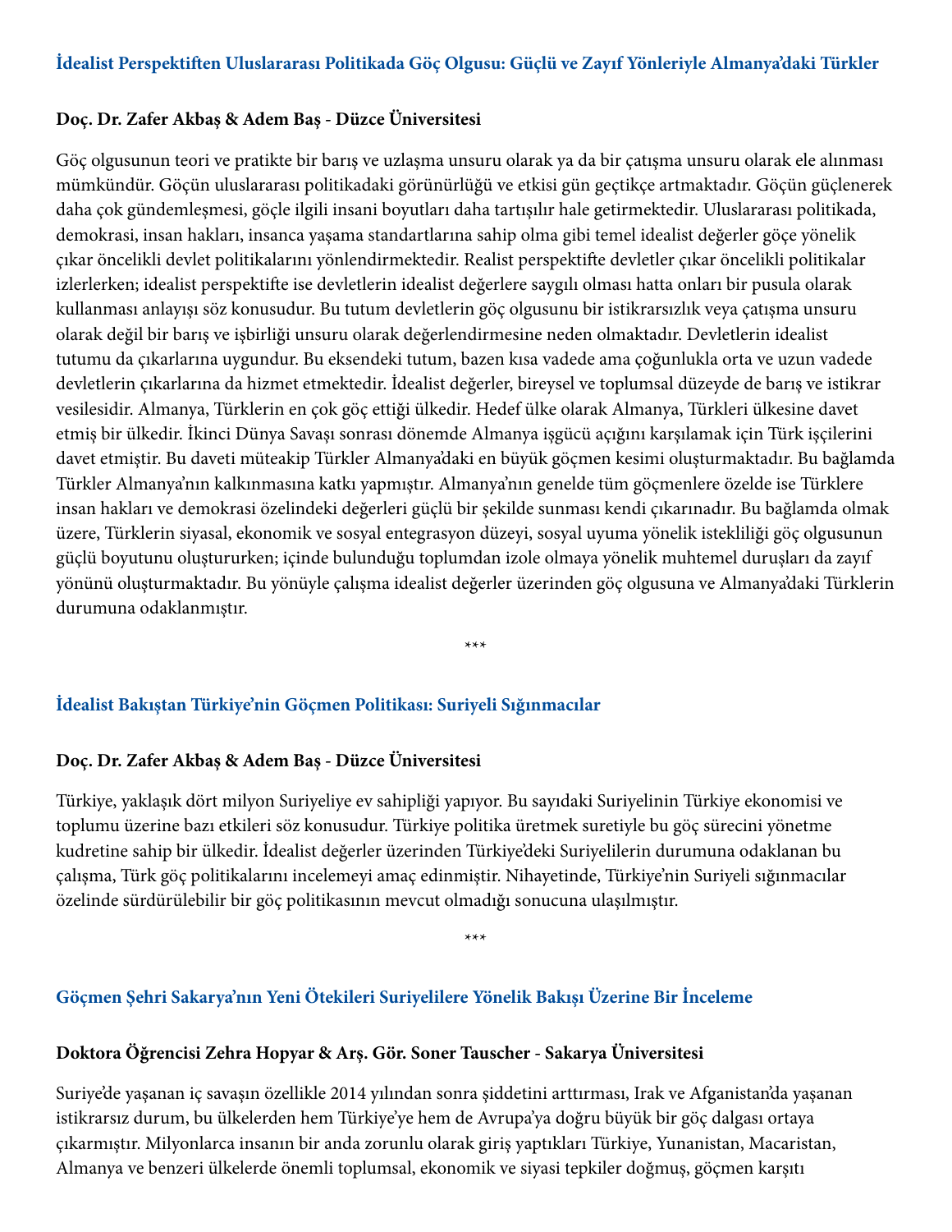### İdealist Perspektiften Uluslararası Politikada Göç Olgusu: Güçlü ve Zayıf Yönleriyle Almanya'daki Türkler

**Doç. Dr. Zafer Akbaş & Adem Baş - Düzce Üniversitesi**

Göç olgusunun teori ve pratikte bir barış ve uzlaşma unsuru olarak ya da bir çatışma unsuru olarak ele alınması mümkündür. Göçün uluslararası politikadaki görünürlüğü ve etkisi gün geçtikçe artmaktadır. Göçün güçlenerek daha çok gündemleşmesi, göçle ilgili insani boyutları daha tartışılır hale getirmektedir. Uluslararası politikada, demokrasi, insan hakları, insanca yaşama standartlarına sahip olma gibi temel idealist değerler göçe yönelik çıkar öncelikli devlet politikalarını yönlendirmektedir. Realist perspektifte devletler çıkar öncelikli politikalar izlerlerken; idealist perspektifte ise devletlerin idealist değerlere saygılı olması hatta onları bir pusula olarak kullanması anlayışı söz konusudur. Bu tutum devletlerin göç olgusunu bir istikrarsızlık veya çatışma unsuru olarak değil bir barış ve işbirliği unsuru olarak değerlendirmesine neden olmaktadır. Devletlerin idealist tutumu da çıkarlarına uygundur. Bu eksendeki tutum, bazen kısa vadede ama çoğunlukla orta ve uzun vadede devletlerin çıkarlarına da hizmet etmektedir. İdealist değerler, bireysel ve toplumsal düzeyde de barış ve istikrar vesilesidir. Almanya, Türklerin en çok göç ettiği ülkedir. Hedef ülke olarak Almanya, Türkleri ülkesine davet etmiş bir ülkedir. İkinci Dünya Savaşı sonrası dönemde Almanya işgücü açığını karşılamak için Türk işçilerini davet etmiştir. Bu daveti müteakip Türkler Almanya'daki en büyük göçmen kesimi oluşturmaktadır. Bu bağlamda Türkler Almanya'nın kalkınmasına katkı yapmıştır. Almanya'nın genelde tüm göçmenlere özelde ise Türklere insan hakları ve demokrasi özelindeki değerleri güçlü bir şekilde sunması kendi çıkarınadır. Bu bağlamda olmak üzere, Türklerin siyasal, ekonomik ve sosyal entegrasyon düzeyi, sosyal uyuma yönelik istekliliği göç olgusunun güçlü boyutunu oluştururken; içinde bulunduğu toplumdan izole olmaya yönelik muhtemel duruşları da zayıf yönünü oluşturmaktadır. Bu yönüyle çalışma idealist değerler üzerinden göç olgusuna ve Almanya'daki Türklerin durumuna odaklanmıştır.

\*\*\*

### İdealist Bakıştan Türkiye'nin Göçmen Politikası: Suriyeli Sığınmacılar

**Doç. Dr. Zafer Akbaş & Adem Baş - Düzce Üniversitesi**

Türkiye, yaklaşık dört milyon Suriyeliye ev sahipliği yapıyor. Bu sayıdaki Suriyelinin Türkiye ekonomisi ve toplumu üzerine bazı etkileri söz konusudur. Türkiye politika üretmek suretiyle bu göç sürecini yönetme kudretine sahip bir ülkedir. İdealist değerler üzerinden Türkiye'deki Suriyelilerin durumuna odaklanan bu çalışma, Türk göç politikalarını incelemeyi amaç edinmiştir. Nihayetinde, Türkiye'nin Suriyeli sığınmacılar özelinde sürdürülebilir bir göç politikasının mevcut olmadığı sonucuna ulaşılmıştır.

\*\*\*

### Göçmen Şehri Sakarya'nın Yeni Ötekileri Suriyelilere Yönelik Bakışı Üzerine Bir İnceleme

**Doktora Öğrencisi Zehra Hopyar & Arş. Gör. Soner Tauscher - Sakarya Üniversitesi**

Suriye'de yaşanan iç savaşın özellikle 2014 yılından sonra şiddetini arttırması, Irak ve Afganistan'da yaşanan istikrarsız durum, bu ülkelerden hem Türkiye'ye hem de Avrupa'ya doğru büyük bir göç dalgası ortaya çıkarmıştır. Milyonlarca insanın bir anda zorunlu olarak giriş yaptıkları Türkiye, Yunanistan, Macaristan, Almanya ve benzeri ülkelerde önemli toplumsal, ekonomik ve siyasi tepkiler doğmuş, göçmen karşıtı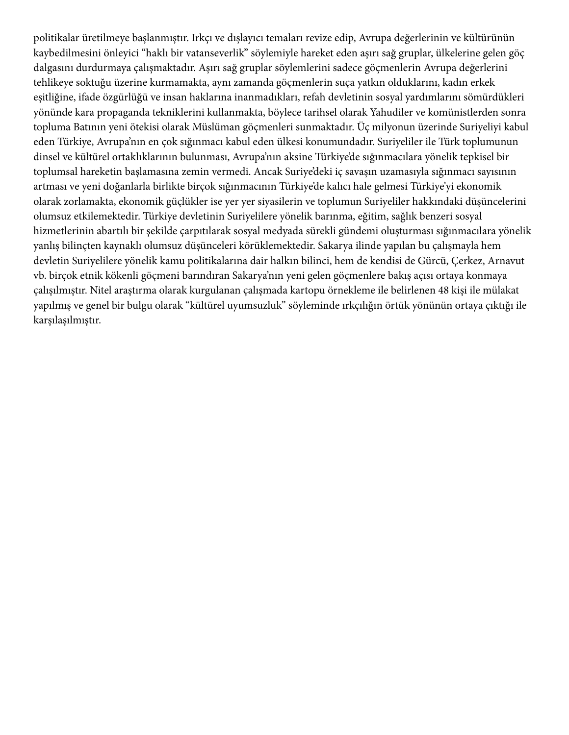politikalar üretilmeye başlanmıştır. Irkçı ve dışlayıcı temaları revize edip, Avrupa değerlerinin ve kültürünün kaybedilmesini önleyici "haklı bir vatanseverlik" söylemiyle hareket eden aşırı sağ gruplar, ülkelerine gelen göç dalgasını durdurmaya çalışmaktadır. Aşırı sağ gruplar söylemlerini sadece göçmenlerin Avrupa değerlerini tehlikeye soktuğu üzerine kurmamakta, aynı zamanda göçmenlerin suça yatkın olduklarını, kadın erkek eşitliğine, ifade özgürlüğü ve insan haklarına inanmadıkları, refah devletinin sosyal yardımlarını sömürdükleri yönünde kara propaganda tekniklerini kullanmakta, böylece tarihsel olarak Yahudiler ve komünistlerden sonra topluma Batının yeni ötekisi olarak Müslüman göçmenleri sunmaktadır. Üç milyonun üzerinde Suriyeliyi kabul eden Türkiye, Avrupa'nın en çok sığınmacı kabul eden ülkesi konumundadır. Suriyeliler ile Türk toplumunun dinsel ve kültürel ortaklıklarının bulunması, Avrupa'nın aksine Türkiye'de sığınmacılara yönelik tepkisel bir toplumsal hareketin başlamasına zemin vermedi. Ancak Suriye'deki iç savaşın uzamasıyla sığınmacı sayısının artması ve yeni doğanlarla birlikte birçok sığınmacının Türkiye'de kalıcı hale gelmesi Türkiye'yi ekonomik olarak zorlamakta, ekonomik güçlükler ise yer yer siyasilerin ve toplumun Suriyeliler hakkındaki düşüncelerini olumsuz etkilemektedir. Türkiye devletinin Suriyelilere yönelik barınma, eğitim, sağlık benzeri sosyal hizmetlerinin abartılı bir şekilde çarpıtılarak sosyal medyada sürekli gündemi oluşturması sığınmacılara yönelik yanlış bilinçten kaynaklı olumsuz düşünceleri körüklemektedir. Sakarya ilinde yapılan bu çalışmayla hem devletin Suriyelilere yönelik kamu politikalarına dair halkın bilinci, hem de kendisi de Gürcü, Çerkez, Arnavut vb. birçok etnik kökenli göçmeni barındıran Sakarya'nın yeni gelen göçmenlere bakış açısı ortaya konmaya çalışılmıştır. Nitel araştırma olarak kurgulanan çalışmada kartopu örnekleme ile belirlenen 48 kişi ile mülakat yapılmış ve genel bir bulgu olarak "kültürel uyumsuzluk" söyleminde ırkçılığın örtük yönünün ortaya çıktığı ile karşılaşılmıştır.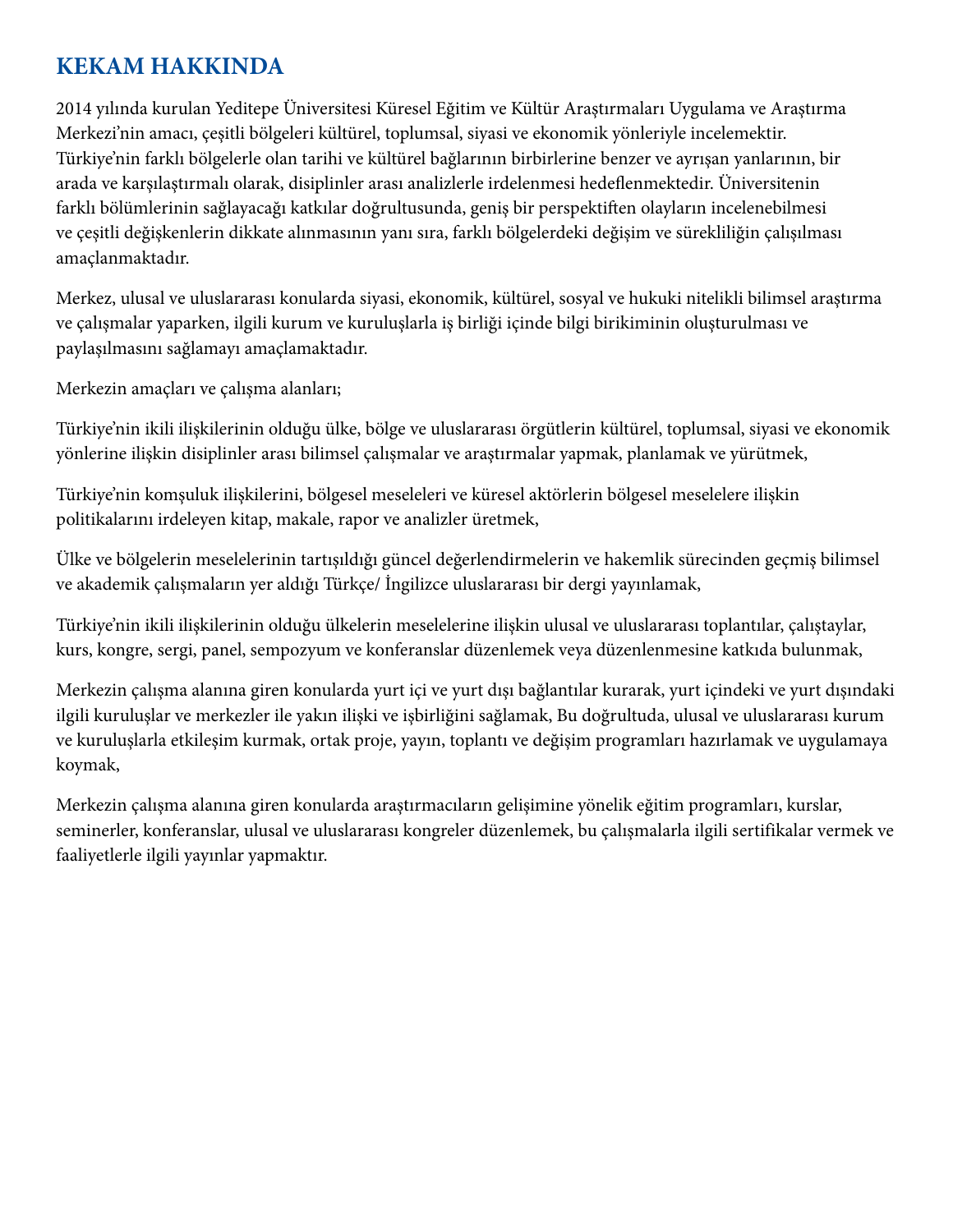## KEKAM HAKKINDA

2014 yılında kurulan Yeditepe Üniversitesi Küresel Eğitim ve Kültür Araştırmaları Uygulama ve Araştırma Merkezi'nin amacı, çeşitli bölgeleri kültürel, toplumsal, siyasi ve ekonomik yönleriyle incelemektir. Türkiye'nin farklı bölgelerle olan tarihi ve kültürel bağlarının birbirlerine benzer ve ayrışan yanlarının, bir arada ve karşılaştırmalı olarak, disiplinler arası analizlerle irdelenmesi hedeflenmektedir. Üniversitenin farklı bölümlerinin sağlayacağı katkılar doğrultusunda, geniş bir perspektiften olayların incelenebilmesi ve çeşitli değişkenlerin dikkate alınmasının yanı sıra, farklı bölgelerdeki değişim ve sürekliliğin çalışılması amaçlanmaktadır.

Merkez, ulusal ve uluslararası konularda siyasi, ekonomik, kültürel, sosyal ve hukuki nitelikli bilimsel araştırma ve çalışmalar yaparken, ilgili kurum ve kuruluşlarla iş birliği içinde bilgi birikiminin oluşturulması ve paylaşılmasını sağlamayı amaçlamaktadır.

Merkezin amaçları ve çalışma alanları;

Türkiye'nin ikili ilişkilerinin olduğu ülke, bölge ve uluslararası örgütlerin kültürel, toplumsal, siyasi ve ekonomik yönlerine ilişkin disiplinler arası bilimsel çalışmalar ve araştırmalar yapmak, planlamak ve yürütmek,

Türkiye'nin komşuluk ilişkilerini, bölgesel meseleleri ve küresel aktörlerin bölgesel meselelere ilişkin politikalarını irdeleyen kitap, makale, rapor ve analizler üretmek,

Ülke ve bölgelerin meselelerinin tartışıldığı güncel değerlendirmelerin ve hakemlik sürecinden geçmiş bilimsel ve akademik çalışmaların yer aldığı Türkçe/ İngilizce uluslararası bir dergi yayınlamak,

Türkiye'nin ikili ilişkilerinin olduğu ülkelerin meselelerine ilişkin ulusal ve uluslararası toplantılar, çalıştaylar, kurs, kongre, sergi, panel, sempozyum ve konferanslar düzenlemek veya düzenlenmesine katkıda bulunmak,

Merkezin çalışma alanına giren konularda yurt içi ve yurt dışı bağlantılar kurarak, yurt içindeki ve yurt dışındaki ilgili kuruluşlar ve merkezler ile yakın ilişki ve işbirliğini sağlamak, Bu doğrultuda, ulusal ve uluslararası kurum ve kuruluşlarla etkileşim kurmak, ortak proje, yayın, toplantı ve değişim programları hazırlamak ve uygulamaya koymak,

Merkezin çalışma alanına giren konularda araştırmacıların gelişimine yönelik eğitim programları, kurslar, seminerler, konferanslar, ulusal ve uluslararası kongreler düzenlemek, bu çalışmalarla ilgili sertifikalar vermek ve faaliyetlerle ilgili yayınlar yapmaktır.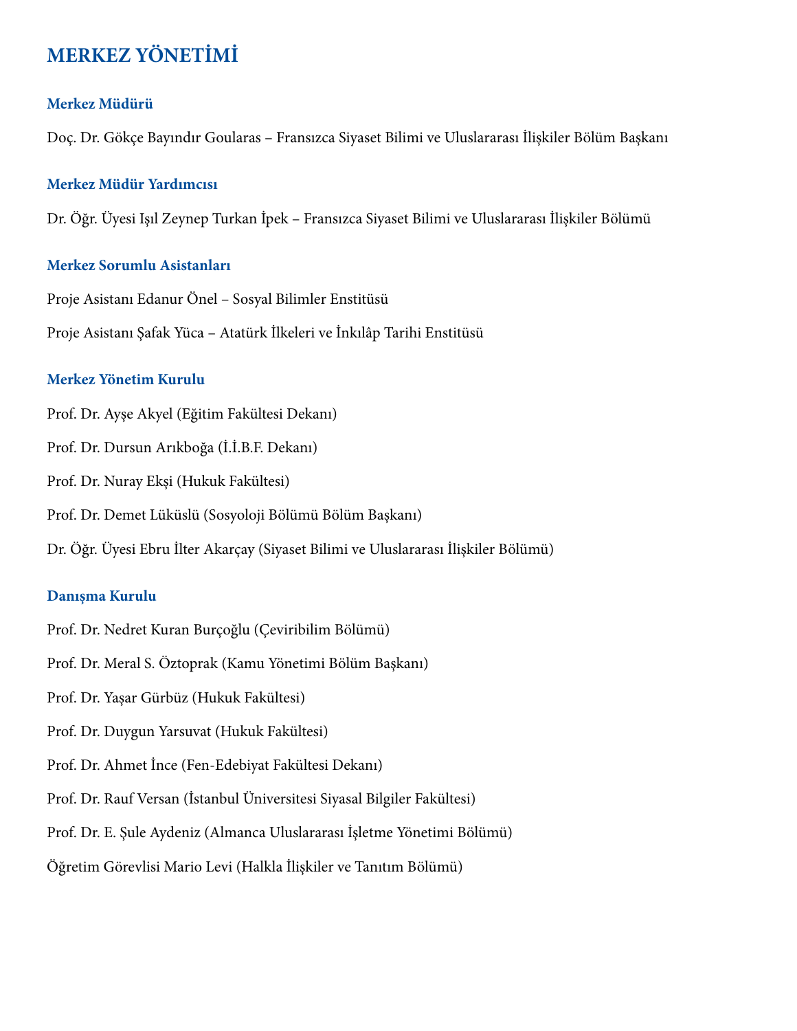# MERKEZ YÖNETİMİ

### Merkez Müdürü

Doç. Dr. Gökçe Bayındır Goularas – Fransızca Siyaset Bilimi ve Uluslararası İlişkiler Bölüm Başkanı

### Merkez Müdür Yardımcısı

Dr. Öğr. Üyesi Işıl Zeynep Turkan İpek – Fransızca Siyaset Bilimi ve Uluslararası İlişkiler Bölümü

### Merkez Sorumlu Asistanları

Proje Asistanı Edanur Önel – Sosyal Bilimler Enstitüsü

Proje Asistanı Şafak Yüca – Atatürk İlkeleri ve İnkılâp Tarihi Enstitüsü

### Merkez Yönetim Kurulu

Prof. Dr. Ayşe Akyel (Eğitim Fakültesi Dekanı)

Prof. Dr. Dursun Arıkboğa (İ.İ.B.F. Dekanı)

Prof. Dr. Nuray Ekşi (Hukuk Fakültesi)

Prof. Dr. Demet Lüküslü (Sosyoloji Bölümü Bölüm Başkanı)

Dr. Öğr. Üyesi Ebru İlter Akarçay (Siyaset Bilimi ve Uluslararası İlişkiler Bölümü)

### Danışma Kurulu

Prof. Dr. Nedret Kuran Burçoğlu (Çeviribilim Bölümü)

Prof. Dr. Meral S. Öztoprak (Kamu Yönetimi Bölüm Başkanı)

Prof. Dr. Yaşar Gürbüz (Hukuk Fakültesi)

Prof. Dr. Duygun Yarsuvat (Hukuk Fakültesi)

Prof. Dr. Ahmet İnce (Fen-Edebiyat Fakültesi Dekanı)

Prof. Dr. Rauf Versan (İstanbul Üniversitesi Siyasal Bilgiler Fakültesi)

Prof. Dr. E. Şule Aydeniz (Almanca Uluslararası İşletme Yönetimi Bölümü)

Öğretim Görevlisi Mario Levi (Halkla İlişkiler ve Tanıtım Bölümü)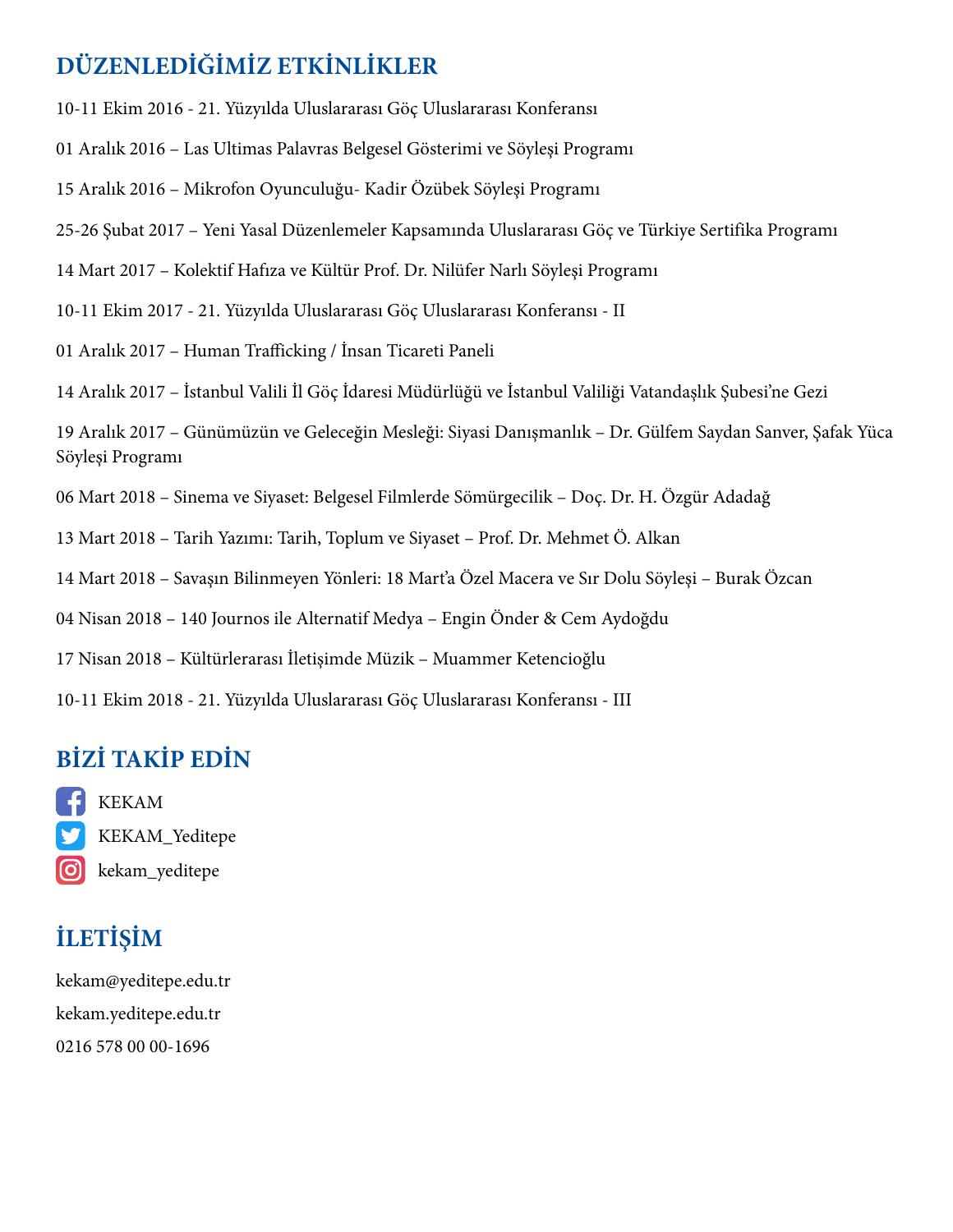## DÜZENLEDİĞİMİZ ETKİNLİKLER

10-11 Ekim 2016 - 21. Yüzyılda Uluslararası Göç Uluslararası Konferansı

01 Aralık 2016 – Las Ultimas Palavras Belgesel Gösterimi ve Söyleşi Programı

15 Aralık 2016 – Mikrofon Oyunculuğu- Kadir Özübek Söyleşi Programı

25-26 Şubat 2017 – Yeni Yasal Düzenlemeler Kapsamında Uluslararası Göç ve Türkiye Sertifika Programı

14 Mart 2017 – Kolektif Hafıza ve Kültür Prof. Dr. Nilüfer Narlı Söyleşi Programı

10-11 Ekim 2017 - 21. Yüzyılda Uluslararası Göç Uluslararası Konferansı - II

01 Aralık 2017 – Human Trafficking / İnsan Ticareti Paneli

14 Aralık 2017 – İstanbul Valili İl Göç İdaresi Müdürlüğü ve İstanbul Valiliği Vatandaşlık Şubesi'ne Gezi

19 Aralık 2017 – Günümüzün ve Geleceğin Mesleği: Siyasi Danışmanlık – Dr. Gülfem Saydan Sanver, Şafak Yüca Söyleşi Programı

06 Mart 2018 – Sinema ve Siyaset: Belgesel Filmlerde Sömürgecilik – Doç. Dr. H. Özgür Adadağ

13 Mart 2018 – Tarih Yazımı: Tarih, Toplum ve Siyaset – Prof. Dr. Mehmet Ö. Alkan

14 Mart 2018 – Savaşın Bilinmeyen Yönleri: 18 Mart'a Özel Macera ve Sır Dolu Söyleşi – Burak Özcan

04 Nisan 2018 – 140 Journos ile Alternatif Medya – Engin Önder & Cem Aydoğdu

17 Nisan 2018 – Kültürlerarası İletişimde Müzik – Muammer Ketencioğlu

10-11 Ekim 2018 - 21. Yüzyılda Uluslararası Göç Uluslararası Konferansı - III

## BİZİ TAKİP EDİN

KEKAM

KEKAM_Yeditepe

kekam_yeditepe

## İLETİŞİM

kekam@yeditepe.edu.tr

kekam.yeditepe.edu.tr

0216 578 00 00-1696